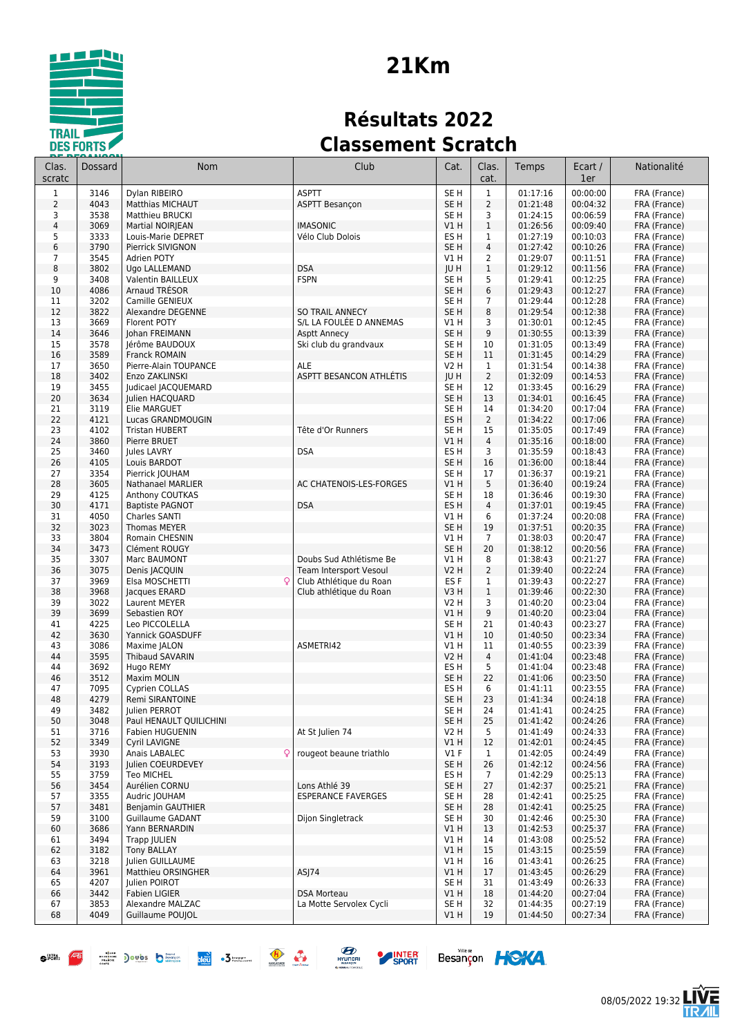# 21Km

## Résultats 2022
## Classement Scratch

| Clas. scratc | Dossard | Nom | Club | Cat. | Clas. cat. | Temps | Ecart / 1er | Nationalité |
|---|---|---|---|---|---|---|---|---|
| 1 | 3146 | Dylan RIBEIRO | ASPTT | SE H | 1 | 01:17:16 | 00:00:00 | FRA (France) |
| 2 | 4043 | Matthias MICHAUT | ASPTT Besançon | SE H | 2 | 01:21:48 | 00:04:32 | FRA (France) |
| 3 | 3538 | Matthieu BRUCKI | | SE H | 3 | 01:24:15 | 00:06:59 | FRA (France) |
| 4 | 3069 | Martial NOIRJEAN | IMASONIC | V1 H | 1 | 01:26:56 | 00:09:40 | FRA (France) |
| 5 | 3333 | Louis-Marie DEPRET | Vélo Club Dolois | ES H | 1 | 01:27:19 | 00:10:03 | FRA (France) |
| 6 | 3790 | Pierrick SIVIGNON | | SE H | 4 | 01:27:42 | 00:10:26 | FRA (France) |
| 7 | 3545 | Adrien POTY | | V1 H | 2 | 01:29:07 | 00:11:51 | FRA (France) |
| 8 | 3802 | Ugo LALLEMAND | DSA | JU H | 1 | 01:29:12 | 00:11:56 | FRA (France) |
| 9 | 3408 | Valentin BAILLEUX | FSPN | SE H | 5 | 01:29:41 | 00:12:25 | FRA (France) |
| 10 | 4086 | Arnaud TRÉSOR | | SE H | 6 | 01:29:43 | 00:12:27 | FRA (France) |
| 11 | 3202 | Camille GENIEUX | | SE H | 7 | 01:29:44 | 00:12:28 | FRA (France) |
| 12 | 3822 | Alexandre DEGENNE | SO TRAIL ANNECY | SE H | 8 | 01:29:54 | 00:12:38 | FRA (France) |
| 13 | 3669 | Florent POTY | S/L LA FOULÉE D ANNEMAS | V1 H | 3 | 01:30:01 | 00:12:45 | FRA (France) |
| 14 | 3646 | Johan FREIMANN | Asptt Annecy | SE H | 9 | 01:30:55 | 00:13:39 | FRA (France) |
| 15 | 3578 | Jérôme BAUDOUX | Ski club du grandvaux | SE H | 10 | 01:31:05 | 00:13:49 | FRA (France) |
| 16 | 3589 | Franck ROMAIN | | SE H | 11 | 01:31:45 | 00:14:29 | FRA (France) |
| 17 | 3650 | Pierre-Alain TOUPANCE | ALE | V2 H | 1 | 01:31:54 | 00:14:38 | FRA (France) |
| 18 | 3402 | Enzo ZAKLINSKI | ASPTT BESANCON ATHLÉTIS | JU H | 2 | 01:32:09 | 00:14:53 | FRA (France) |
| 19 | 3455 | Judicael JACQUEMARD | | SE H | 12 | 01:33:45 | 00:16:29 | FRA (France) |
| 20 | 3634 | Julien HACQUARD | | SE H | 13 | 01:34:01 | 00:16:45 | FRA (France) |
| 21 | 3119 | Elie MARGUET | | SE H | 14 | 01:34:20 | 00:17:04 | FRA (France) |
| 22 | 4121 | Lucas GRANDMOUGIN | | ES H | 2 | 01:34:22 | 00:17:06 | FRA (France) |
| 23 | 4102 | Tristan HUBERT | Tête d'Or Runners | SE H | 15 | 01:35:05 | 00:17:49 | FRA (France) |
| 24 | 3860 | Pierre BRUET | | V1 H | 4 | 01:35:16 | 00:18:00 | FRA (France) |
| 25 | 3460 | Jules LAVRY | DSA | ES H | 3 | 01:35:59 | 00:18:43 | FRA (France) |
| 26 | 4105 | Louis BARDOT | | SE H | 16 | 01:36:00 | 00:18:44 | FRA (France) |
| 27 | 3354 | Pierrick JOUHAM | | SE H | 17 | 01:36:37 | 00:19:21 | FRA (France) |
| 28 | 3605 | Nathanael MARLIER | AC CHATENOIS-LES-FORGES | V1 H | 5 | 01:36:40 | 00:19:24 | FRA (France) |
| 29 | 4125 | Anthony COUTKAS | | SE H | 18 | 01:36:46 | 00:19:30 | FRA (France) |
| 30 | 4171 | Baptiste PAGNOT | DSA | ES H | 4 | 01:37:01 | 00:19:45 | FRA (France) |
| 31 | 4050 | Charles SANTI | | V1 H | 6 | 01:37:24 | 00:20:08 | FRA (France) |
| 32 | 3023 | Thomas MEYER | | SE H | 19 | 01:37:51 | 00:20:35 | FRA (France) |
| 33 | 3804 | Romain CHESNIN | | V1 H | 7 | 01:38:03 | 00:20:47 | FRA (France) |
| 34 | 3473 | Clément ROUGY | | SE H | 20 | 01:38:12 | 00:20:56 | FRA (France) |
| 35 | 3307 | Marc BAUMONT | Doubs Sud Athlétisme Be | V1 H | 8 | 01:38:43 | 00:21:27 | FRA (France) |
| 36 | 3075 | Denis JACQUIN | Team Intersport Vesoul | V2 H | 2 | 01:39:40 | 00:22:24 | FRA (France) |
| 37 | 3969 | Elsa MOSCHETTI ♀ | Club Athlétique du Roan | ES F | 1 | 01:39:43 | 00:22:27 | FRA (France) |
| 38 | 3968 | Jacques ERARD | Club athlétique du Roan | V3 H | 1 | 01:39:46 | 00:22:30 | FRA (France) |
| 39 | 3022 | Laurent MEYER | | V2 H | 3 | 01:40:20 | 00:23:04 | FRA (France) |
| 39 | 3699 | Sebastien ROY | | V1 H | 9 | 01:40:20 | 00:23:04 | FRA (France) |
| 41 | 4225 | Leo PICCOLELLA | | SE H | 21 | 01:40:43 | 00:23:27 | FRA (France) |
| 42 | 3630 | Yannick GOASDUFF | | V1 H | 10 | 01:40:50 | 00:23:34 | FRA (France) |
| 43 | 3086 | Maxime JALON | ASMETRI42 | V1 H | 11 | 01:40:55 | 00:23:39 | FRA (France) |
| 44 | 3595 | Thibaud SAVARIN | | V2 H | 4 | 01:41:04 | 00:23:48 | FRA (France) |
| 44 | 3692 | Hugo REMY | | ES H | 5 | 01:41:04 | 00:23:48 | FRA (France) |
| 46 | 3512 | Maxim MOLIN | | SE H | 22 | 01:41:06 | 00:23:50 | FRA (France) |
| 47 | 7095 | Cyprien COLLAS | | ES H | 6 | 01:41:11 | 00:23:55 | FRA (France) |
| 48 | 4279 | Remi SIRANTOINE | | SE H | 23 | 01:41:34 | 00:24:18 | FRA (France) |
| 49 | 3482 | Julien PERROT | | SE H | 24 | 01:41:41 | 00:24:25 | FRA (France) |
| 50 | 3048 | Paul HENAULT QUILICHINI | | SE H | 25 | 01:41:42 | 00:24:26 | FRA (France) |
| 51 | 3716 | Fabien HUGUENIN | At St Julien 74 | V2 H | 5 | 01:41:49 | 00:24:33 | FRA (France) |
| 52 | 3349 | Cyril LAVIGNE | | V1 H | 12 | 01:42:01 | 00:24:45 | FRA (France) |
| 53 | 3930 | Anais LABALEC ♀ | rougeot beaune triathlo | V1 F | 1 | 01:42:05 | 00:24:49 | FRA (France) |
| 54 | 3193 | Julien COEURDEVEY | | SE H | 26 | 01:42:12 | 00:24:56 | FRA (France) |
| 55 | 3759 | Teo MICHEL | | ES H | 7 | 01:42:29 | 00:25:13 | FRA (France) |
| 56 | 3454 | Aurélien CORNU | Lons Athlé 39 | SE H | 27 | 01:42:37 | 00:25:21 | FRA (France) |
| 57 | 3355 | Audric JOUHAM | ESPERANCE FAVERGES | SE H | 28 | 01:42:41 | 00:25:25 | FRA (France) |
| 57 | 3481 | Benjamin GAUTHIER | | SE H | 28 | 01:42:41 | 00:25:25 | FRA (France) |
| 59 | 3100 | Guillaume GADANT | Dijon Singletrack | SE H | 30 | 01:42:46 | 00:25:30 | FRA (France) |
| 60 | 3686 | Yann BERNARDIN | | V1 H | 13 | 01:42:53 | 00:25:37 | FRA (France) |
| 61 | 3494 | Trapp JULIEN | | V1 H | 14 | 01:43:08 | 00:25:52 | FRA (France) |
| 62 | 3182 | Tony BALLAY | | V1 H | 15 | 01:43:15 | 00:25:59 | FRA (France) |
| 63 | 3218 | Julien GUILLAUME | | V1 H | 16 | 01:43:41 | 00:26:25 | FRA (France) |
| 64 | 3961 | Matthieu ORSINGHER | ASJ74 | V1 H | 17 | 01:43:45 | 00:26:29 | FRA (France) |
| 65 | 4207 | Julien POIROT | | SE H | 31 | 01:43:49 | 00:26:33 | FRA (France) |
| 66 | 3442 | Fabien LIGIER | DSA Morteau | V1 H | 18 | 01:44:20 | 00:27:04 | FRA (France) |
| 67 | 3853 | Alexandre MALZAC | La Motte Servolex Cycli | SE H | 32 | 01:44:35 | 00:27:19 | FRA (France) |
| 68 | 4049 | Guillaume POUJOL | | V1 H | 19 | 01:44:50 | 00:27:34 | FRA (France) |

08/05/2022 19:32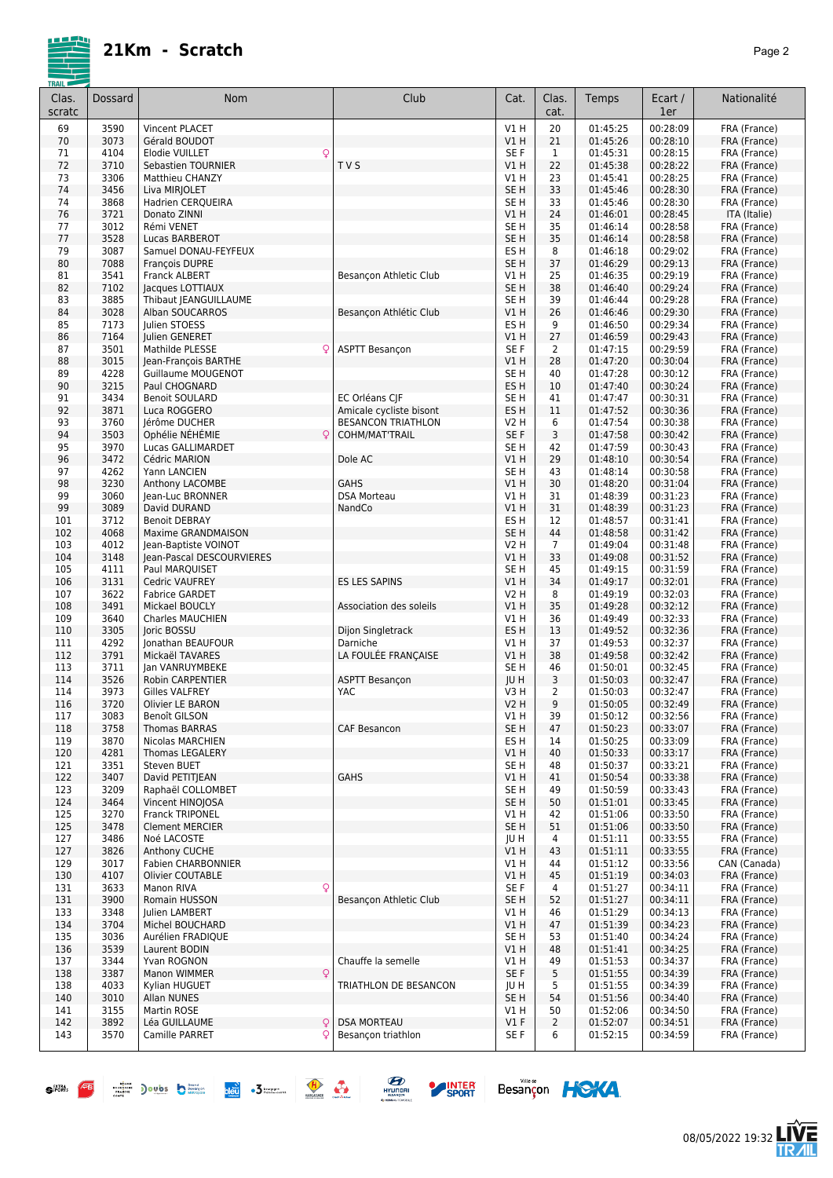# 21Km - Scratch

| Clas. scratc | Dossard | Nom | Club | Cat. | Clas. cat. | Temps | Ecart / 1er | Nationalité |
|---|---|---|---|---|---|---|---|---|
| 69 | 3590 | Vincent PLACET | | V1 H | 20 | 01:45:25 | 00:28:09 | FRA (France) |
| 70 | 3073 | Gérald BOUDOT | | V1 H | 21 | 01:45:26 | 00:28:10 | FRA (France) |
| 71 | 4104 | Elodie VUILLET ♀ | | SE F | 1 | 01:45:31 | 00:28:15 | FRA (France) |
| 72 | 3710 | Sebastien TOURNIER | T V S | V1 H | 22 | 01:45:38 | 00:28:22 | FRA (France) |
| 73 | 3306 | Matthieu CHANZY | | V1 H | 23 | 01:45:41 | 00:28:25 | FRA (France) |
| 74 | 3456 | Liva MIRJOLET | | SE H | 33 | 01:45:46 | 00:28:30 | FRA (France) |
| 74 | 3868 | Hadrien CERQUEIRA | | SE H | 33 | 01:45:46 | 00:28:30 | FRA (France) |
| 76 | 3721 | Donato ZINNI | | V1 H | 24 | 01:46:01 | 00:28:45 | ITA (Italie) |
| 77 | 3012 | Rémi VENET | | SE H | 35 | 01:46:14 | 00:28:58 | FRA (France) |
| 77 | 3528 | Lucas BARBEROT | | SE H | 35 | 01:46:14 | 00:28:58 | FRA (France) |
| 79 | 3087 | Samuel DONAU-FEYFEUX | | ES H | 8 | 01:46:18 | 00:29:02 | FRA (France) |
| 80 | 7088 | François DUPRE | | SE H | 37 | 01:46:29 | 00:29:13 | FRA (France) |
| 81 | 3541 | Franck ALBERT | Besançon Athletic Club | V1 H | 25 | 01:46:35 | 00:29:19 | FRA (France) |
| 82 | 7102 | Jacques LOTTIAUX | | SE H | 38 | 01:46:40 | 00:29:24 | FRA (France) |
| 83 | 3885 | Thibaut JEANGUILLAUME | | SE H | 39 | 01:46:44 | 00:29:28 | FRA (France) |
| 84 | 3028 | Alban SOUCARROS | Besançon Athlétic Club | V1 H | 26 | 01:46:46 | 00:29:30 | FRA (France) |
| 85 | 7173 | Julien STOESS | | ES H | 9 | 01:46:50 | 00:29:34 | FRA (France) |
| 86 | 7164 | Julien GENERET | | V1 H | 27 | 01:46:59 | 00:29:43 | FRA (France) |
| 87 | 3501 | Mathilde PLESSE ♀ | ASPTT Besançon | SE F | 2 | 01:47:15 | 00:29:59 | FRA (France) |
| 88 | 3015 | Jean-François BARTHE | | V1 H | 28 | 01:47:20 | 00:30:04 | FRA (France) |
| 89 | 4228 | Guillaume MOUGENOT | | SE H | 40 | 01:47:28 | 00:30:12 | FRA (France) |
| 90 | 3215 | Paul CHOGNARD | | ES H | 10 | 01:47:40 | 00:30:24 | FRA (France) |
| 91 | 3434 | Benoit SOULARD | EC Orléans CJF | SE H | 41 | 01:47:47 | 00:30:31 | FRA (France) |
| 92 | 3871 | Luca ROGGERO | Amicale cycliste bisont | ES H | 11 | 01:47:52 | 00:30:36 | FRA (France) |
| 93 | 3760 | Jérôme DUCHER | BESANCON TRIATHLON | V2 H | 6 | 01:47:54 | 00:30:38 | FRA (France) |
| 94 | 3503 | Ophélie NÉHÉMIE ♀ | COHM/MAT'TRAIL | SE F | 3 | 01:47:58 | 00:30:42 | FRA (France) |
| 95 | 3970 | Lucas GALLIMARDET | | SE H | 42 | 01:47:59 | 00:30:43 | FRA (France) |
| 96 | 3472 | Cédric MARION | Dole AC | V1 H | 29 | 01:48:10 | 00:30:54 | FRA (France) |
| 97 | 4262 | Yann LANCIEN | | SE H | 43 | 01:48:14 | 00:30:58 | FRA (France) |
| 98 | 3230 | Anthony LACOMBE | GAHS | V1 H | 30 | 01:48:20 | 00:31:04 | FRA (France) |
| 99 | 3060 | Jean-Luc BRONNER | DSA Morteau | V1 H | 31 | 01:48:39 | 00:31:23 | FRA (France) |
| 99 | 3089 | David DURAND | NandCo | V1 H | 31 | 01:48:39 | 00:31:23 | FRA (France) |
| 101 | 3712 | Benoit DEBRAY | | ES H | 12 | 01:48:57 | 00:31:41 | FRA (France) |
| 102 | 4068 | Maxime GRANDMAISON | | SE H | 44 | 01:48:58 | 00:31:42 | FRA (France) |
| 103 | 4012 | Jean-Baptiste VOINOT | | V2 H | 7 | 01:49:04 | 00:31:48 | FRA (France) |
| 104 | 3148 | Jean-Pascal DESCOURVIERES | | V1 H | 33 | 01:49:08 | 00:31:52 | FRA (France) |
| 105 | 4111 | Paul MARQUISET | | SE H | 45 | 01:49:15 | 00:31:59 | FRA (France) |
| 106 | 3131 | Cedric VAUFREY | ES LES SAPINS | V1 H | 34 | 01:49:17 | 00:32:01 | FRA (France) |
| 107 | 3622 | Fabrice GARDET | | V2 H | 8 | 01:49:19 | 00:32:03 | FRA (France) |
| 108 | 3491 | Mickael BOUCLY | Association des soleils | V1 H | 35 | 01:49:28 | 00:32:12 | FRA (France) |
| 109 | 3640 | Charles MAUCHIEN | | V1 H | 36 | 01:49:49 | 00:32:33 | FRA (France) |
| 110 | 3305 | Joric BOSSU | Dijon Singletrack | ES H | 13 | 01:49:52 | 00:32:36 | FRA (France) |
| 111 | 4292 | Jonathan BEAUFOUR | Darniche | V1 H | 37 | 01:49:53 | 00:32:37 | FRA (France) |
| 112 | 3791 | Mickaël TAVARES | LA FOULÉE FRANÇAISE | V1 H | 38 | 01:49:58 | 00:32:42 | FRA (France) |
| 113 | 3711 | Jan VANRUYMBEKE | | SE H | 46 | 01:50:01 | 00:32:45 | FRA (France) |
| 114 | 3526 | Robin CARPENTIER | ASPTT Besançon | JU H | 3 | 01:50:03 | 00:32:47 | FRA (France) |
| 114 | 3973 | Gilles VALFREY | YAC | V3 H | 2 | 01:50:03 | 00:32:47 | FRA (France) |
| 116 | 3720 | Olivier LE BARON | | V2 H | 9 | 01:50:05 | 00:32:49 | FRA (France) |
| 117 | 3083 | Benoît GILSON | | V1 H | 39 | 01:50:12 | 00:32:56 | FRA (France) |
| 118 | 3758 | Thomas BARRAS | CAF Besancon | SE H | 47 | 01:50:23 | 00:33:07 | FRA (France) |
| 119 | 3870 | Nicolas MARCHIEN | | ES H | 14 | 01:50:25 | 00:33:09 | FRA (France) |
| 120 | 4281 | Thomas LEGALERY | | V1 H | 40 | 01:50:33 | 00:33:17 | FRA (France) |
| 121 | 3351 | Steven BUET | | SE H | 48 | 01:50:37 | 00:33:21 | FRA (France) |
| 122 | 3407 | David PETITJEAN | GAHS | V1 H | 41 | 01:50:54 | 00:33:38 | FRA (France) |
| 123 | 3209 | Raphaël COLLOMBET | | SE H | 49 | 01:50:59 | 00:33:43 | FRA (France) |
| 124 | 3464 | Vincent HINOJOSA | | SE H | 50 | 01:51:01 | 00:33:45 | FRA (France) |
| 125 | 3270 | Franck TRIPONEL | | V1 H | 42 | 01:51:06 | 00:33:50 | FRA (France) |
| 125 | 3478 | Clement MERCIER | | SE H | 51 | 01:51:06 | 00:33:50 | FRA (France) |
| 127 | 3486 | Noé LACOSTE | | JU H | 4 | 01:51:11 | 00:33:55 | FRA (France) |
| 127 | 3826 | Anthony CUCHE | | V1 H | 43 | 01:51:11 | 00:33:55 | FRA (France) |
| 129 | 3017 | Fabien CHARBONNIER | | V1 H | 44 | 01:51:12 | 00:33:56 | CAN (Canada) |
| 130 | 4107 | Olivier COUTABLE | | V1 H | 45 | 01:51:19 | 00:34:03 | FRA (France) |
| 131 | 3633 | Manon RIVA ♀ | | SE F | 4 | 01:51:27 | 00:34:11 | FRA (France) |
| 131 | 3900 | Romain HUSSON | Besançon Athletic Club | SE H | 52 | 01:51:27 | 00:34:11 | FRA (France) |
| 133 | 3348 | Julien LAMBERT | | V1 H | 46 | 01:51:29 | 00:34:13 | FRA (France) |
| 134 | 3704 | Michel BOUCHARD | | V1 H | 47 | 01:51:39 | 00:34:23 | FRA (France) |
| 135 | 3036 | Aurélien FRADIQUE | | SE H | 53 | 01:51:40 | 00:34:24 | FRA (France) |
| 136 | 3539 | Laurent BODIN | | V1 H | 48 | 01:51:41 | 00:34:25 | FRA (France) |
| 137 | 3344 | Yvan ROGNON | Chauffe la semelle | V1 H | 49 | 01:51:53 | 00:34:37 | FRA (France) |
| 138 | 3387 | Manon WIMMER ♀ | | SE F | 5 | 01:51:55 | 00:34:39 | FRA (France) |
| 138 | 4033 | Kylian HUGUET | TRIATHLON DE BESANCON | JU H | 5 | 01:51:55 | 00:34:39 | FRA (France) |
| 140 | 3010 | Allan NUNES | | SE H | 54 | 01:51:56 | 00:34:40 | FRA (France) |
| 141 | 3155 | Martin ROSE | | V1 H | 50 | 01:52:06 | 00:34:50 | FRA (France) |
| 142 | 3892 | Léa GUILLAUME ♀ | DSA MORTEAU | V1 F | 2 | 01:52:07 | 00:34:51 | FRA (France) |
| 143 | 3570 | Camille PARRET ♀ | Besançon triathlon | SE F | 6 | 01:52:15 | 00:34:59 | FRA (France) |

08/05/2022 19:32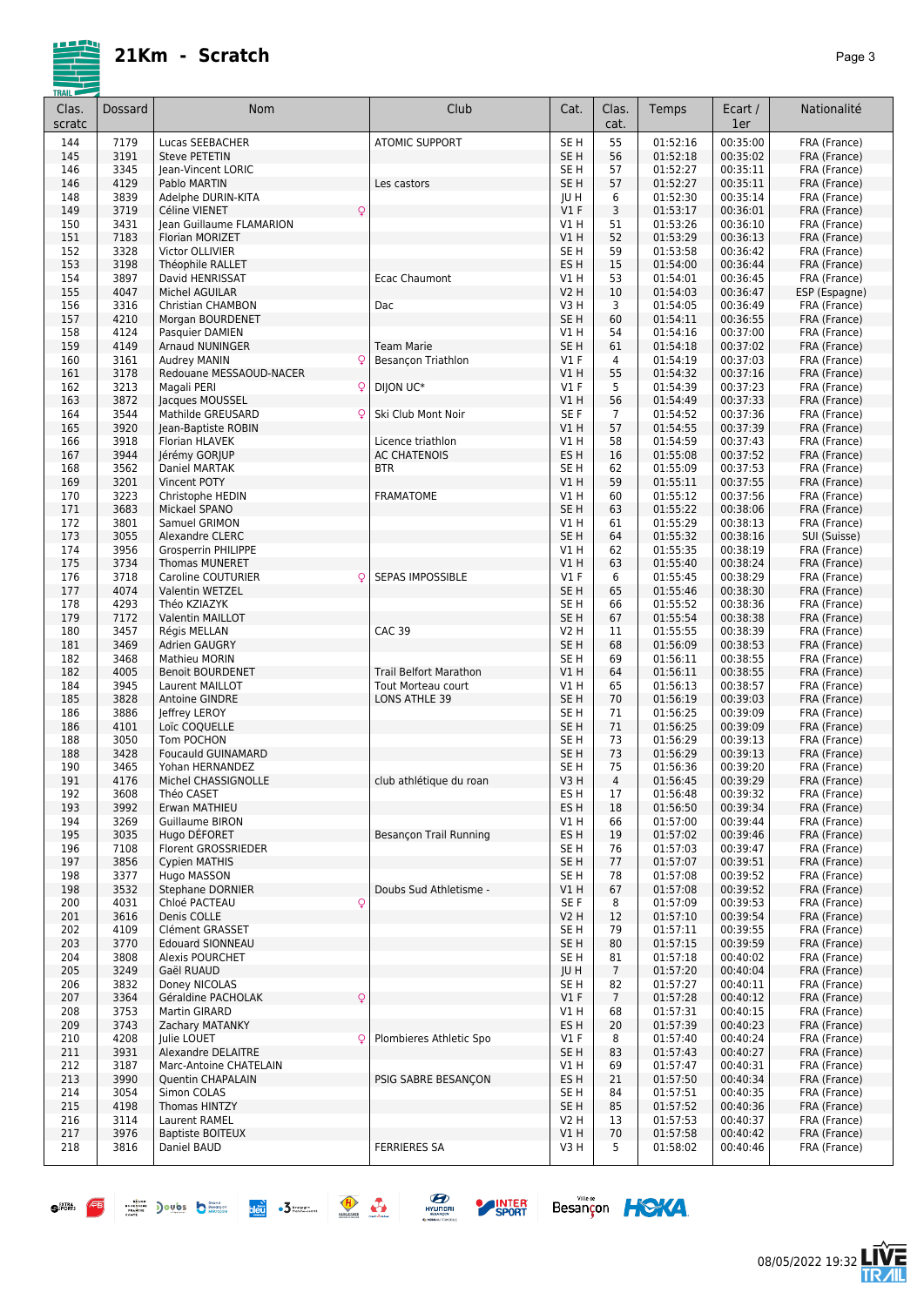# 21Km - Scratch

| Clas. scratc | Dossard | Nom | Club | Cat. | Clas. cat. | Temps | Ecart / 1er | Nationalité |
|---|---|---|---|---|---|---|---|---|
| 144 | 7179 | Lucas SEEBACHER | ATOMIC SUPPORT | SE H | 55 | 01:52:16 | 00:35:00 | FRA (France) |
| 145 | 3191 | Steve PETETIN | | SE H | 56 | 01:52:18 | 00:35:02 | FRA (France) |
| 146 | 3345 | Jean-Vincent LORIC | | SE H | 57 | 01:52:27 | 00:35:11 | FRA (France) |
| 146 | 4129 | Pablo MARTIN | Les castors | SE H | 57 | 01:52:27 | 00:35:11 | FRA (France) |
| 148 | 3839 | Adelphe DURIN-KITA | | JU H | 6 | 01:52:30 | 00:35:14 | FRA (France) |
| 149 | 3719 | Céline VIENET ♀ | | V1 F | 3 | 01:53:17 | 00:36:01 | FRA (France) |
| 150 | 3431 | Jean Guillaume FLAMARION | | V1 H | 51 | 01:53:26 | 00:36:10 | FRA (France) |
| 151 | 7183 | Florian MORIZET | | V1 H | 52 | 01:53:29 | 00:36:13 | FRA (France) |
| 152 | 3328 | Victor OLLIVIER | | SE H | 59 | 01:53:58 | 00:36:42 | FRA (France) |
| 153 | 3198 | Théophile RALLET | | ES H | 15 | 01:54:00 | 00:36:44 | FRA (France) |
| 154 | 3897 | David HENRISSAT | Ecac Chaumont | V1 H | 53 | 01:54:01 | 00:36:45 | FRA (France) |
| 155 | 4047 | Michel AGUILAR | | V2 H | 10 | 01:54:03 | 00:36:47 | ESP (Espagne) |
| 156 | 3316 | Christian CHAMBON | Dac | V3 H | 3 | 01:54:05 | 00:36:49 | FRA (France) |
| 157 | 4210 | Morgan BOURDENET | | SE H | 60 | 01:54:11 | 00:36:55 | FRA (France) |
| 158 | 4124 | Pasquier DAMIEN | | V1 H | 54 | 01:54:16 | 00:37:00 | FRA (France) |
| 159 | 4149 | Arnaud NUNINGER | Team Marie | SE H | 61 | 01:54:18 | 00:37:02 | FRA (France) |
| 160 | 3161 | Audrey MANIN ♀ | Besançon Triathlon | V1 F | 4 | 01:54:19 | 00:37:03 | FRA (France) |
| 161 | 3178 | Redouane MESSAOUD-NACER | | V1 H | 55 | 01:54:32 | 00:37:16 | FRA (France) |
| 162 | 3213 | Magali PERI ♀ | DIJON UC* | V1 F | 5 | 01:54:39 | 00:37:23 | FRA (France) |
| 163 | 3872 | Jacques MOUSSEL | | V1 H | 56 | 01:54:49 | 00:37:33 | FRA (France) |
| 164 | 3544 | Mathilde GREUSARD ♀ | Ski Club Mont Noir | SE F | 7 | 01:54:52 | 00:37:36 | FRA (France) |
| 165 | 3920 | Jean-Baptiste ROBIN | | V1 H | 57 | 01:54:55 | 00:37:39 | FRA (France) |
| 166 | 3918 | Florian HLAVEK | Licence triathlon | V1 H | 58 | 01:54:59 | 00:37:43 | FRA (France) |
| 167 | 3944 | Jérémy GORJUP | AC CHATENOIS | ES H | 16 | 01:55:08 | 00:37:52 | FRA (France) |
| 168 | 3562 | Daniel MARTAK | BTR | SE H | 62 | 01:55:09 | 00:37:53 | FRA (France) |
| 169 | 3201 | Vincent POTY | | V1 H | 59 | 01:55:11 | 00:37:55 | FRA (France) |
| 170 | 3223 | Christophe HEDIN | FRAMATOME | V1 H | 60 | 01:55:12 | 00:37:56 | FRA (France) |
| 171 | 3683 | Mickael SPANO | | SE H | 63 | 01:55:22 | 00:38:06 | FRA (France) |
| 172 | 3801 | Samuel GRIMON | | V1 H | 61 | 01:55:29 | 00:38:13 | FRA (France) |
| 173 | 3055 | Alexandre CLERC | | SE H | 64 | 01:55:32 | 00:38:16 | SUI (Suisse) |
| 174 | 3956 | Grosperrin PHILIPPE | | V1 H | 62 | 01:55:35 | 00:38:19 | FRA (France) |
| 175 | 3734 | Thomas MUNERET | | V1 H | 63 | 01:55:40 | 00:38:24 | FRA (France) |
| 176 | 3718 | Caroline COUTURIER ♀ | SEPAS IMPOSSIBLE | V1 F | 6 | 01:55:45 | 00:38:29 | FRA (France) |
| 177 | 4074 | Valentin WETZEL | | SE H | 65 | 01:55:46 | 00:38:30 | FRA (France) |
| 178 | 4293 | Théo KZIAZYK | | SE H | 66 | 01:55:52 | 00:38:36 | FRA (France) |
| 179 | 7172 | Valentin MAILLOT | | SE H | 67 | 01:55:54 | 00:38:38 | FRA (France) |
| 180 | 3457 | Régis MELLAN | CAC 39 | V2 H | 11 | 01:55:55 | 00:38:39 | FRA (France) |
| 181 | 3469 | Adrien GAUGRY | | SE H | 68 | 01:56:09 | 00:38:53 | FRA (France) |
| 182 | 3468 | Mathieu MORIN | | SE H | 69 | 01:56:11 | 00:38:55 | FRA (France) |
| 182 | 4005 | Benoit BOURDENET | Trail Belfort Marathon | V1 H | 64 | 01:56:11 | 00:38:55 | FRA (France) |
| 184 | 3945 | Laurent MAILLOT | Tout Morteau court | V1 H | 65 | 01:56:13 | 00:38:57 | FRA (France) |
| 185 | 3828 | Antoine GINDRE | LONS ATHLE 39 | SE H | 70 | 01:56:19 | 00:39:03 | FRA (France) |
| 186 | 3886 | Jeffrey LEROY | | SE H | 71 | 01:56:25 | 00:39:09 | FRA (France) |
| 186 | 4101 | Loïc COQUELLE | | SE H | 71 | 01:56:25 | 00:39:09 | FRA (France) |
| 188 | 3050 | Tom POCHON | | SE H | 73 | 01:56:29 | 00:39:13 | FRA (France) |
| 188 | 3428 | Foucauld GUINAMARD | | SE H | 73 | 01:56:29 | 00:39:13 | FRA (France) |
| 190 | 3465 | Yohan HERNANDEZ | | SE H | 75 | 01:56:36 | 00:39:20 | FRA (France) |
| 191 | 4176 | Michel CHASSIGNOLLE | club athlétique du roan | V3 H | 4 | 01:56:45 | 00:39:29 | FRA (France) |
| 192 | 3608 | Théo CASET | | ES H | 17 | 01:56:48 | 00:39:32 | FRA (France) |
| 193 | 3992 | Erwan MATHIEU | | ES H | 18 | 01:56:50 | 00:39:34 | FRA (France) |
| 194 | 3269 | Guillaume BIRON | | V1 H | 66 | 01:57:00 | 00:39:44 | FRA (France) |
| 195 | 3035 | Hugo DÉFORET | Besançon Trail Running | ES H | 19 | 01:57:02 | 00:39:46 | FRA (France) |
| 196 | 7108 | Florent GROSSRIEDER | | SE H | 76 | 01:57:03 | 00:39:47 | FRA (France) |
| 197 | 3856 | Cypien MATHIS | | SE H | 77 | 01:57:07 | 00:39:51 | FRA (France) |
| 198 | 3377 | Hugo MASSON | | SE H | 78 | 01:57:08 | 00:39:52 | FRA (France) |
| 198 | 3532 | Stephane DORNIER | Doubs Sud Athletisme - | V1 H | 67 | 01:57:08 | 00:39:52 | FRA (France) |
| 200 | 4031 | Chloé PACTEAU ♀ | | SE F | 8 | 01:57:09 | 00:39:53 | FRA (France) |
| 201 | 3616 | Denis COLLE | | V2 H | 12 | 01:57:10 | 00:39:54 | FRA (France) |
| 202 | 4109 | Clément GRASSET | | SE H | 79 | 01:57:11 | 00:39:55 | FRA (France) |
| 203 | 3770 | Edouard SIONNEAU | | SE H | 80 | 01:57:15 | 00:39:59 | FRA (France) |
| 204 | 3808 | Alexis POURCHET | | SE H | 81 | 01:57:18 | 00:40:02 | FRA (France) |
| 205 | 3249 | Gaël RUAUD | | JU H | 7 | 01:57:20 | 00:40:04 | FRA (France) |
| 206 | 3832 | Doney NICOLAS | | SE H | 82 | 01:57:27 | 00:40:11 | FRA (France) |
| 207 | 3364 | Géraldine PACHOLAK ♀ | | V1 F | 7 | 01:57:28 | 00:40:12 | FRA (France) |
| 208 | 3753 | Martin GIRARD | | V1 H | 68 | 01:57:31 | 00:40:15 | FRA (France) |
| 209 | 3743 | Zachary MATANKY | | ES H | 20 | 01:57:39 | 00:40:23 | FRA (France) |
| 210 | 4208 | Julie LOUET ♀ | Plombieres Athletic Spo | V1 F | 8 | 01:57:40 | 00:40:24 | FRA (France) |
| 211 | 3931 | Alexandre DELAITRE | | SE H | 83 | 01:57:43 | 00:40:27 | FRA (France) |
| 212 | 3187 | Marc-Antoine CHATELAIN | | V1 H | 69 | 01:57:47 | 00:40:31 | FRA (France) |
| 213 | 3990 | Quentin CHAPALAIN | PSIG SABRE BESANÇON | ES H | 21 | 01:57:50 | 00:40:34 | FRA (France) |
| 214 | 3054 | Simon COLAS | | SE H | 84 | 01:57:51 | 00:40:35 | FRA (France) |
| 215 | 4198 | Thomas HINTZY | | SE H | 85 | 01:57:52 | 00:40:36 | FRA (France) |
| 216 | 3114 | Laurent RAMEL | | V2 H | 13 | 01:57:53 | 00:40:37 | FRA (France) |
| 217 | 3976 | Baptiste BOITEUX | | V1 H | 70 | 01:57:58 | 00:40:42 | FRA (France) |
| 218 | 3816 | Daniel BAUD | FERRIERES SA | V3 H | 5 | 01:58:02 | 00:40:46 | FRA (France) |

08/05/2022 19:32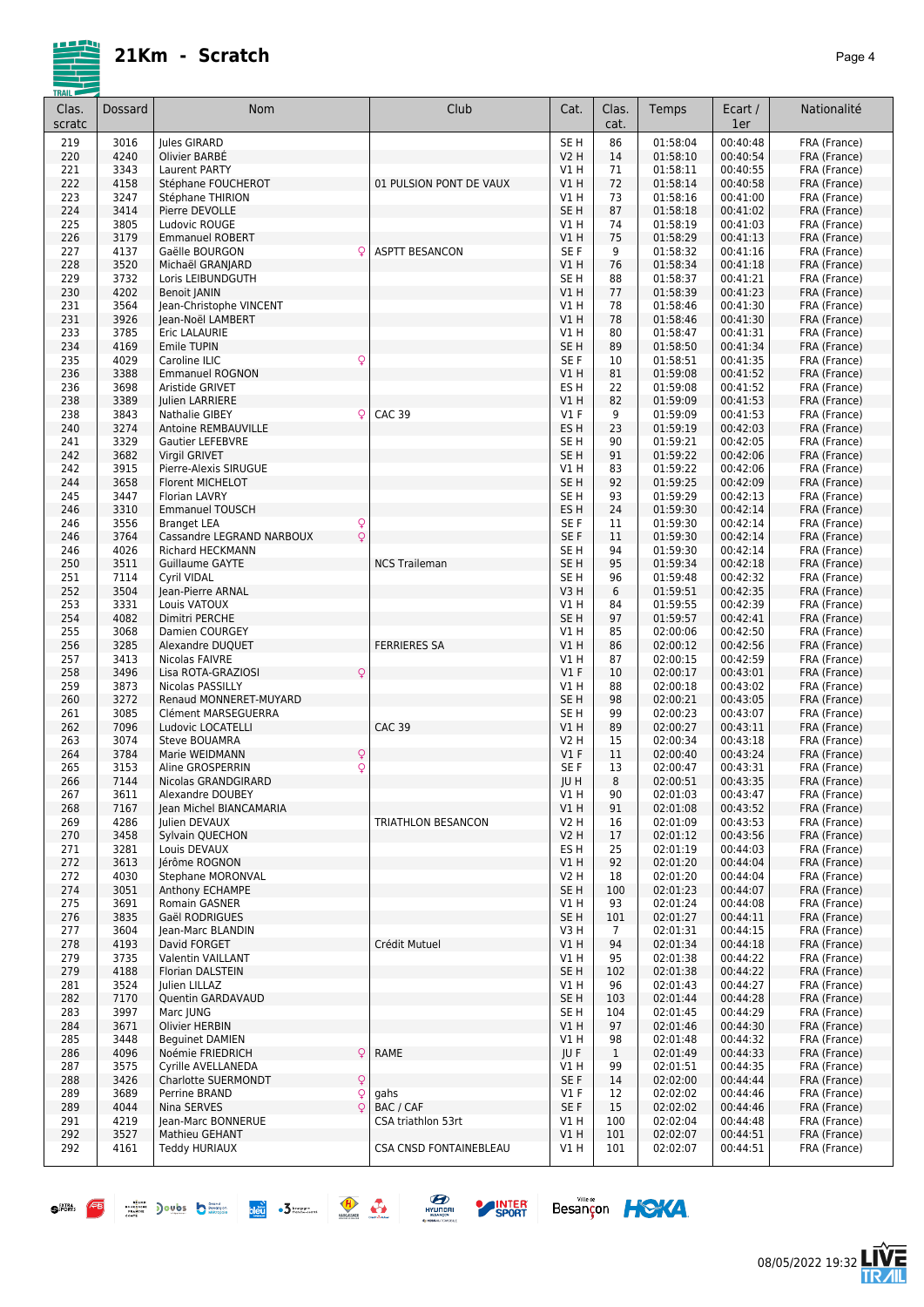# 21Km - Scratch

| Clas. scratc | Dossard | Nom | Club | Cat. | Clas. cat. | Temps | Ecart / 1er | Nationalité |
|---|---|---|---|---|---|---|---|---|
| 219 | 3016 | Jules GIRARD | | SE H | 86 | 01:58:04 | 00:40:48 | FRA (France) |
| 220 | 4240 | Olivier BARBÉ | | V2 H | 14 | 01:58:10 | 00:40:54 | FRA (France) |
| 221 | 3343 | Laurent PARTY | | V1 H | 71 | 01:58:11 | 00:40:55 | FRA (France) |
| 222 | 4158 | Stéphane FOUCHEROT | 01 PULSION PONT DE VAUX | V1 H | 72 | 01:58:14 | 00:40:58 | FRA (France) |
| 223 | 3247 | Stéphane THIRION | | V1 H | 73 | 01:58:16 | 00:41:00 | FRA (France) |
| 224 | 3414 | Pierre DEVOLLE | | SE H | 87 | 01:58:18 | 00:41:02 | FRA (France) |
| 225 | 3805 | Ludovic ROUGE | | V1 H | 74 | 01:58:19 | 00:41:03 | FRA (France) |
| 226 | 3179 | Emmanuel ROBERT | | V1 H | 75 | 01:58:29 | 00:41:13 | FRA (France) |
| 227 | 4137 | Gaëlle BOURGON ♀ | ASPTT BESANCON | SE F | 9 | 01:58:32 | 00:41:16 | FRA (France) |
| 228 | 3520 | Michaël GRANJARD | | V1 H | 76 | 01:58:34 | 00:41:18 | FRA (France) |
| 229 | 3732 | Loris LEIBUNDGUTH | | SE H | 88 | 01:58:37 | 00:41:21 | FRA (France) |
| 230 | 4202 | Benoit JANIN | | V1 H | 77 | 01:58:39 | 00:41:23 | FRA (France) |
| 231 | 3564 | Jean-Christophe VINCENT | | V1 H | 78 | 01:58:46 | 00:41:30 | FRA (France) |
| 231 | 3926 | Jean-Noël LAMBERT | | V1 H | 78 | 01:58:46 | 00:41:30 | FRA (France) |
| 233 | 3785 | Eric LALAURIE | | V1 H | 80 | 01:58:47 | 00:41:31 | FRA (France) |
| 234 | 4169 | Emile TUPIN | | SE H | 89 | 01:58:50 | 00:41:34 | FRA (France) |
| 235 | 4029 | Caroline ILIC ♀ | | SE F | 10 | 01:58:51 | 00:41:35 | FRA (France) |
| 236 | 3388 | Emmanuel ROGNON | | V1 H | 81 | 01:59:08 | 00:41:52 | FRA (France) |
| 236 | 3698 | Aristide GRIVET | | ES H | 22 | 01:59:08 | 00:41:52 | FRA (France) |
| 238 | 3389 | Julien LARRIERE | | V1 H | 82 | 01:59:09 | 00:41:53 | FRA (France) |
| 238 | 3843 | Nathalie GIBEY ♀ | CAC 39 | V1 F | 9 | 01:59:09 | 00:41:53 | FRA (France) |
| 240 | 3274 | Antoine REMBAUVILLE | | ES H | 23 | 01:59:19 | 00:42:03 | FRA (France) |
| 241 | 3329 | Gautier LEFEBVRE | | SE H | 90 | 01:59:21 | 00:42:05 | FRA (France) |
| 242 | 3682 | Virgil GRIVET | | SE H | 91 | 01:59:22 | 00:42:06 | FRA (France) |
| 242 | 3915 | Pierre-Alexis SIRUGUE | | V1 H | 83 | 01:59:22 | 00:42:06 | FRA (France) |
| 244 | 3658 | Florent MICHELOT | | SE H | 92 | 01:59:25 | 00:42:09 | FRA (France) |
| 245 | 3447 | Florian LAVRY | | SE H | 93 | 01:59:29 | 00:42:13 | FRA (France) |
| 246 | 3310 | Emmanuel TOUSCH | | ES H | 24 | 01:59:30 | 00:42:14 | FRA (France) |
| 246 | 3556 | Branget LEA ♀ | | SE F | 11 | 01:59:30 | 00:42:14 | FRA (France) |
| 246 | 3764 | Cassandre LEGRAND BARBOUX ♀ | | SE F | 11 | 01:59:30 | 00:42:14 | FRA (France) |
| 246 | 4026 | Richard HECKMANN | | SE H | 94 | 01:59:30 | 00:42:14 | FRA (France) |
| 250 | 3511 | Guillaume GAYTE | NCS Traileman | SE H | 95 | 01:59:34 | 00:42:18 | FRA (France) |
| 251 | 7114 | Cyril VIDAL | | SE H | 96 | 01:59:48 | 00:42:32 | FRA (France) |
| 252 | 3504 | Jean-Pierre ARNAL | | V3 H | 6 | 01:59:51 | 00:42:35 | FRA (France) |
| 253 | 3331 | Louis VATOUX | | V1 H | 84 | 01:59:55 | 00:42:39 | FRA (France) |
| 254 | 4082 | Dimitri PERCHE | | SE H | 97 | 01:59:57 | 00:42:41 | FRA (France) |
| 255 | 3068 | Damien COURGEY | | V1 H | 85 | 02:00:06 | 00:42:50 | FRA (France) |
| 256 | 3285 | Alexandre DUQUET | FERRIERES SA | V1 H | 86 | 02:00:12 | 00:42:56 | FRA (France) |
| 257 | 3413 | Nicolas FAIVRE | | V1 H | 87 | 02:00:15 | 00:42:59 | FRA (France) |
| 258 | 3496 | Lisa ROTA-GRAZIOSI ♀ | | V1 F | 10 | 02:00:17 | 00:43:01 | FRA (France) |
| 259 | 3873 | Nicolas PASSILLY | | V1 H | 88 | 02:00:18 | 00:43:02 | FRA (France) |
| 260 | 3272 | Renaud MONNERET-MUYARD | | SE H | 98 | 02:00:21 | 00:43:05 | FRA (France) |
| 261 | 3085 | Clément MARSEGUERRA | | SE H | 99 | 02:00:23 | 00:43:07 | FRA (France) |
| 262 | 7096 | Ludovic LOCATELLI | CAC 39 | V1 H | 89 | 02:00:27 | 00:43:11 | FRA (France) |
| 263 | 3074 | Steve BOUAMRA | | V2 H | 15 | 02:00:34 | 00:43:18 | FRA (France) |
| 264 | 3784 | Marie WEIDMANN ♀ | | V1 F | 11 | 02:00:40 | 00:43:24 | FRA (France) |
| 265 | 3153 | Aline GROSPERRIN ♀ | | SE F | 13 | 02:00:47 | 00:43:31 | FRA (France) |
| 266 | 7144 | Nicolas GRANDGIRARD | | JU H | 8 | 02:00:51 | 00:43:35 | FRA (France) |
| 267 | 3611 | Alexandre DOUBEY | | V1 H | 90 | 02:01:03 | 00:43:47 | FRA (France) |
| 268 | 7167 | Jean Michel BIANCAMARIA | | V1 H | 91 | 02:01:08 | 00:43:52 | FRA (France) |
| 269 | 4286 | Julien DEVAUX | TRIATHLON BESANCON | V2 H | 16 | 02:01:09 | 00:43:53 | FRA (France) |
| 270 | 3458 | Sylvain QUECHON | | V2 H | 17 | 02:01:12 | 00:43:56 | FRA (France) |
| 271 | 3281 | Louis DEVAUX | | ES H | 25 | 02:01:19 | 00:44:03 | FRA (France) |
| 272 | 3613 | Jérôme ROGNON | | V1 H | 92 | 02:01:20 | 00:44:04 | FRA (France) |
| 272 | 4030 | Stephane MORONVAL | | V2 H | 18 | 02:01:20 | 00:44:04 | FRA (France) |
| 274 | 3051 | Anthony ECHAMPE | | SE H | 100 | 02:01:23 | 00:44:07 | FRA (France) |
| 275 | 3691 | Romain GASNER | | V1 H | 93 | 02:01:24 | 00:44:08 | FRA (France) |
| 276 | 3835 | Gaël RODRIGUES | | SE H | 101 | 02:01:27 | 00:44:11 | FRA (France) |
| 277 | 3604 | Jean-Marc BLANDIN | | V3 H | 7 | 02:01:31 | 00:44:15 | FRA (France) |
| 278 | 4193 | David FORGET | Crédit Mutuel | V1 H | 94 | 02:01:34 | 00:44:18 | FRA (France) |
| 279 | 3735 | Valentin VAILLANT | | V1 H | 95 | 02:01:38 | 00:44:22 | FRA (France) |
| 279 | 4188 | Florian DALSTEIN | | SE H | 102 | 02:01:38 | 00:44:22 | FRA (France) |
| 281 | 3524 | Julien LILLAZ | | V1 H | 96 | 02:01:43 | 00:44:27 | FRA (France) |
| 282 | 7170 | Quentin GARDAVAUD | | SE H | 103 | 02:01:44 | 00:44:28 | FRA (France) |
| 283 | 3997 | Marc JUNG | | SE H | 104 | 02:01:45 | 00:44:29 | FRA (France) |
| 284 | 3671 | Olivier HERBIN | | V1 H | 97 | 02:01:46 | 00:44:30 | FRA (France) |
| 285 | 3448 | Beguinet DAMIEN | | V1 H | 98 | 02:01:48 | 00:44:32 | FRA (France) |
| 286 | 4096 | Noémie FRIEDRICH ♀ | RAME | JU F | 1 | 02:01:49 | 00:44:33 | FRA (France) |
| 287 | 3575 | Cyrille AVELLANEDA | | V1 H | 99 | 02:01:51 | 00:44:35 | FRA (France) |
| 288 | 3426 | Charlotte SUERMONDT ♀ | | SE F | 14 | 02:02:00 | 00:44:44 | FRA (France) |
| 289 | 3689 | Perrine BRAND ♀ | gahs | V1 F | 12 | 02:02:02 | 00:44:46 | FRA (France) |
| 289 | 4044 | Nina SERVES ♀ | BAC / CAF | SE F | 15 | 02:02:02 | 00:44:46 | FRA (France) |
| 291 | 4219 | Jean-Marc BONNERUE | CSA triathlon 53rt | V1 H | 100 | 02:02:04 | 00:44:48 | FRA (France) |
| 292 | 3527 | Mathieu GEHANT | | V1 H | 101 | 02:02:07 | 00:44:51 | FRA (France) |
| 292 | 4161 | Teddy HURIAUX | CSA CNSD FONTAINEBLEAU | V1 H | 101 | 02:02:07 | 00:44:51 | FRA (France) |

08/05/2022 19:32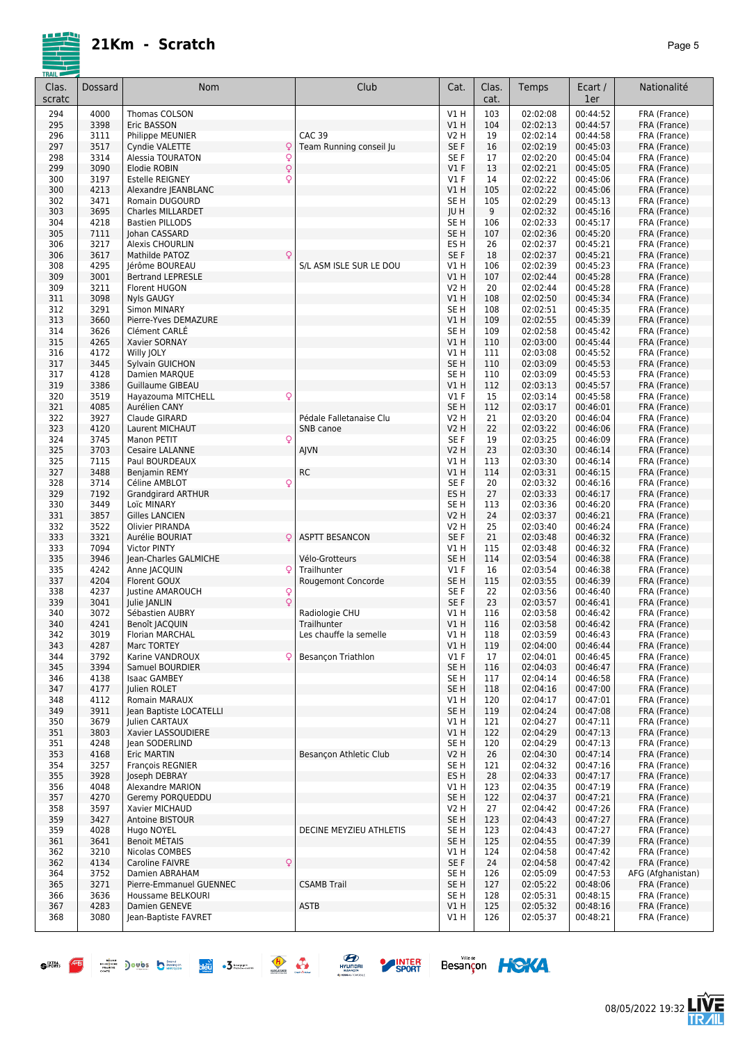# 21Km - Scratch

| Clas. scratc | Dossard | Nom | | Club | Cat. | Clas. cat. | Temps | Ecart / 1er | Nationalité |
|---|---|---|---|---|---|---|---|---|---|
| 294 | 4000 | Thomas COLSON | | | V1 H | 103 | 02:02:08 | 00:44:52 | FRA (France) |
| 295 | 3398 | Eric BASSON | | | V1 H | 104 | 02:02:13 | 00:44:57 | FRA (France) |
| 296 | 3111 | Philippe MEUNIER | | CAC 39 | V2 H | 19 | 02:02:14 | 00:44:58 | FRA (France) |
| 297 | 3517 | Cyndie VALETTE | ♀ | Team Running conseil Ju | SE F | 16 | 02:02:19 | 00:45:03 | FRA (France) |
| 298 | 3314 | Alessia TOURATON | ♀ | | SE F | 17 | 02:02:20 | 00:45:04 | FRA (France) |
| 299 | 3090 | Elodie ROBIN | ♀ | | V1 F | 13 | 02:02:21 | 00:45:05 | FRA (France) |
| 300 | 3197 | Estelle REIGNEY | ♀ | | V1 F | 14 | 02:02:22 | 00:45:06 | FRA (France) |
| 300 | 4213 | Alexandre JEANBLANC | | | V1 H | 105 | 02:02:22 | 00:45:06 | FRA (France) |
| 302 | 3471 | Romain DUGOURD | | | SE H | 105 | 02:02:29 | 00:45:13 | FRA (France) |
| 303 | 3695 | Charles MILLARDET | | | JU H | 9 | 02:02:32 | 00:45:16 | FRA (France) |
| 304 | 4218 | Bastien PILLODS | | | SE H | 106 | 02:02:33 | 00:45:17 | FRA (France) |
| 305 | 7111 | Johan CASSARD | | | SE H | 107 | 02:02:36 | 00:45:20 | FRA (France) |
| 306 | 3217 | Alexis CHOURLIN | | | ES H | 26 | 02:02:37 | 00:45:21 | FRA (France) |
| 306 | 3617 | Mathilde PATOZ | ♀ | | SE F | 18 | 02:02:37 | 00:45:21 | FRA (France) |
| 308 | 4295 | Jérôme BOUREAU | | S/L ASM ISLE SUR LE DOU | V1 H | 106 | 02:02:39 | 00:45:23 | FRA (France) |
| 309 | 3001 | Bertrand LEPRESLE | | | V1 H | 107 | 02:02:44 | 00:45:28 | FRA (France) |
| 309 | 3211 | Florent HUGON | | | V2 H | 20 | 02:02:44 | 00:45:28 | FRA (France) |
| 311 | 3098 | Nyls GAUGY | | | V1 H | 108 | 02:02:50 | 00:45:34 | FRA (France) |
| 312 | 3291 | Simon MINARY | | | SE H | 108 | 02:02:51 | 00:45:35 | FRA (France) |
| 313 | 3660 | Pierre-Yves DEMAZURE | | | V1 H | 109 | 02:02:55 | 00:45:39 | FRA (France) |
| 314 | 3626 | Clément CARLÉ | | | SE H | 109 | 02:02:58 | 00:45:42 | FRA (France) |
| 315 | 4265 | Xavier SORNAY | | | V1 H | 110 | 02:03:00 | 00:45:44 | FRA (France) |
| 316 | 4172 | Willy JOLY | | | V1 H | 111 | 02:03:08 | 00:45:52 | FRA (France) |
| 317 | 3445 | Sylvain GUICHON | | | SE H | 110 | 02:03:09 | 00:45:53 | FRA (France) |
| 317 | 4128 | Damien MARQUE | | | SE H | 110 | 02:03:09 | 00:45:53 | FRA (France) |
| 319 | 3386 | Guillaume GIBEAU | | | V1 H | 112 | 02:03:13 | 00:45:57 | FRA (France) |
| 320 | 3519 | Hayazouma MITCHELL | ♀ | | V1 F | 15 | 02:03:14 | 00:45:58 | FRA (France) |
| 321 | 4085 | Aurélien CANY | | | SE H | 112 | 02:03:17 | 00:46:01 | FRA (France) |
| 322 | 3927 | Claude GIRARD | | Pédale Falletanaise Clu | V2 H | 21 | 02:03:20 | 00:46:04 | FRA (France) |
| 323 | 4120 | Laurent MICHAUT | | SNB canoe | V2 H | 22 | 02:03:22 | 00:46:06 | FRA (France) |
| 324 | 3745 | Manon PETIT | ♀ | | SE F | 19 | 02:03:25 | 00:46:09 | FRA (France) |
| 325 | 3703 | Cesaire LALANNE | | AJVN | V2 H | 23 | 02:03:30 | 00:46:14 | FRA (France) |
| 325 | 7115 | Paul BOURDEAUX | | | V1 H | 113 | 02:03:30 | 00:46:14 | FRA (France) |
| 327 | 3488 | Benjamin REMY | | RC | V1 H | 114 | 02:03:31 | 00:46:15 | FRA (France) |
| 328 | 3714 | Céline AMBLOT | ♀ | | SE F | 20 | 02:03:32 | 00:46:16 | FRA (France) |
| 329 | 7192 | Grandgirard ARTHUR | | | ES H | 27 | 02:03:33 | 00:46:17 | FRA (France) |
| 330 | 3449 | Loïc MINARY | | | SE H | 113 | 02:03:36 | 00:46:20 | FRA (France) |
| 331 | 3857 | Gilles LANCIEN | | | V2 H | 24 | 02:03:37 | 00:46:21 | FRA (France) |
| 332 | 3522 | Olivier PIRANDA | | | V2 H | 25 | 02:03:40 | 00:46:24 | FRA (France) |
| 333 | 3321 | Aurélie BOURIAT | ♀ | ASPTT BESANCON | SE F | 21 | 02:03:48 | 00:46:32 | FRA (France) |
| 333 | 7094 | Victor PINTY | | | V1 H | 115 | 02:03:48 | 00:46:32 | FRA (France) |
| 335 | 3946 | Jean-Charles GALMICHE | | Vélo-Grotteurs | SE H | 114 | 02:03:54 | 00:46:38 | FRA (France) |
| 335 | 4242 | Anne JACQUIN | ♀ | Trailhunter | V1 F | 16 | 02:03:54 | 00:46:38 | FRA (France) |
| 337 | 4204 | Florent GOUX | | Rougemont Concorde | SE H | 115 | 02:03:55 | 00:46:39 | FRA (France) |
| 338 | 4237 | Justine AMAROUCH | ♀ | | SE F | 22 | 02:03:56 | 00:46:40 | FRA (France) |
| 339 | 3041 | Julie JANLIN | ♀ | | SE F | 23 | 02:03:57 | 00:46:41 | FRA (France) |
| 340 | 3072 | Sébastien AUBRY | | Radiologie CHU | V1 H | 116 | 02:03:58 | 00:46:42 | FRA (France) |
| 340 | 4241 | Benoît JACQUIN | | Trailhunter | V1 H | 116 | 02:03:58 | 00:46:42 | FRA (France) |
| 342 | 3019 | Florian MARCHAL | | Les chauffe la semelle | V1 H | 118 | 02:03:59 | 00:46:43 | FRA (France) |
| 343 | 4287 | Marc TORTEY | | | V1 H | 119 | 02:04:00 | 00:46:44 | FRA (France) |
| 344 | 3792 | Karine VANDROUX | ♀ | Besançon Triathlon | V1 F | 17 | 02:04:01 | 00:46:45 | FRA (France) |
| 345 | 3394 | Samuel BOURDIER | | | SE H | 116 | 02:04:03 | 00:46:47 | FRA (France) |
| 346 | 4138 | Isaac GAMBEY | | | SE H | 117 | 02:04:14 | 00:46:58 | FRA (France) |
| 347 | 4177 | Julien ROLET | | | SE H | 118 | 02:04:16 | 00:47:00 | FRA (France) |
| 348 | 4112 | Romain MARAUX | | | V1 H | 120 | 02:04:17 | 00:47:01 | FRA (France) |
| 349 | 3911 | Jean Baptiste LOCATELLI | | | SE H | 119 | 02:04:24 | 00:47:08 | FRA (France) |
| 350 | 3679 | Julien CARTAUX | | | V1 H | 121 | 02:04:27 | 00:47:11 | FRA (France) |
| 351 | 3803 | Xavier LASSOUDIERE | | | V1 H | 122 | 02:04:29 | 00:47:13 | FRA (France) |
| 351 | 4248 | Jean SODERLIND | | | SE H | 120 | 02:04:29 | 00:47:13 | FRA (France) |
| 353 | 4168 | Eric MARTIN | | Besançon Athletic Club | V2 H | 26 | 02:04:30 | 00:47:14 | FRA (France) |
| 354 | 3257 | François REGNIER | | | SE H | 121 | 02:04:32 | 00:47:16 | FRA (France) |
| 355 | 3928 | Joseph DEBRAY | | | ES H | 28 | 02:04:33 | 00:47:17 | FRA (France) |
| 356 | 4048 | Alexandre MARION | | | V1 H | 123 | 02:04:35 | 00:47:19 | FRA (France) |
| 357 | 4270 | Geremy PORQUEDDU | | | SE H | 122 | 02:04:37 | 00:47:21 | FRA (France) |
| 358 | 3597 | Xavier MICHAUD | | | V2 H | 27 | 02:04:42 | 00:47:26 | FRA (France) |
| 359 | 3427 | Antoine BISTOUR | | | SE H | 123 | 02:04:43 | 00:47:27 | FRA (France) |
| 359 | 4028 | Hugo NOYEL | | DECINE MEYZIEU ATHLETIS | SE H | 123 | 02:04:43 | 00:47:27 | FRA (France) |
| 361 | 3641 | Benoit MÉTAIS | | | SE H | 125 | 02:04:55 | 00:47:39 | FRA (France) |
| 362 | 3210 | Nicolas COMBES | | | V1 H | 124 | 02:04:58 | 00:47:42 | FRA (France) |
| 362 | 4134 | Caroline FAIVRE | ♀ | | SE F | 24 | 02:04:58 | 00:47:42 | FRA (France) |
| 364 | 3752 | Damien ABRAHAM | | | SE H | 126 | 02:05:09 | 00:47:53 | AFG (Afghanistan) |
| 365 | 3271 | Pierre-Emmanuel GUENNEC | | CSAMB Trail | SE H | 127 | 02:05:22 | 00:48:06 | FRA (France) |
| 366 | 3636 | Houssame BELKOURI | | | SE H | 128 | 02:05:31 | 00:48:15 | FRA (France) |
| 367 | 4283 | Damien GENEVE | | ASTB | V1 H | 125 | 02:05:32 | 00:48:16 | FRA (France) |
| 368 | 3080 | Jean-Baptiste FAVRET | | | V1 H | 126 | 02:05:37 | 00:48:21 | FRA (France) |

08/05/2022 19:32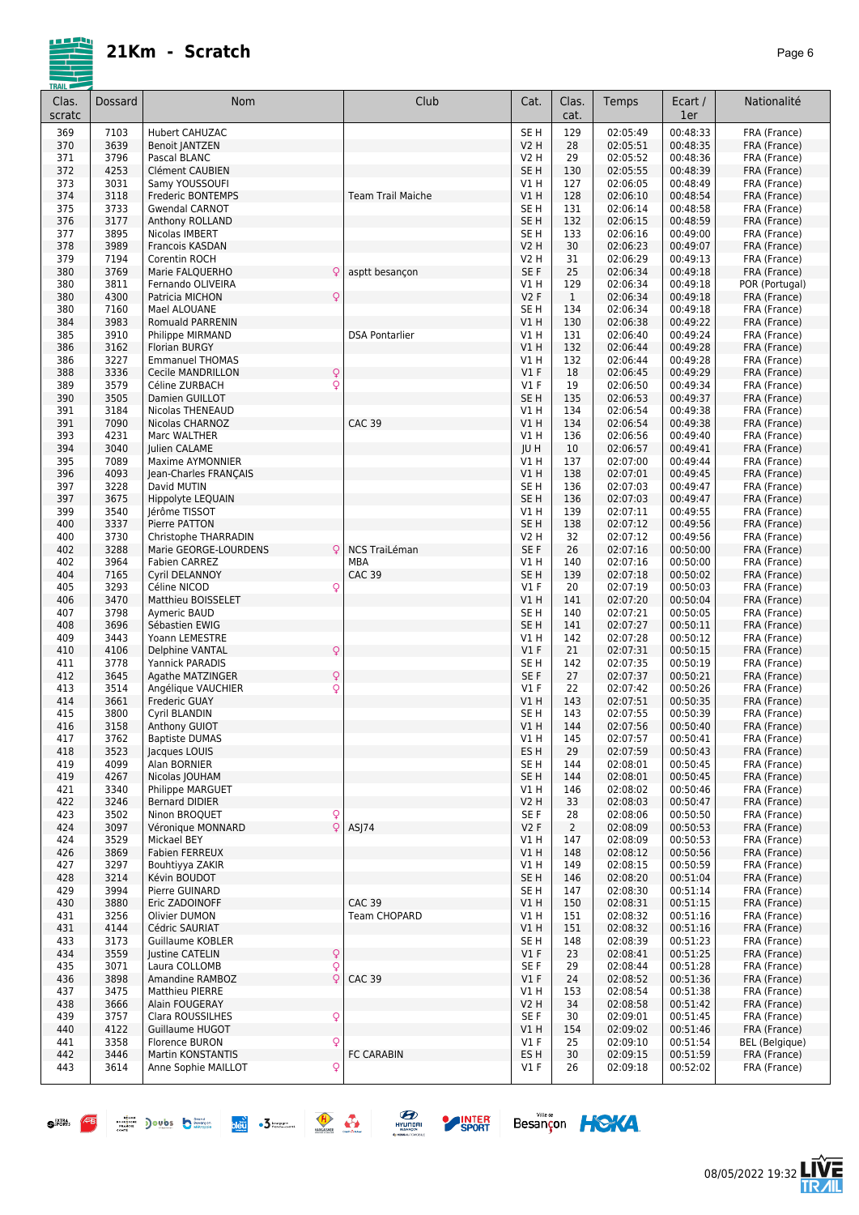# 21Km - Scratch

| Clas. scratc | Dossard | Nom | | Club | Cat. | Clas. cat. | Temps | Ecart / 1er | Nationalité |
|---|---|---|---|---|---|---|---|---|---|
| 369 | 7103 | Hubert CAHUZAC | | | SE H | 129 | 02:05:49 | 00:48:33 | FRA (France) |
| 370 | 3639 | Benoit JANTZEN | | | V2 H | 28 | 02:05:51 | 00:48:35 | FRA (France) |
| 371 | 3796 | Pascal BLANC | | | V2 H | 29 | 02:05:52 | 00:48:36 | FRA (France) |
| 372 | 4253 | Clément CAUBIEN | | | SE H | 130 | 02:05:55 | 00:48:39 | FRA (France) |
| 373 | 3031 | Samy YOUSSOUFI | | | V1 H | 127 | 02:06:05 | 00:48:49 | FRA (France) |
| 374 | 3118 | Frederic BONTEMPS | | Team Trail Maiche | V1 H | 128 | 02:06:10 | 00:48:54 | FRA (France) |
| 375 | 3733 | Gwendal CARNOT | | | SE H | 131 | 02:06:14 | 00:48:58 | FRA (France) |
| 376 | 3177 | Anthony ROLLAND | | | SE H | 132 | 02:06:15 | 00:48:59 | FRA (France) |
| 377 | 3895 | Nicolas IMBERT | | | SE H | 133 | 02:06:16 | 00:49:00 | FRA (France) |
| 378 | 3989 | Francois KASDAN | | | V2 H | 30 | 02:06:23 | 00:49:07 | FRA (France) |
| 379 | 7194 | Corentin ROCH | | | V2 H | 31 | 02:06:29 | 00:49:13 | FRA (France) |
| 380 | 3769 | Marie FALQUERHO | ♀ | asptt besançon | SE F | 25 | 02:06:34 | 00:49:18 | FRA (France) |
| 380 | 3811 | Fernando OLIVEIRA | | | V1 H | 129 | 02:06:34 | 00:49:18 | POR (Portugal) |
| 380 | 4300 | Patricia MICHON | ♀ | | V2 F | 1 | 02:06:34 | 00:49:18 | FRA (France) |
| 380 | 7160 | Mael ALOUANE | | | SE H | 134 | 02:06:34 | 00:49:18 | FRA (France) |
| 384 | 3983 | Romuald PARRENIN | | | V1 H | 130 | 02:06:38 | 00:49:22 | FRA (France) |
| 385 | 3910 | Philippe MIRMAND | | DSA Pontarlier | V1 H | 131 | 02:06:40 | 00:49:24 | FRA (France) |
| 386 | 3162 | Florian BURGY | | | V1 H | 132 | 02:06:44 | 00:49:28 | FRA (France) |
| 386 | 3227 | Emmanuel THOMAS | | | V1 H | 132 | 02:06:44 | 00:49:28 | FRA (France) |
| 388 | 3336 | Cecile MANDRILLON | ♀ | | V1 F | 18 | 02:06:45 | 00:49:29 | FRA (France) |
| 389 | 3579 | Céline ZURBACH | ♀ | | V1 F | 19 | 02:06:50 | 00:49:34 | FRA (France) |
| 390 | 3505 | Damien GUILLOT | | | SE H | 135 | 02:06:53 | 00:49:37 | FRA (France) |
| 391 | 3184 | Nicolas THENEAUD | | | V1 H | 134 | 02:06:54 | 00:49:38 | FRA (France) |
| 391 | 7090 | Nicolas CHARNOZ | | CAC 39 | V1 H | 134 | 02:06:54 | 00:49:38 | FRA (France) |
| 393 | 4231 | Marc WALTHER | | | V1 H | 136 | 02:06:56 | 00:49:40 | FRA (France) |
| 394 | 3040 | Julien CALAME | | | JU H | 10 | 02:06:57 | 00:49:41 | FRA (France) |
| 395 | 7089 | Maxime AYMONNIER | | | V1 H | 137 | 02:07:00 | 00:49:44 | FRA (France) |
| 396 | 4093 | Jean-Charles FRANÇAIS | | | V1 H | 138 | 02:07:01 | 00:49:45 | FRA (France) |
| 397 | 3228 | David MUTIN | | | SE H | 136 | 02:07:03 | 00:49:47 | FRA (France) |
| 397 | 3675 | Hippolyte LEQUAIN | | | SE H | 136 | 02:07:03 | 00:49:47 | FRA (France) |
| 399 | 3540 | Jérôme TISSOT | | | V1 H | 139 | 02:07:11 | 00:49:55 | FRA (France) |
| 400 | 3337 | Pierre PATTON | | | SE H | 138 | 02:07:12 | 00:49:56 | FRA (France) |
| 400 | 3730 | Christophe THARRADIN | | | V2 H | 32 | 02:07:12 | 00:49:56 | FRA (France) |
| 402 | 3288 | Marie GEORGE-LOURDENS | ♀ | NCS TraiLéman | SE F | 26 | 02:07:16 | 00:50:00 | FRA (France) |
| 402 | 3964 | Fabien CARREZ | | MBA | V1 H | 140 | 02:07:16 | 00:50:00 | FRA (France) |
| 404 | 7165 | Cyril DELANNOY | | CAC 39 | SE H | 139 | 02:07:18 | 00:50:02 | FRA (France) |
| 405 | 3293 | Céline NICOD | ♀ | | V1 F | 20 | 02:07:19 | 00:50:03 | FRA (France) |
| 406 | 3470 | Matthieu BOISSELET | | | V1 H | 141 | 02:07:20 | 00:50:04 | FRA (France) |
| 407 | 3798 | Aymeric BAUD | | | SE H | 140 | 02:07:21 | 00:50:05 | FRA (France) |
| 408 | 3696 | Sébastien EWIG | | | SE H | 141 | 02:07:27 | 00:50:11 | FRA (France) |
| 409 | 3443 | Yoann LEMESTRE | | | V1 H | 142 | 02:07:28 | 00:50:12 | FRA (France) |
| 410 | 4106 | Delphine VANTAL | ♀ | | V1 F | 21 | 02:07:31 | 00:50:15 | FRA (France) |
| 411 | 3778 | Yannick PARADIS | | | SE H | 142 | 02:07:35 | 00:50:19 | FRA (France) |
| 412 | 3645 | Agathe MATZINGER | ♀ | | SE F | 27 | 02:07:37 | 00:50:21 | FRA (France) |
| 413 | 3514 | Angélique VAUCHIER | ♀ | | V1 F | 22 | 02:07:42 | 00:50:26 | FRA (France) |
| 414 | 3661 | Frederic GUAY | | | V1 H | 143 | 02:07:51 | 00:50:35 | FRA (France) |
| 415 | 3800 | Cyril BLANDIN | | | SE H | 143 | 02:07:55 | 00:50:39 | FRA (France) |
| 416 | 3158 | Anthony GUIOT | | | V1 H | 144 | 02:07:56 | 00:50:40 | FRA (France) |
| 417 | 3762 | Baptiste DUMAS | | | V1 H | 145 | 02:07:57 | 00:50:41 | FRA (France) |
| 418 | 3523 | Jacques LOUIS | | | ES H | 29 | 02:07:59 | 00:50:43 | FRA (France) |
| 419 | 4099 | Alan BORNIER | | | SE H | 144 | 02:08:01 | 00:50:45 | FRA (France) |
| 419 | 4267 | Nicolas JOUHAM | | | SE H | 144 | 02:08:01 | 00:50:45 | FRA (France) |
| 421 | 3340 | Philippe MARGUET | | | V1 H | 146 | 02:08:02 | 00:50:46 | FRA (France) |
| 422 | 3246 | Bernard DIDIER | | | V2 H | 33 | 02:08:03 | 00:50:47 | FRA (France) |
| 423 | 3502 | Ninon BROQUET | ♀ | | SE F | 28 | 02:08:06 | 00:50:50 | FRA (France) |
| 424 | 3097 | Véronique MONNARD | ♀ | ASJ74 | V2 F | 2 | 02:08:09 | 00:50:53 | FRA (France) |
| 424 | 3529 | Mickael BEY | | | V1 H | 147 | 02:08:09 | 00:50:53 | FRA (France) |
| 426 | 3869 | Fabien FERREUX | | | V1 H | 148 | 02:08:12 | 00:50:56 | FRA (France) |
| 427 | 3297 | Bouhtiyya ZAKIR | | | V1 H | 149 | 02:08:15 | 00:50:59 | FRA (France) |
| 428 | 3214 | Kévin BOUDOT | | | SE H | 146 | 02:08:20 | 00:51:04 | FRA (France) |
| 429 | 3994 | Pierre GUINARD | | | SE H | 147 | 02:08:30 | 00:51:14 | FRA (France) |
| 430 | 3880 | Eric ZADOINOFF | | CAC 39 | V1 H | 150 | 02:08:31 | 00:51:15 | FRA (France) |
| 431 | 3256 | Olivier DUMON | | Team CHOPARD | V1 H | 151 | 02:08:32 | 00:51:16 | FRA (France) |
| 431 | 4144 | Cédric SAURIAT | | | V1 H | 151 | 02:08:32 | 00:51:16 | FRA (France) |
| 433 | 3173 | Guillaume KOBLER | | | SE H | 148 | 02:08:39 | 00:51:23 | FRA (France) |
| 434 | 3559 | Justine CATELIN | ♀ | | V1 F | 23 | 02:08:41 | 00:51:25 | FRA (France) |
| 435 | 3071 | Laura COLLOMB | ♀ | | SE F | 29 | 02:08:44 | 00:51:28 | FRA (France) |
| 436 | 3898 | Amandine RAMBOZ | ♀ | CAC 39 | V1 F | 24 | 02:08:52 | 00:51:36 | FRA (France) |
| 437 | 3475 | Matthieu PIERRE | | | V1 H | 153 | 02:08:54 | 00:51:38 | FRA (France) |
| 438 | 3666 | Alain FOUGERAY | | | V2 H | 34 | 02:08:58 | 00:51:42 | FRA (France) |
| 439 | 3757 | Clara ROUSSILHES | ♀ | | SE F | 30 | 02:09:01 | 00:51:45 | FRA (France) |
| 440 | 4122 | Guillaume HUGOT | | | V1 H | 154 | 02:09:02 | 00:51:46 | FRA (France) |
| 441 | 3358 | Florence BURON | ♀ | | V1 F | 25 | 02:09:10 | 00:51:54 | BEL (Belgique) |
| 442 | 3446 | Martin KONSTANTIS | | FC CARABIN | ES H | 30 | 02:09:15 | 00:51:59 | FRA (France) |
| 443 | 3614 | Anne Sophie MAILLOT | ♀ | | V1 F | 26 | 02:09:18 | 00:52:02 | FRA (France) |

08/05/2022 19:32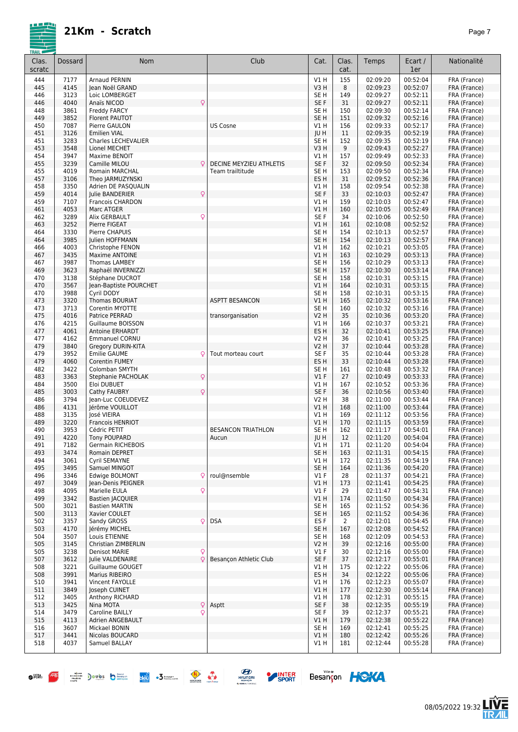# 21Km - Scratch

| Clas. scratc | Dossard | Nom | | Club | Cat. | Clas. cat. | Temps | Ecart / 1er | Nationalité |
|---|---|---|---|---|---|---|---|---|---|
| 444 | 7177 | Arnaud PERNIN | | | V1 H | 155 | 02:09:20 | 00:52:04 | FRA (France) |
| 445 | 4145 | Jean Noël GRAND | | | V3 H | 8 | 02:09:23 | 00:52:07 | FRA (France) |
| 446 | 3123 | Loic LOMBERGET | | | SE H | 149 | 02:09:27 | 00:52:11 | FRA (France) |
| 446 | 4040 | Anaïs NICOD | ♀ | | SE F | 31 | 02:09:27 | 00:52:11 | FRA (France) |
| 448 | 3861 | Freddy FARCY | | | SE H | 150 | 02:09:30 | 00:52:14 | FRA (France) |
| 449 | 3852 | Florent PAUTOT | | | SE H | 151 | 02:09:32 | 00:52:16 | FRA (France) |
| 450 | 7087 | Pierre GAULON | | US Cosne | V1 H | 156 | 02:09:33 | 00:52:17 | FRA (France) |
| 451 | 3126 | Emilien VIAL | | | JU H | 11 | 02:09:35 | 00:52:19 | FRA (France) |
| 451 | 3283 | Charles LECHEVALIER | | | SE H | 152 | 02:09:35 | 00:52:19 | FRA (France) |
| 453 | 3548 | Lionel MECHET | | | V3 H | 9 | 02:09:43 | 00:52:27 | FRA (France) |
| 454 | 3947 | Maxime BENOIT | | | V1 H | 157 | 02:09:49 | 00:52:33 | FRA (France) |
| 455 | 3239 | Camille MILOU | ♀ | DECINE MEYZIEU ATHLETIS | SE F | 32 | 02:09:50 | 00:52:34 | FRA (France) |
| 455 | 4019 | Romain MARCHAL | | Team trailtitude | SE H | 153 | 02:09:50 | 00:52:34 | FRA (France) |
| 457 | 3106 | Theo JARMUZYNSKI | | | ES H | 31 | 02:09:52 | 00:52:36 | FRA (France) |
| 458 | 3350 | Adrien DE PASQUALIN | | | V1 H | 158 | 02:09:54 | 00:52:38 | FRA (France) |
| 459 | 4014 | Julie BANDERIER | ♀ | | SE F | 33 | 02:10:03 | 00:52:47 | FRA (France) |
| 459 | 7107 | Francois CHARDON | | | V1 H | 159 | 02:10:03 | 00:52:47 | FRA (France) |
| 461 | 4053 | Marc ATGER | | | V1 H | 160 | 02:10:05 | 00:52:49 | FRA (France) |
| 462 | 3289 | Alix GERBAULT | ♀ | | SE F | 34 | 02:10:06 | 00:52:50 | FRA (France) |
| 463 | 3252 | Pierre FIGEAT | | | V1 H | 161 | 02:10:08 | 00:52:52 | FRA (France) |
| 464 | 3330 | Pierre CHAPUIS | | | SE H | 154 | 02:10:13 | 00:52:57 | FRA (France) |
| 464 | 3985 | Julien HOFFMANN | | | SE H | 154 | 02:10:13 | 00:52:57 | FRA (France) |
| 466 | 4003 | Christophe FENON | | | V1 H | 162 | 02:10:21 | 00:53:05 | FRA (France) |
| 467 | 3435 | Maxime ANTOINE | | | V1 H | 163 | 02:10:29 | 00:53:13 | FRA (France) |
| 467 | 3987 | Thomas LAMBEY | | | SE H | 156 | 02:10:29 | 00:53:13 | FRA (France) |
| 469 | 3623 | Raphaël INVERNIZZI | | | SE H | 157 | 02:10:30 | 00:53:14 | FRA (France) |
| 470 | 3138 | Stéphane DUCROT | | | SE H | 158 | 02:10:31 | 00:53:15 | FRA (France) |
| 470 | 3567 | Jean-Baptiste POURCHET | | | V1 H | 164 | 02:10:31 | 00:53:15 | FRA (France) |
| 470 | 3988 | Cyril DODY | | | SE H | 158 | 02:10:31 | 00:53:15 | FRA (France) |
| 473 | 3320 | Thomas BOURIAT | | ASPTT BESANCON | V1 H | 165 | 02:10:32 | 00:53:16 | FRA (France) |
| 473 | 3713 | Corentin MYOTTE | | | SE H | 160 | 02:10:32 | 00:53:16 | FRA (France) |
| 475 | 4016 | Patrice PERRAD | | transorganisation | V2 H | 35 | 02:10:36 | 00:53:20 | FRA (France) |
| 476 | 4215 | Guillaume BOISSON | | | V1 H | 166 | 02:10:37 | 00:53:21 | FRA (France) |
| 477 | 4061 | Antoine ERHARDT | | | ES H | 32 | 02:10:41 | 00:53:25 | FRA (France) |
| 477 | 4162 | Emmanuel CORNU | | | V2 H | 36 | 02:10:41 | 00:53:25 | FRA (France) |
| 479 | 3840 | Gregory DURIN-KITA | | | V2 H | 37 | 02:10:44 | 00:53:28 | FRA (France) |
| 479 | 3952 | Emilie GAUME | ♀ | Tout morteau court | SE F | 35 | 02:10:44 | 00:53:28 | FRA (France) |
| 479 | 4060 | Corentin FUMEY | | | ES H | 33 | 02:10:44 | 00:53:28 | FRA (France) |
| 482 | 3422 | Colomban SMYTH | | | SE H | 161 | 02:10:48 | 00:53:32 | FRA (France) |
| 483 | 3363 | Stephanie PACHOLAK | ♀ | | V1 F | 27 | 02:10:49 | 00:53:33 | FRA (France) |
| 484 | 3500 | Eloi DUBUET | | | V1 H | 167 | 02:10:52 | 00:53:36 | FRA (France) |
| 485 | 3003 | Cathy FAUBRY | ♀ | | SE F | 36 | 02:10:56 | 00:53:40 | FRA (France) |
| 486 | 3794 | Jean-Luc COEUDEVEZ | | | V2 H | 38 | 02:11:00 | 00:53:44 | FRA (France) |
| 486 | 4131 | Jérôme VOUILLOT | | | V1 H | 168 | 02:11:00 | 00:53:44 | FRA (France) |
| 488 | 3135 | José VIEIRA | | | V1 H | 169 | 02:11:12 | 00:53:56 | FRA (France) |
| 489 | 3220 | Francois HENRIOT | | | V1 H | 170 | 02:11:15 | 00:53:59 | FRA (France) |
| 490 | 3953 | Cédric PETIT | | BESANCON TRIATHLON | SE H | 162 | 02:11:17 | 00:54:01 | FRA (France) |
| 491 | 4220 | Tony POUPARD | | Aucun | JU H | 12 | 02:11:20 | 00:54:04 | FRA (France) |
| 491 | 7182 | Germain RICHEBOIS | | | V1 H | 171 | 02:11:20 | 00:54:04 | FRA (France) |
| 493 | 3474 | Romain DEPRET | | | SE H | 163 | 02:11:31 | 00:54:15 | FRA (France) |
| 494 | 3061 | Cyril SEMAYNE | | | V1 H | 172 | 02:11:35 | 00:54:19 | FRA (France) |
| 495 | 3495 | Samuel MINGOT | | | SE H | 164 | 02:11:36 | 00:54:20 | FRA (France) |
| 496 | 3346 | Edwige BOLMONT | ♀ | roul@nsemble | V1 F | 28 | 02:11:37 | 00:54:21 | FRA (France) |
| 497 | 3049 | Jean-Denis PEIGNER | | | V1 H | 173 | 02:11:41 | 00:54:25 | FRA (France) |
| 498 | 4095 | Marielle EULA | ♀ | | V1 F | 29 | 02:11:47 | 00:54:31 | FRA (France) |
| 499 | 3342 | Bastien JACQUIER | | | V1 H | 174 | 02:11:50 | 00:54:34 | FRA (France) |
| 500 | 3021 | Bastien MARTIN | | | SE H | 165 | 02:11:52 | 00:54:36 | FRA (France) |
| 500 | 3113 | Xavier COULET | | | SE H | 165 | 02:11:52 | 00:54:36 | FRA (France) |
| 502 | 3357 | Sandy GROSS | ♀ | DSA | ES F | 2 | 02:12:01 | 00:54:45 | FRA (France) |
| 503 | 4170 | Jérémy MICHEL | | | SE H | 167 | 02:12:08 | 00:54:52 | FRA (France) |
| 504 | 3507 | Louis ETIENNE | | | SE H | 168 | 02:12:09 | 00:54:53 | FRA (France) |
| 505 | 3145 | Christian ZIMBERLIN | | | V2 H | 39 | 02:12:16 | 00:55:00 | FRA (France) |
| 505 | 3238 | Denisot MARIE | ♀ | | V1 F | 30 | 02:12:16 | 00:55:00 | FRA (France) |
| 507 | 3612 | Julie VALDENAIRE | ♀ | Besançon Athletic Club | SE F | 37 | 02:12:17 | 00:55:01 | FRA (France) |
| 508 | 3221 | Guillaume GOUGET | | | V1 H | 175 | 02:12:22 | 00:55:06 | FRA (France) |
| 508 | 3991 | Marius RIBEIRO | | | ES H | 34 | 02:12:22 | 00:55:06 | FRA (France) |
| 510 | 3941 | Vincent FAYOLLE | | | V1 H | 176 | 02:12:23 | 00:55:07 | FRA (France) |
| 511 | 3849 | Joseph CUINET | | | V1 H | 177 | 02:12:30 | 00:55:14 | FRA (France) |
| 512 | 3405 | Anthony RICHARD | | | V1 H | 178 | 02:12:31 | 00:55:15 | FRA (France) |
| 513 | 3425 | Nina MOTA | ♀ | Asptt | SE F | 38 | 02:12:35 | 00:55:19 | FRA (France) |
| 514 | 3479 | Caroline BAILLY | ♀ | | SE F | 39 | 02:12:37 | 00:55:21 | FRA (France) |
| 515 | 4113 | Adrien ANGEBAULT | | | V1 H | 179 | 02:12:38 | 00:55:22 | FRA (France) |
| 516 | 3607 | Mickael BONIN | | | SE H | 169 | 02:12:41 | 00:55:25 | FRA (France) |
| 517 | 3441 | Nicolas BOUCARD | | | V1 H | 180 | 02:12:42 | 00:55:26 | FRA (France) |
| 518 | 4037 | Samuel BALLAY | | | V1 H | 181 | 02:12:44 | 00:55:28 | FRA (France) |

08/05/2022 19:32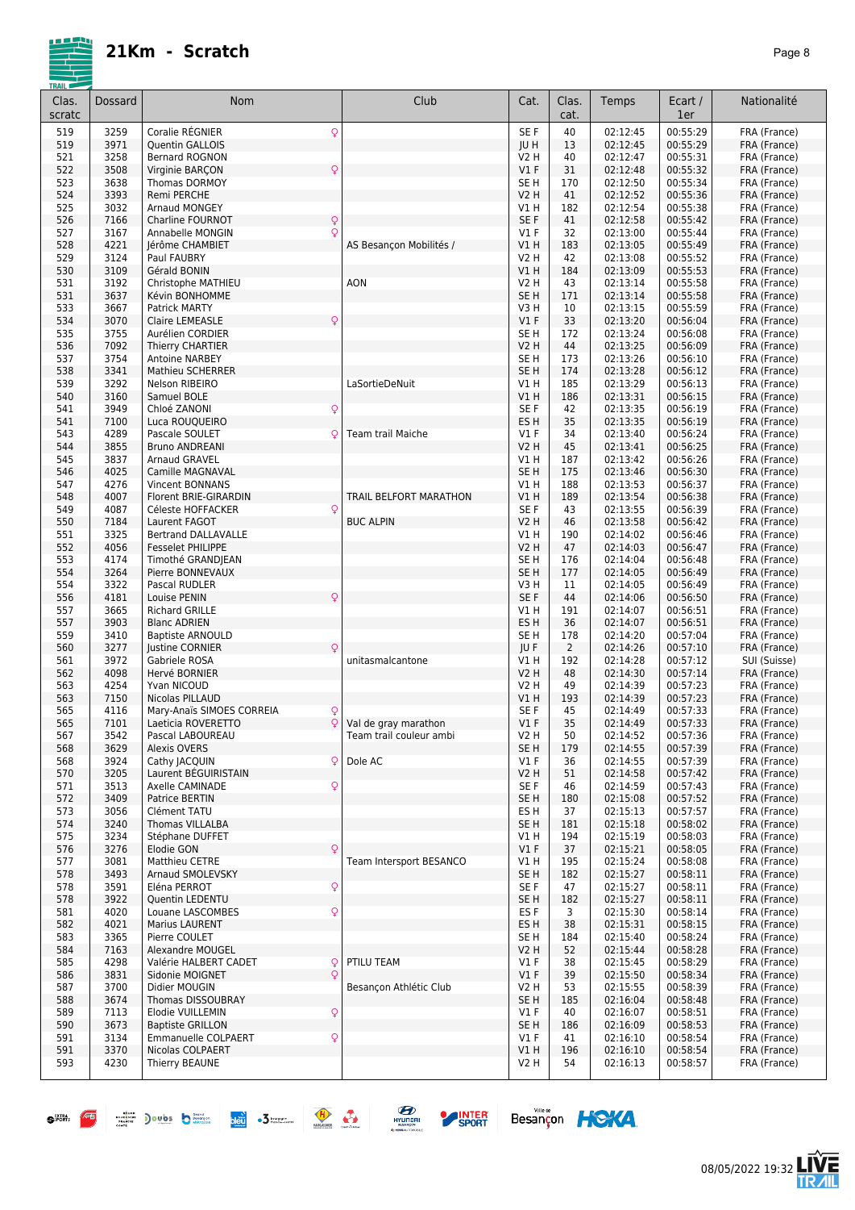# 21Km - Scratch

| Clas. scratc | Dossard | Nom | | Club | Cat. | Clas. cat. | Temps | Ecart / 1er | Nationalité |
|---|---|---|---|---|---|---|---|---|---|
| 519 | 3259 | Coralie RÉGNIER | ♀ | | SE F | 40 | 02:12:45 | 00:55:29 | FRA (France) |
| 519 | 3971 | Quentin GALLOIS | | | JU H | 13 | 02:12:45 | 00:55:29 | FRA (France) |
| 521 | 3258 | Bernard ROGNON | | | V2 H | 40 | 02:12:47 | 00:55:31 | FRA (France) |
| 522 | 3508 | Virginie BARÇON | ♀ | | V1 F | 31 | 02:12:48 | 00:55:32 | FRA (France) |
| 523 | 3638 | Thomas DORMOY | | | SE H | 170 | 02:12:50 | 00:55:34 | FRA (France) |
| 524 | 3393 | Remi PERCHE | | | V2 H | 41 | 02:12:52 | 00:55:36 | FRA (France) |
| 525 | 3032 | Arnaud MONGEY | | | V1 H | 182 | 02:12:54 | 00:55:38 | FRA (France) |
| 526 | 7166 | Charline FOURNOT | ♀ | | SE F | 41 | 02:12:58 | 00:55:42 | FRA (France) |
| 527 | 3167 | Annabelle MONGIN | ♀ | | V1 F | 32 | 02:13:00 | 00:55:44 | FRA (France) |
| 528 | 4221 | Jérôme CHAMBIET | | AS Besançon Mobilités / | V1 H | 183 | 02:13:05 | 00:55:49 | FRA (France) |
| 529 | 3124 | Paul FAUBRY | | | V2 H | 42 | 02:13:08 | 00:55:52 | FRA (France) |
| 530 | 3109 | Gérald BONIN | | | V1 H | 184 | 02:13:09 | 00:55:53 | FRA (France) |
| 531 | 3192 | Christophe MATHIEU | | AON | V2 H | 43 | 02:13:14 | 00:55:58 | FRA (France) |
| 531 | 3637 | Kévin BONHOMME | | | SE H | 171 | 02:13:14 | 00:55:58 | FRA (France) |
| 533 | 3667 | Patrick MARTY | | | V3 H | 10 | 02:13:15 | 00:55:59 | FRA (France) |
| 534 | 3070 | Claire LEMEASLE | ♀ | | V1 F | 33 | 02:13:20 | 00:56:04 | FRA (France) |
| 535 | 3755 | Aurélien CORDIER | | | SE H | 172 | 02:13:24 | 00:56:08 | FRA (France) |
| 536 | 7092 | Thierry CHARTIER | | | V2 H | 44 | 02:13:25 | 00:56:09 | FRA (France) |
| 537 | 3754 | Antoine NARBEY | | | SE H | 173 | 02:13:26 | 00:56:10 | FRA (France) |
| 538 | 3341 | Mathieu SCHERRER | | | SE H | 174 | 02:13:28 | 00:56:12 | FRA (France) |
| 539 | 3292 | Nelson RIBEIRO | | LaSortieDeNuit | V1 H | 185 | 02:13:29 | 00:56:13 | FRA (France) |
| 540 | 3160 | Samuel BOLE | | | V1 H | 186 | 02:13:31 | 00:56:15 | FRA (France) |
| 541 | 3949 | Chloé ZANONI | ♀ | | SE F | 42 | 02:13:35 | 00:56:19 | FRA (France) |
| 541 | 7100 | Luca ROUQUEIRO | | | ES H | 35 | 02:13:35 | 00:56:19 | FRA (France) |
| 543 | 4289 | Pascale SOULET | ♀ | Team trail Maiche | V1 F | 34 | 02:13:40 | 00:56:24 | FRA (France) |
| 544 | 3855 | Bruno ANDREANI | | | V2 H | 45 | 02:13:41 | 00:56:25 | FRA (France) |
| 545 | 3837 | Arnaud GRAVEL | | | V1 H | 187 | 02:13:42 | 00:56:26 | FRA (France) |
| 546 | 4025 | Camille MAGNAVAL | | | SE H | 175 | 02:13:46 | 00:56:30 | FRA (France) |
| 547 | 4276 | Vincent BONNANS | | | V1 H | 188 | 02:13:53 | 00:56:37 | FRA (France) |
| 548 | 4007 | Florent BRIE-GIRARDIN | | TRAIL BELFORT MARATHON | V1 H | 189 | 02:13:54 | 00:56:38 | FRA (France) |
| 549 | 4087 | Céleste HOFFACKER | ♀ | | SE F | 43 | 02:13:55 | 00:56:39 | FRA (France) |
| 550 | 7184 | Laurent FAGOT | | BUC ALPIN | V2 H | 46 | 02:13:58 | 00:56:42 | FRA (France) |
| 551 | 3325 | Bertrand DALLAVALLE | | | V1 H | 190 | 02:14:02 | 00:56:46 | FRA (France) |
| 552 | 4056 | Fesselet PHILIPPE | | | V2 H | 47 | 02:14:03 | 00:56:47 | FRA (France) |
| 553 | 4174 | Timothé GRANDJEAN | | | SE H | 176 | 02:14:04 | 00:56:48 | FRA (France) |
| 554 | 3264 | Pierre BONNEVAUX | | | SE H | 177 | 02:14:05 | 00:56:49 | FRA (France) |
| 554 | 3322 | Pascal RUDLER | | | V3 H | 11 | 02:14:05 | 00:56:49 | FRA (France) |
| 556 | 4181 | Louise PENIN | ♀ | | SE F | 44 | 02:14:06 | 00:56:50 | FRA (France) |
| 557 | 3665 | Richard GRILLE | | | V1 H | 191 | 02:14:07 | 00:56:51 | FRA (France) |
| 557 | 3903 | Blanc ADRIEN | | | ES H | 36 | 02:14:07 | 00:56:51 | FRA (France) |
| 559 | 3410 | Baptiste ARNOULD | | | SE H | 178 | 02:14:20 | 00:57:04 | FRA (France) |
| 560 | 3277 | Justine CORNIER | ♀ | | JU F | 2 | 02:14:26 | 00:57:10 | FRA (France) |
| 561 | 3972 | Gabriele ROSA | | unitasmalcantone | V1 H | 192 | 02:14:28 | 00:57:12 | SUI (Suisse) |
| 562 | 4098 | Hervé BORNIER | | | V2 H | 48 | 02:14:30 | 00:57:14 | FRA (France) |
| 563 | 4254 | Yvan NICOUD | | | V2 H | 49 | 02:14:39 | 00:57:23 | FRA (France) |
| 563 | 7150 | Nicolas PILLAUD | | | V1 H | 193 | 02:14:39 | 00:57:23 | FRA (France) |
| 565 | 4116 | Mary-Anaïs SIMOES CORREIA | ♀ | | SE F | 45 | 02:14:49 | 00:57:33 | FRA (France) |
| 565 | 7101 | Laeticia ROVERETTO | ♀ | Val de gray marathon | V1 F | 35 | 02:14:49 | 00:57:33 | FRA (France) |
| 567 | 3542 | Pascal LABOUREAU | | Team trail couleur ambi | V2 H | 50 | 02:14:52 | 00:57:36 | FRA (France) |
| 568 | 3629 | Alexis OVERS | | | SE H | 179 | 02:14:55 | 00:57:39 | FRA (France) |
| 568 | 3924 | Cathy JACQUIN | ♀ | Dole AC | V1 F | 36 | 02:14:55 | 00:57:39 | FRA (France) |
| 570 | 3205 | Laurent BÉGUIRISTAIN | | | V2 H | 51 | 02:14:58 | 00:57:42 | FRA (France) |
| 571 | 3513 | Axelle CAMINADE | ♀ | | SE F | 46 | 02:14:59 | 00:57:43 | FRA (France) |
| 572 | 3409 | Patrice BERTIN | | | SE H | 180 | 02:15:08 | 00:57:52 | FRA (France) |
| 573 | 3056 | Clément TATU | | | ES H | 37 | 02:15:13 | 00:57:57 | FRA (France) |
| 574 | 3240 | Thomas VILLALBA | | | SE H | 181 | 02:15:18 | 00:58:02 | FRA (France) |
| 575 | 3234 | Stéphane DUFFET | | | V1 H | 194 | 02:15:19 | 00:58:03 | FRA (France) |
| 576 | 3276 | Elodie GON | ♀ | | V1 F | 37 | 02:15:21 | 00:58:05 | FRA (France) |
| 577 | 3081 | Matthieu CETRE | | Team Intersport BESANCO | V1 H | 195 | 02:15:24 | 00:58:08 | FRA (France) |
| 578 | 3493 | Arnaud SMOLEVSKY | | | SE H | 182 | 02:15:27 | 00:58:11 | FRA (France) |
| 578 | 3591 | Eléna PERROT | ♀ | | SE F | 47 | 02:15:27 | 00:58:11 | FRA (France) |
| 578 | 3922 | Quentin LEDENTU | | | SE H | 182 | 02:15:27 | 00:58:11 | FRA (France) |
| 581 | 4020 | Louane LASCOMBES | ♀ | | ES F | 3 | 02:15:30 | 00:58:14 | FRA (France) |
| 582 | 4021 | Marius LAURENT | | | ES H | 38 | 02:15:31 | 00:58:15 | FRA (France) |
| 583 | 3365 | Pierre COULET | | | SE H | 184 | 02:15:40 | 00:58:24 | FRA (France) |
| 584 | 7163 | Alexandre MOUGEL | | | V2 H | 52 | 02:15:44 | 00:58:28 | FRA (France) |
| 585 | 4298 | Valérie HALBERT CADET | ♀ | PTILU TEAM | V1 F | 38 | 02:15:45 | 00:58:29 | FRA (France) |
| 586 | 3831 | Sidonie MOIGNET | ♀ | | V1 F | 39 | 02:15:50 | 00:58:34 | FRA (France) |
| 587 | 3700 | Didier MOUGIN | | Besançon Athlétic Club | V2 H | 53 | 02:15:55 | 00:58:39 | FRA (France) |
| 588 | 3674 | Thomas DISSOUBRAY | | | SE H | 185 | 02:16:04 | 00:58:48 | FRA (France) |
| 589 | 7113 | Elodie VUILLEMIN | ♀ | | V1 F | 40 | 02:16:07 | 00:58:51 | FRA (France) |
| 590 | 3673 | Baptiste GRILLON | | | SE H | 186 | 02:16:09 | 00:58:53 | FRA (France) |
| 591 | 3134 | Emmanuelle COLPAERT | ♀ | | V1 F | 41 | 02:16:10 | 00:58:54 | FRA (France) |
| 591 | 3370 | Nicolas COLPAERT | | | V1 H | 196 | 02:16:10 | 00:58:54 | FRA (France) |
| 593 | 4230 | Thierry BEAUNE | | | V2 H | 54 | 02:16:13 | 00:58:57 | FRA (France) |

08/05/2022 19:32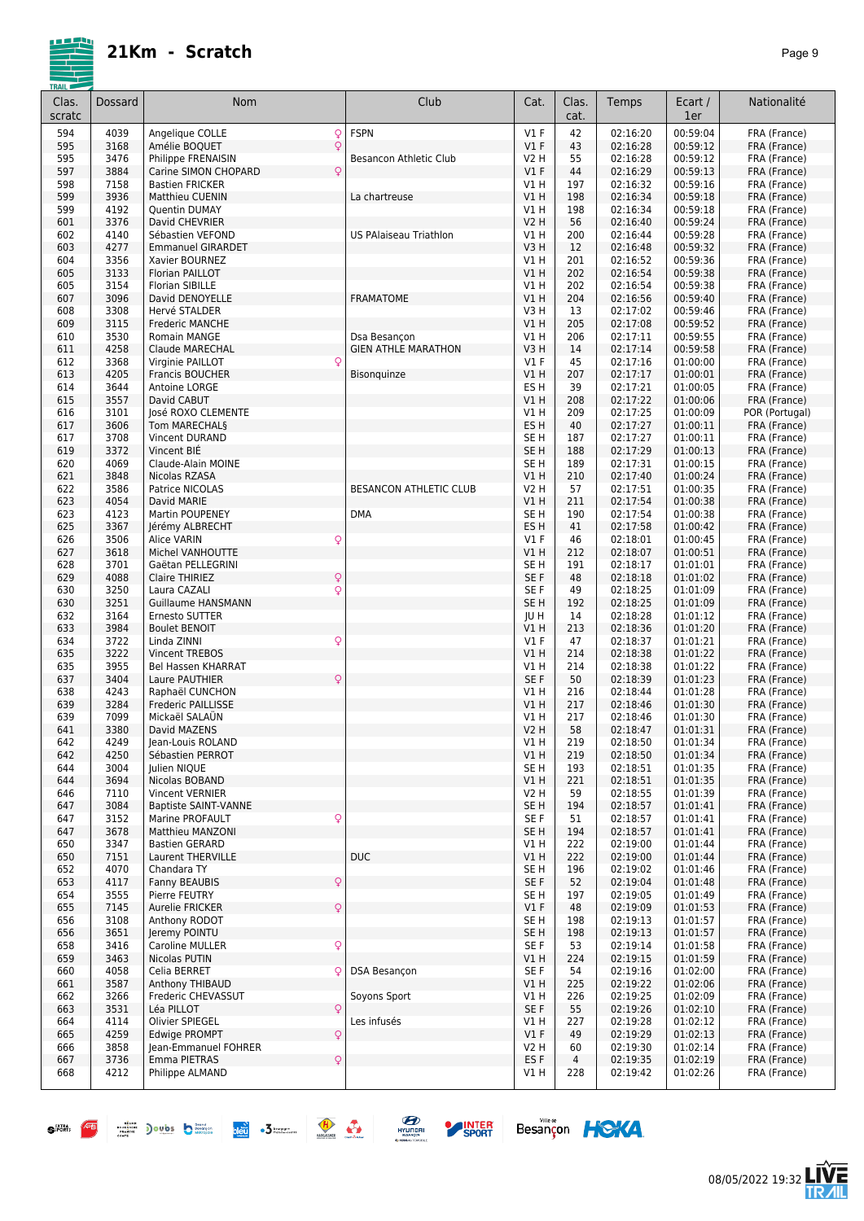# 21Km - Scratch

| Clas. scratc | Dossard | Nom | | Club | Cat. | Clas. cat. | Temps | Ecart / 1er | Nationalité |
|---|---|---|---|---|---|---|---|---|---|
| 594 | 4039 | Angelique COLLE | ♀ | FSPN | V1 F | 42 | 02:16:20 | 00:59:04 | FRA (France) |
| 595 | 3168 | Amélie BOQUET | ♀ | | V1 F | 43 | 02:16:28 | 00:59:12 | FRA (France) |
| 595 | 3476 | Philippe FRENAISIN | | Besancon Athletic Club | V2 H | 55 | 02:16:28 | 00:59:12 | FRA (France) |
| 597 | 3884 | Carine SIMON CHOPARD | ♀ | | V1 F | 44 | 02:16:29 | 00:59:13 | FRA (France) |
| 598 | 7158 | Bastien FRICKER | | | V1 H | 197 | 02:16:32 | 00:59:16 | FRA (France) |
| 599 | 3936 | Matthieu CUENIN | | La chartreuse | V1 H | 198 | 02:16:34 | 00:59:18 | FRA (France) |
| 599 | 4192 | Quentin DUMAY | | | V1 H | 198 | 02:16:34 | 00:59:18 | FRA (France) |
| 601 | 3376 | David CHEVRIER | | | V2 H | 56 | 02:16:40 | 00:59:24 | FRA (France) |
| 602 | 4140 | Sébastien VEFOND | | US PAlaiseau Triathlon | V1 H | 200 | 02:16:44 | 00:59:28 | FRA (France) |
| 603 | 4277 | Emmanuel GIRARDET | | | V3 H | 12 | 02:16:48 | 00:59:32 | FRA (France) |
| 604 | 3356 | Xavier BOURNEZ | | | V1 H | 201 | 02:16:52 | 00:59:36 | FRA (France) |
| 605 | 3133 | Florian PAILLOT | | | V1 H | 202 | 02:16:54 | 00:59:38 | FRA (France) |
| 605 | 3154 | Florian SIBILLE | | | V1 H | 202 | 02:16:54 | 00:59:38 | FRA (France) |
| 607 | 3096 | David DENOYELLE | | FRAMATOME | V1 H | 204 | 02:16:56 | 00:59:40 | FRA (France) |
| 608 | 3308 | Hervé STALDER | | | V3 H | 13 | 02:17:02 | 00:59:46 | FRA (France) |
| 609 | 3115 | Frederic MANCHE | | | V1 H | 205 | 02:17:08 | 00:59:52 | FRA (France) |
| 610 | 3530 | Romain MANGE | | Dsa Besançon | V1 H | 206 | 02:17:11 | 00:59:55 | FRA (France) |
| 611 | 4258 | Claude MARECHAL | | GIEN ATHLE MARATHON | V3 H | 14 | 02:17:14 | 00:59:58 | FRA (France) |
| 612 | 3368 | Virginie PAILLOT | ♀ | | V1 F | 45 | 02:17:16 | 01:00:00 | FRA (France) |
| 613 | 4205 | Francis BOUCHER | | Bisonquinze | V1 H | 207 | 02:17:17 | 01:00:01 | FRA (France) |
| 614 | 3644 | Antoine LORGE | | | ES H | 39 | 02:17:21 | 01:00:05 | FRA (France) |
| 615 | 3557 | David CABUT | | | V1 H | 208 | 02:17:22 | 01:00:06 | FRA (France) |
| 616 | 3101 | José ROXO CLEMENTE | | | V1 H | 209 | 02:17:25 | 01:00:09 | POR (Portugal) |
| 617 | 3606 | Tom MARECHAL§ | | | ES H | 40 | 02:17:27 | 01:00:11 | FRA (France) |
| 617 | 3708 | Vincent DURAND | | | SE H | 187 | 02:17:27 | 01:00:11 | FRA (France) |
| 619 | 3372 | Vincent BIÉ | | | SE H | 188 | 02:17:29 | 01:00:13 | FRA (France) |
| 620 | 4069 | Claude-Alain MOINE | | | SE H | 189 | 02:17:31 | 01:00:15 | FRA (France) |
| 621 | 3848 | Nicolas RZASA | | | V1 H | 210 | 02:17:40 | 01:00:24 | FRA (France) |
| 622 | 3586 | Patrice NICOLAS | | BESANCON ATHLETIC CLUB | V2 H | 57 | 02:17:51 | 01:00:35 | FRA (France) |
| 623 | 4054 | David MARIE | | | V1 H | 211 | 02:17:54 | 01:00:38 | FRA (France) |
| 623 | 4123 | Martin POUPENEY | | DMA | SE H | 190 | 02:17:54 | 01:00:38 | FRA (France) |
| 625 | 3367 | Jérémy ALBRECHT | | | ES H | 41 | 02:17:58 | 01:00:42 | FRA (France) |
| 626 | 3506 | Alice VARIN | ♀ | | V1 F | 46 | 02:18:01 | 01:00:45 | FRA (France) |
| 627 | 3618 | Michel VANHOUTTE | | | V1 H | 212 | 02:18:07 | 01:00:51 | FRA (France) |
| 628 | 3701 | Gaëtan PELLEGRINI | | | SE H | 191 | 02:18:17 | 01:01:01 | FRA (France) |
| 629 | 4088 | Claire THIRIEZ | ♀ | | SE F | 48 | 02:18:18 | 01:01:02 | FRA (France) |
| 630 | 3250 | Laura CAZALI | ♀ | | SE F | 49 | 02:18:25 | 01:01:09 | FRA (France) |
| 630 | 3251 | Guillaume HANSMANN | | | SE H | 192 | 02:18:25 | 01:01:09 | FRA (France) |
| 632 | 3164 | Ernesto SUTTER | | | JU H | 14 | 02:18:28 | 01:01:12 | FRA (France) |
| 633 | 3984 | Boulet BENOIT | | | V1 H | 213 | 02:18:36 | 01:01:20 | FRA (France) |
| 634 | 3722 | Linda ZINNI | ♀ | | V1 F | 47 | 02:18:37 | 01:01:21 | FRA (France) |
| 635 | 3222 | Vincent TREBOS | | | V1 H | 214 | 02:18:38 | 01:01:22 | FRA (France) |
| 635 | 3955 | Bel Hassen KHARRAT | | | V1 H | 214 | 02:18:38 | 01:01:22 | FRA (France) |
| 637 | 3404 | Laure PAUTHIER | ♀ | | SE F | 50 | 02:18:39 | 01:01:23 | FRA (France) |
| 638 | 4243 | Raphaël CUNCHON | | | V1 H | 216 | 02:18:44 | 01:01:28 | FRA (France) |
| 639 | 3284 | Frederic PAILLISSE | | | V1 H | 217 | 02:18:46 | 01:01:30 | FRA (France) |
| 639 | 7099 | Mickaël SALAÜN | | | V1 H | 217 | 02:18:46 | 01:01:30 | FRA (France) |
| 641 | 3380 | David MAZENS | | | V2 H | 58 | 02:18:47 | 01:01:31 | FRA (France) |
| 642 | 4249 | Jean-Louis ROLAND | | | V1 H | 219 | 02:18:50 | 01:01:34 | FRA (France) |
| 642 | 4250 | Sébastien PERROT | | | V1 H | 219 | 02:18:50 | 01:01:34 | FRA (France) |
| 644 | 3004 | Julien NIQUE | | | SE H | 193 | 02:18:51 | 01:01:35 | FRA (France) |
| 644 | 3694 | Nicolas BOBAND | | | V1 H | 221 | 02:18:51 | 01:01:35 | FRA (France) |
| 646 | 7110 | Vincent VERNIER | | | V2 H | 59 | 02:18:55 | 01:01:39 | FRA (France) |
| 647 | 3084 | Baptiste SAINT-VANNE | | | SE H | 194 | 02:18:57 | 01:01:41 | FRA (France) |
| 647 | 3152 | Marine PROFAULT | ♀ | | SE F | 51 | 02:18:57 | 01:01:41 | FRA (France) |
| 647 | 3678 | Matthieu MANZONI | | | SE H | 194 | 02:18:57 | 01:01:41 | FRA (France) |
| 650 | 3347 | Bastien GERARD | | | V1 H | 222 | 02:19:00 | 01:01:44 | FRA (France) |
| 650 | 7151 | Laurent THERVILLE | | DUC | V1 H | 222 | 02:19:00 | 01:01:44 | FRA (France) |
| 652 | 4070 | Chandara TY | | | SE H | 196 | 02:19:02 | 01:01:46 | FRA (France) |
| 653 | 4117 | Fanny BEAUBIS | ♀ | | SE F | 52 | 02:19:04 | 01:01:48 | FRA (France) |
| 654 | 3555 | Pierre FEUTRY | | | SE H | 197 | 02:19:05 | 01:01:49 | FRA (France) |
| 655 | 7145 | Aurelie FRICKER | ♀ | | V1 F | 48 | 02:19:09 | 01:01:53 | FRA (France) |
| 656 | 3108 | Anthony RODOT | | | SE H | 198 | 02:19:13 | 01:01:57 | FRA (France) |
| 656 | 3651 | Jeremy POINTU | | | SE H | 198 | 02:19:13 | 01:01:57 | FRA (France) |
| 658 | 3416 | Caroline MULLER | ♀ | | SE F | 53 | 02:19:14 | 01:01:58 | FRA (France) |
| 659 | 3463 | Nicolas PUTIN | | | V1 H | 224 | 02:19:15 | 01:01:59 | FRA (France) |
| 660 | 4058 | Celia BERRET | ♀ | DSA Besançon | SE F | 54 | 02:19:16 | 01:02:00 | FRA (France) |
| 661 | 3587 | Anthony THIBAUD | | | V1 H | 225 | 02:19:22 | 01:02:06 | FRA (France) |
| 662 | 3266 | Frederic CHEVASSUT | | Soyons Sport | V1 H | 226 | 02:19:25 | 01:02:09 | FRA (France) |
| 663 | 3531 | Léa PILLOT | ♀ | | SE F | 55 | 02:19:26 | 01:02:10 | FRA (France) |
| 664 | 4114 | Olivier SPIEGEL | | Les infusés | V1 H | 227 | 02:19:28 | 01:02:12 | FRA (France) |
| 665 | 4259 | Edwige PROMPT | ♀ | | V1 F | 49 | 02:19:29 | 01:02:13 | FRA (France) |
| 666 | 3858 | Jean-Emmanuel FOHRER | | | V2 H | 60 | 02:19:30 | 01:02:14 | FRA (France) |
| 667 | 3736 | Emma PIETRAS | ♀ | | ES F | 4 | 02:19:35 | 01:02:19 | FRA (France) |
| 668 | 4212 | Philippe ALMAND | | | V1 H | 228 | 02:19:42 | 01:02:26 | FRA (France) |

08/05/2022 19:32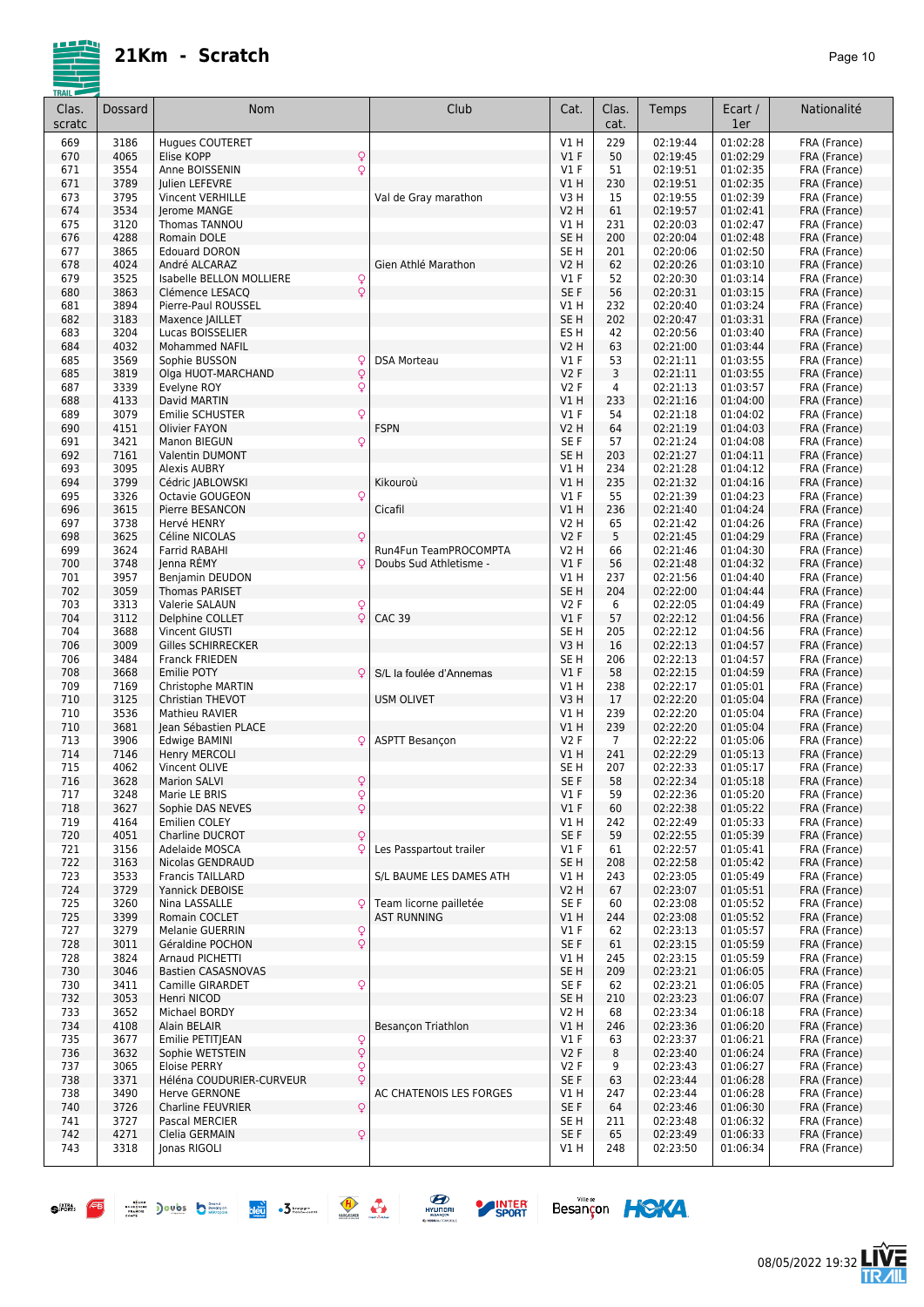# 21Km - Scratch

| Clas. scratc | Dossard | Nom | | Club | Cat. | Clas. cat. | Temps | Ecart / 1er | Nationalité |
|---|---|---|---|---|---|---|---|---|---|
| 669 | 3186 | Hugues COUTERET | | | V1 H | 229 | 02:19:44 | 01:02:28 | FRA (France) |
| 670 | 4065 | Elise KOPP | ♀ | | V1 F | 50 | 02:19:45 | 01:02:29 | FRA (France) |
| 671 | 3554 | Anne BOISSENIN | ♀ | | V1 F | 51 | 02:19:51 | 01:02:35 | FRA (France) |
| 671 | 3789 | Julien LEFEVRE | | | V1 H | 230 | 02:19:51 | 01:02:35 | FRA (France) |
| 673 | 3795 | Vincent VERHILLE | | Val de Gray marathon | V3 H | 15 | 02:19:55 | 01:02:39 | FRA (France) |
| 674 | 3534 | Jerome MANGE | | | V2 H | 61 | 02:19:57 | 01:02:41 | FRA (France) |
| 675 | 3120 | Thomas TANNOU | | | V1 H | 231 | 02:20:03 | 01:02:47 | FRA (France) |
| 676 | 4288 | Romain DOLE | | | SE H | 200 | 02:20:04 | 01:02:48 | FRA (France) |
| 677 | 3865 | Edouard DORON | | | SE H | 201 | 02:20:06 | 01:02:50 | FRA (France) |
| 678 | 4024 | André ALCARAZ | | Gien Athlé Marathon | V2 H | 62 | 02:20:26 | 01:03:10 | FRA (France) |
| 679 | 3525 | Isabelle BELLON MOLLIERE | ♀ | | V1 F | 52 | 02:20:30 | 01:03:14 | FRA (France) |
| 680 | 3863 | Clémence LESACQ | ♀ | | SE F | 56 | 02:20:31 | 01:03:15 | FRA (France) |
| 681 | 3894 | Pierre-Paul ROUSSEL | | | V1 H | 232 | 02:20:40 | 01:03:24 | FRA (France) |
| 682 | 3183 | Maxence JAILLET | | | SE H | 202 | 02:20:47 | 01:03:31 | FRA (France) |
| 683 | 3204 | Lucas BOISSELIER | | | ES H | 42 | 02:20:56 | 01:03:40 | FRA (France) |
| 684 | 4032 | Mohammed NAFIL | | | V2 H | 63 | 02:21:00 | 01:03:44 | FRA (France) |
| 685 | 3569 | Sophie BUSSON | ♀ | DSA Morteau | V1 F | 53 | 02:21:11 | 01:03:55 | FRA (France) |
| 685 | 3819 | Olga HUOT-MARCHAND | ♀ | | V2 F | 3 | 02:21:11 | 01:03:55 | FRA (France) |
| 687 | 3339 | Evelyne ROY | ♀ | | V2 F | 4 | 02:21:13 | 01:03:57 | FRA (France) |
| 688 | 4133 | David MARTIN | | | V1 H | 233 | 02:21:16 | 01:04:00 | FRA (France) |
| 689 | 3079 | Emilie SCHUSTER | ♀ | | V1 F | 54 | 02:21:18 | 01:04:02 | FRA (France) |
| 690 | 4151 | Olivier FAYON | | FSPN | V2 H | 64 | 02:21:19 | 01:04:03 | FRA (France) |
| 691 | 3421 | Manon BIEGUN | ♀ | | SE F | 57 | 02:21:24 | 01:04:08 | FRA (France) |
| 692 | 7161 | Valentin DUMONT | | | SE H | 203 | 02:21:27 | 01:04:11 | FRA (France) |
| 693 | 3095 | Alexis AUBRY | | | V1 H | 234 | 02:21:28 | 01:04:12 | FRA (France) |
| 694 | 3799 | Cédric JABLOWSKI | | Kikouroù | V1 H | 235 | 02:21:32 | 01:04:16 | FRA (France) |
| 695 | 3326 | Octavie GOUGEON | ♀ | | V1 F | 55 | 02:21:39 | 01:04:23 | FRA (France) |
| 696 | 3615 | Pierre BESANCON | | Cicafil | V1 H | 236 | 02:21:40 | 01:04:24 | FRA (France) |
| 697 | 3738 | Hervé HENRY | | | V2 H | 65 | 02:21:42 | 01:04:26 | FRA (France) |
| 698 | 3625 | Céline NICOLAS | ♀ | | V2 F | 5 | 02:21:45 | 01:04:29 | FRA (France) |
| 699 | 3624 | Farrid RABAHI | | Run4Fun TeamPROCOMPTA | V2 H | 66 | 02:21:46 | 01:04:30 | FRA (France) |
| 700 | 3748 | Jenna RÉMY | ♀ | Doubs Sud Athletisme - | V1 F | 56 | 02:21:48 | 01:04:32 | FRA (France) |
| 701 | 3957 | Benjamin DEUDON | | | V1 H | 237 | 02:21:56 | 01:04:40 | FRA (France) |
| 702 | 3059 | Thomas PARISET | | | SE H | 204 | 02:22:00 | 01:04:44 | FRA (France) |
| 703 | 3313 | Valerie SALAUN | ♀ | | V2 F | 6 | 02:22:05 | 01:04:49 | FRA (France) |
| 704 | 3112 | Delphine COLLET | ♀ | CAC 39 | V1 F | 57 | 02:22:12 | 01:04:56 | FRA (France) |
| 704 | 3688 | Vincent GIUSTI | | | SE H | 205 | 02:22:12 | 01:04:56 | FRA (France) |
| 706 | 3009 | Gilles SCHIRRECKER | | | V3 H | 16 | 02:22:13 | 01:04:57 | FRA (France) |
| 706 | 3484 | Franck FRIEDEN | | | SE H | 206 | 02:22:13 | 01:04:57 | FRA (France) |
| 708 | 3668 | Emilie POTY | ♀ | S/L la foulée d'Annemas | V1 F | 58 | 02:22:15 | 01:04:59 | FRA (France) |
| 709 | 7169 | Christophe MARTIN | | | V1 H | 238 | 02:22:17 | 01:05:01 | FRA (France) |
| 710 | 3125 | Christian THEVOT | | USM OLIVET | V3 H | 17 | 02:22:20 | 01:05:04 | FRA (France) |
| 710 | 3536 | Mathieu RAVIER | | | V1 H | 239 | 02:22:20 | 01:05:04 | FRA (France) |
| 710 | 3681 | Jean Sébastien PLACE | | | V1 H | 239 | 02:22:20 | 01:05:04 | FRA (France) |
| 713 | 3906 | Edwige BAMINI | ♀ | ASPTT Besançon | V2 F | 7 | 02:22:22 | 01:05:06 | FRA (France) |
| 714 | 7146 | Henry MERCOLI | | | V1 H | 241 | 02:22:29 | 01:05:13 | FRA (France) |
| 715 | 4062 | Vincent OLIVE | | | SE H | 207 | 02:22:33 | 01:05:17 | FRA (France) |
| 716 | 3628 | Marion SALVI | ♀ | | SE F | 58 | 02:22:34 | 01:05:18 | FRA (France) |
| 717 | 3248 | Marie LE BRIS | ♀ | | V1 F | 59 | 02:22:36 | 01:05:20 | FRA (France) |
| 718 | 3627 | Sophie DAS NEVES | ♀ | | V1 F | 60 | 02:22:38 | 01:05:22 | FRA (France) |
| 719 | 4164 | Emilien COLEY | | | V1 H | 242 | 02:22:49 | 01:05:33 | FRA (France) |
| 720 | 4051 | Charline DUCROT | ♀ | | SE F | 59 | 02:22:55 | 01:05:39 | FRA (France) |
| 721 | 3156 | Adelaide MOSCA | ♀ | Les Passpartout trailer | V1 F | 61 | 02:22:57 | 01:05:41 | FRA (France) |
| 722 | 3163 | Nicolas GENDRAUD | | | SE H | 208 | 02:22:58 | 01:05:42 | FRA (France) |
| 723 | 3533 | Francis TAILLARD | | S/L BAUME LES DAMES ATH | V1 H | 243 | 02:23:05 | 01:05:49 | FRA (France) |
| 724 | 3729 | Yannick DEBOISE | | | V2 H | 67 | 02:23:07 | 01:05:51 | FRA (France) |
| 725 | 3260 | Nina LASSALLE | ♀ | Team licorne pailletée | SE F | 60 | 02:23:08 | 01:05:52 | FRA (France) |
| 725 | 3399 | Romain COCLET | | AST RUNNING | V1 H | 244 | 02:23:08 | 01:05:52 | FRA (France) |
| 727 | 3279 | Melanie GUERRIN | ♀ | | V1 F | 62 | 02:23:13 | 01:05:57 | FRA (France) |
| 728 | 3011 | Géraldine POCHON | ♀ | | SE F | 61 | 02:23:15 | 01:05:59 | FRA (France) |
| 728 | 3824 | Arnaud PICHETTI | | | V1 H | 245 | 02:23:15 | 01:05:59 | FRA (France) |
| 730 | 3046 | Bastien CASASNOVAS | | | SE H | 209 | 02:23:21 | 01:06:05 | FRA (France) |
| 730 | 3411 | Camille GIRARDET | ♀ | | SE F | 62 | 02:23:21 | 01:06:05 | FRA (France) |
| 732 | 3053 | Henri NICOD | | | SE H | 210 | 02:23:23 | 01:06:07 | FRA (France) |
| 733 | 3652 | Michael BORDY | | | V2 H | 68 | 02:23:34 | 01:06:18 | FRA (France) |
| 734 | 4108 | Alain BELAIR | | Besançon Triathlon | V1 H | 246 | 02:23:36 | 01:06:20 | FRA (France) |
| 735 | 3677 | Emilie PETITJEAN | ♀ | | V1 F | 63 | 02:23:37 | 01:06:21 | FRA (France) |
| 736 | 3632 | Sophie WETSTEIN | ♀ | | V2 F | 8 | 02:23:40 | 01:06:24 | FRA (France) |
| 737 | 3065 | Eloise PERRY | ♀ | | V2 F | 9 | 02:23:43 | 01:06:27 | FRA (France) |
| 738 | 3371 | Héléna COUDURIER-CURVEUR | ♀ | | SE F | 63 | 02:23:44 | 01:06:28 | FRA (France) |
| 738 | 3490 | Herve GERNONE | | AC CHATENOIS LES FORGES | V1 H | 247 | 02:23:44 | 01:06:28 | FRA (France) |
| 740 | 3726 | Charline FEUVRIER | ♀ | | SE F | 64 | 02:23:46 | 01:06:30 | FRA (France) |
| 741 | 3727 | Pascal MERCIER | | | SE H | 211 | 02:23:48 | 01:06:32 | FRA (France) |
| 742 | 4271 | Clelia GERMAIN | ♀ | | SE F | 65 | 02:23:49 | 01:06:33 | FRA (France) |
| 743 | 3318 | Jonas RIGOLI | | | V1 H | 248 | 02:23:50 | 01:06:34 | FRA (France) |

08/05/2022 19:32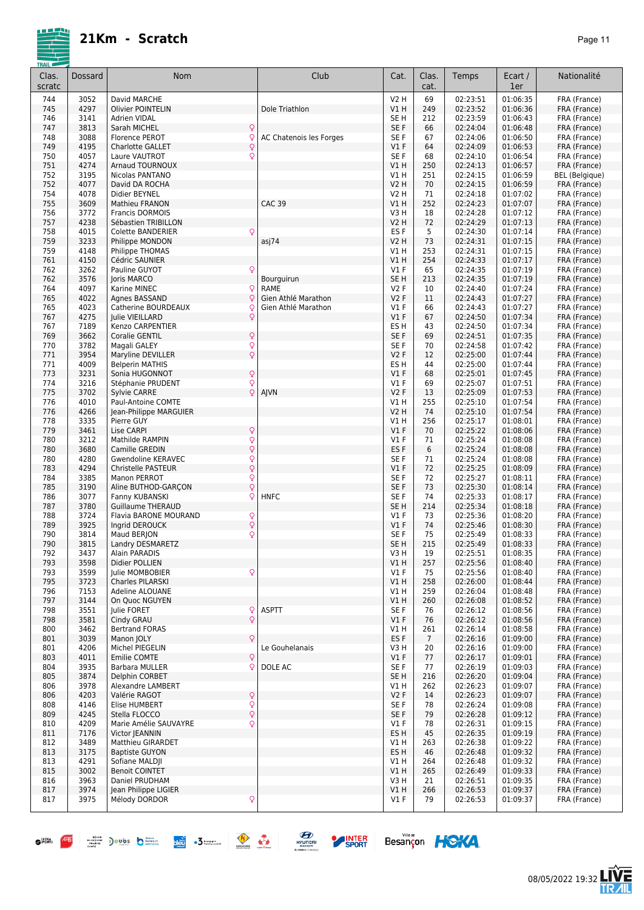# 21Km - Scratch

| Clas. scratc | Dossard | Nom | | Club | Cat. | Clas. cat. | Temps | Ecart / 1er | Nationalité |
|---|---|---|---|---|---|---|---|---|---|
| 744 | 3052 | David MARCHE | | | V2 H | 69 | 02:23:51 | 01:06:35 | FRA (France) |
| 745 | 4297 | Olivier POINTELIN | | Dole Triathlon | V1 H | 249 | 02:23:52 | 01:06:36 | FRA (France) |
| 746 | 3141 | Adrien VIDAL | | | SE H | 212 | 02:23:59 | 01:06:43 | FRA (France) |
| 747 | 3813 | Sarah MICHEL | ♀ | | SE F | 66 | 02:24:04 | 01:06:48 | FRA (France) |
| 748 | 3088 | Florence PEROT | ♀ | AC Chatenois les Forges | SE F | 67 | 02:24:06 | 01:06:50 | FRA (France) |
| 749 | 4195 | Charlotte GALLET | ♀ | | V1 F | 64 | 02:24:09 | 01:06:53 | FRA (France) |
| 750 | 4057 | Laure VAUTROT | ♀ | | SE F | 68 | 02:24:10 | 01:06:54 | FRA (France) |
| 751 | 4274 | Arnaud TOURNOUX | | | V1 H | 250 | 02:24:13 | 01:06:57 | FRA (France) |
| 752 | 3195 | Nicolas PANTANO | | | V1 H | 251 | 02:24:15 | 01:06:59 | BEL (Belgique) |
| 752 | 4077 | David DA ROCHA | | | V2 H | 70 | 02:24:15 | 01:06:59 | FRA (France) |
| 754 | 4078 | Didier BEYNEL | | | V2 H | 71 | 02:24:18 | 01:07:02 | FRA (France) |
| 755 | 3609 | Mathieu FRANON | | CAC 39 | V1 H | 252 | 02:24:23 | 01:07:07 | FRA (France) |
| 756 | 3772 | Francis DORMOIS | | | V3 H | 18 | 02:24:28 | 01:07:12 | FRA (France) |
| 757 | 4238 | Sébastien TRIBILLON | | | V2 H | 72 | 02:24:29 | 01:07:13 | FRA (France) |
| 758 | 4015 | Colette BANDERIER | ♀ | | ES F | 5 | 02:24:30 | 01:07:14 | FRA (France) |
| 759 | 3233 | Philippe MONDON | | asj74 | V2 H | 73 | 02:24:31 | 01:07:15 | FRA (France) |
| 759 | 4148 | Philippe THOMAS | | | V1 H | 253 | 02:24:31 | 01:07:15 | FRA (France) |
| 761 | 4150 | Cédric SAUNIER | | | V1 H | 254 | 02:24:33 | 01:07:17 | FRA (France) |
| 762 | 3262 | Pauline GUYOT | ♀ | | V1 F | 65 | 02:24:35 | 01:07:19 | FRA (France) |
| 762 | 3576 | Joris MARCO | | Bourguirun | SE H | 213 | 02:24:35 | 01:07:19 | FRA (France) |
| 764 | 4097 | Karine MINEC | ♀ | RAME | V2 F | 10 | 02:24:40 | 01:07:24 | FRA (France) |
| 765 | 4022 | Agnes BASSAND | ♀ | Gien Athlé Marathon | V2 F | 11 | 02:24:43 | 01:07:27 | FRA (France) |
| 765 | 4023 | Catherine BOURDEAUX | ♀ | Gien Athlé Marathon | V1 F | 66 | 02:24:43 | 01:07:27 | FRA (France) |
| 767 | 4275 | Julie VIEILLARD | ♀ | | V1 F | 67 | 02:24:50 | 01:07:34 | FRA (France) |
| 767 | 7189 | Kenzo CARPENTIER | | | ES H | 43 | 02:24:50 | 01:07:34 | FRA (France) |
| 769 | 3662 | Coralie GENTIL | ♀ | | SE F | 69 | 02:24:51 | 01:07:35 | FRA (France) |
| 770 | 3782 | Magali GALEY | ♀ | | SE F | 70 | 02:24:58 | 01:07:42 | FRA (France) |
| 771 | 3954 | Maryline DEVILLER | ♀ | | V2 F | 12 | 02:25:00 | 01:07:44 | FRA (France) |
| 771 | 4009 | Belperin MATHIS | | | ES H | 44 | 02:25:00 | 01:07:44 | FRA (France) |
| 773 | 3231 | Sonia HUGONNOT | ♀ | | V1 F | 68 | 02:25:01 | 01:07:45 | FRA (France) |
| 774 | 3216 | Stéphanie PRUDENT | ♀ | | V1 F | 69 | 02:25:07 | 01:07:51 | FRA (France) |
| 775 | 3702 | Sylvie CARRE | ♀ | AJVN | V2 F | 13 | 02:25:09 | 01:07:53 | FRA (France) |
| 776 | 4010 | Paul-Antoine COMTE | | | V1 H | 255 | 02:25:10 | 01:07:54 | FRA (France) |
| 776 | 4266 | Jean-Philippe MARGUIER | | | V2 H | 74 | 02:25:10 | 01:07:54 | FRA (France) |
| 778 | 3335 | Pierre GUY | | | V1 H | 256 | 02:25:17 | 01:08:01 | FRA (France) |
| 779 | 3461 | Lise CARPI | ♀ | | V1 F | 70 | 02:25:22 | 01:08:06 | FRA (France) |
| 780 | 3212 | Mathilde RAMPIN | ♀ | | V1 F | 71 | 02:25:24 | 01:08:08 | FRA (France) |
| 780 | 3680 | Camille GREDIN | ♀ | | ES F | 6 | 02:25:24 | 01:08:08 | FRA (France) |
| 780 | 4280 | Gwendoline KERAVEC | ♀ | | SE F | 71 | 02:25:24 | 01:08:08 | FRA (France) |
| 783 | 4294 | Christelle PASTEUR | ♀ | | V1 F | 72 | 02:25:25 | 01:08:09 | FRA (France) |
| 784 | 3385 | Manon PERROT | ♀ | | SE F | 72 | 02:25:27 | 01:08:11 | FRA (France) |
| 785 | 3190 | Aline BUTHOD-GARÇON | ♀ | | SE F | 73 | 02:25:30 | 01:08:14 | FRA (France) |
| 786 | 3077 | Fanny KUBANSKI | ♀ | HNFC | SE F | 74 | 02:25:33 | 01:08:17 | FRA (France) |
| 787 | 3780 | Guillaume THERAUD | | | SE H | 214 | 02:25:34 | 01:08:18 | FRA (France) |
| 788 | 3724 | Flavia BARONE MOURAND | ♀ | | V1 F | 73 | 02:25:36 | 01:08:20 | FRA (France) |
| 789 | 3925 | Ingrid DEROUCK | ♀ | | V1 F | 74 | 02:25:46 | 01:08:30 | FRA (France) |
| 790 | 3814 | Maud BERJON | ♀ | | SE F | 75 | 02:25:49 | 01:08:33 | FRA (France) |
| 790 | 3815 | Landry DESMARETZ | | | SE H | 215 | 02:25:49 | 01:08:33 | FRA (France) |
| 792 | 3437 | Alain PARADIS | | | V3 H | 19 | 02:25:51 | 01:08:35 | FRA (France) |
| 793 | 3598 | Didier POLLIEN | | | V1 H | 257 | 02:25:56 | 01:08:40 | FRA (France) |
| 793 | 3599 | Julie MOMBOBIER | ♀ | | V1 F | 75 | 02:25:56 | 01:08:40 | FRA (France) |
| 795 | 3723 | Charles PILARSKI | | | V1 H | 258 | 02:26:00 | 01:08:44 | FRA (France) |
| 796 | 7153 | Adeline ALOUANE | | | V1 H | 259 | 02:26:04 | 01:08:48 | FRA (France) |
| 797 | 3144 | On Quoc NGUYEN | | | V1 H | 260 | 02:26:08 | 01:08:52 | FRA (France) |
| 798 | 3551 | Julie FORET | ♀ | ASPTT | SE F | 76 | 02:26:12 | 01:08:56 | FRA (France) |
| 798 | 3581 | Cindy GRAU | ♀ | | V1 F | 76 | 02:26:12 | 01:08:56 | FRA (France) |
| 800 | 3462 | Bertrand FORAS | | | V1 H | 261 | 02:26:14 | 01:08:58 | FRA (France) |
| 801 | 3039 | Manon JOLY | ♀ | | ES F | 7 | 02:26:16 | 01:09:00 | FRA (France) |
| 801 | 4206 | Michel PIEGELIN | | Le Gouhelanais | V3 H | 20 | 02:26:16 | 01:09:00 | FRA (France) |
| 803 | 4011 | Emilie COMTE | ♀ | | V1 F | 77 | 02:26:17 | 01:09:01 | FRA (France) |
| 804 | 3935 | Barbara MULLER | ♀ | DOLE AC | SE F | 77 | 02:26:19 | 01:09:03 | FRA (France) |
| 805 | 3874 | Delphin CORBET | | | SE H | 216 | 02:26:20 | 01:09:04 | FRA (France) |
| 806 | 3978 | Alexandre LAMBERT | | | V1 H | 262 | 02:26:23 | 01:09:07 | FRA (France) |
| 806 | 4203 | Valérie RAGOT | ♀ | | V2 F | 14 | 02:26:23 | 01:09:07 | FRA (France) |
| 808 | 4146 | Elise HUMBERT | ♀ | | SE F | 78 | 02:26:24 | 01:09:08 | FRA (France) |
| 809 | 4245 | Stella FLOCCO | ♀ | | SE F | 79 | 02:26:28 | 01:09:12 | FRA (France) |
| 810 | 4209 | Marie Amélie SAUVAYRE | ♀ | | V1 F | 78 | 02:26:31 | 01:09:15 | FRA (France) |
| 811 | 7176 | Victor JEANNIN | | | ES H | 45 | 02:26:35 | 01:09:19 | FRA (France) |
| 812 | 3489 | Matthieu GIRARDET | | | V1 H | 263 | 02:26:38 | 01:09:22 | FRA (France) |
| 813 | 3175 | Baptiste GUYON | | | ES H | 46 | 02:26:48 | 01:09:32 | FRA (France) |
| 813 | 4291 | Sofiane MALDJI | | | V1 H | 264 | 02:26:48 | 01:09:32 | FRA (France) |
| 815 | 3002 | Benoit COINTET | | | V1 H | 265 | 02:26:49 | 01:09:33 | FRA (France) |
| 816 | 3963 | Daniel PRUDHAM | | | V3 H | 21 | 02:26:51 | 01:09:35 | FRA (France) |
| 817 | 3974 | Jean Philippe LIGIER | | | V1 H | 266 | 02:26:53 | 01:09:37 | FRA (France) |
| 817 | 3975 | Mélody DORDOR | ♀ | | V1 F | 79 | 02:26:53 | 01:09:37 | FRA (France) |

08/05/2022 19:32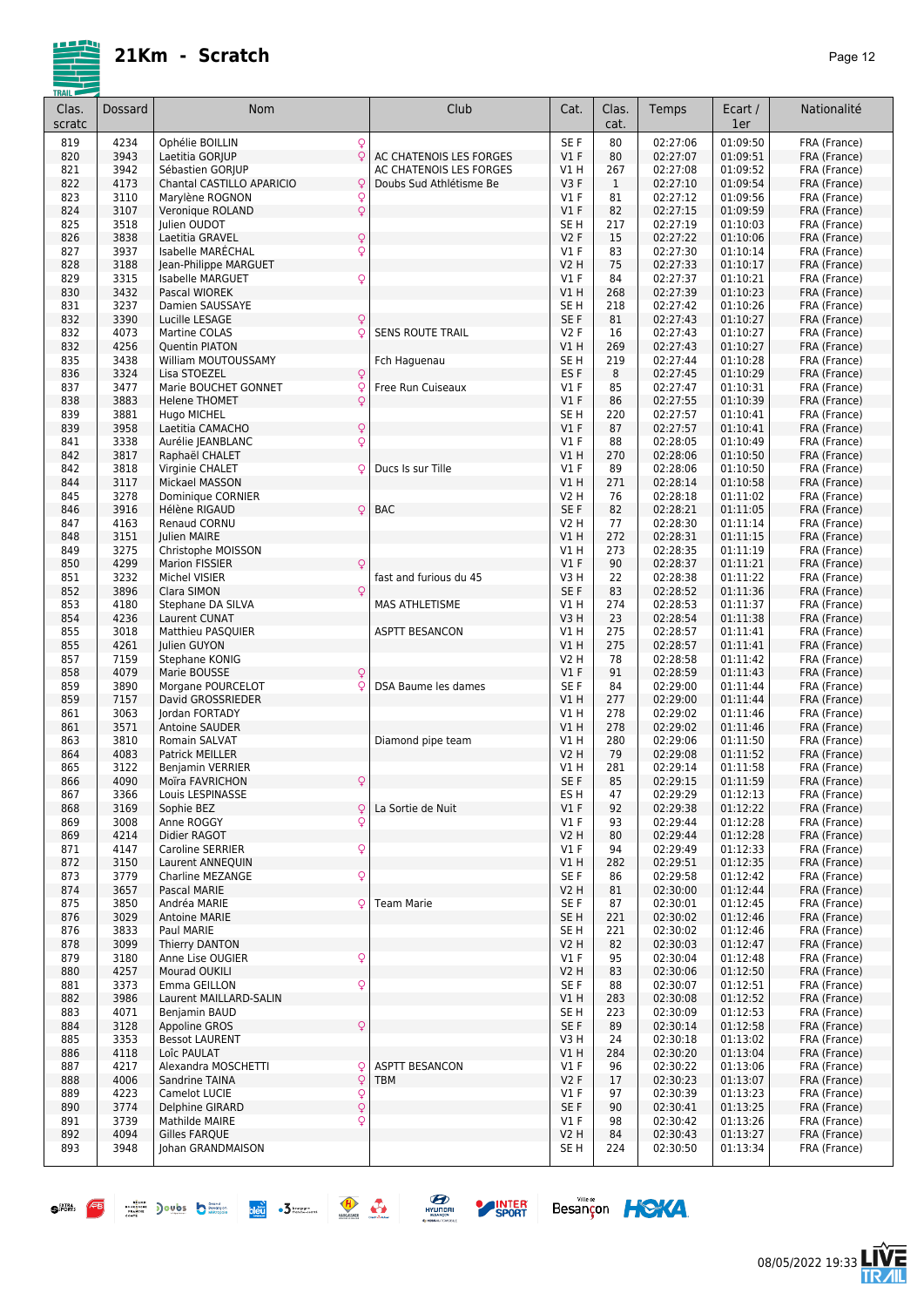# 21Km - Scratch

| Clas. scratc | Dossard | Nom | | Club | Cat. | Clas. cat. | Temps | Ecart / 1er | Nationalité |
|---|---|---|---|---|---|---|---|---|---|
| 819 | 4234 | Ophélie BOILLIN | ♀ | | SE F | 80 | 02:27:06 | 01:09:50 | FRA (France) |
| 820 | 3943 | Laetitia GORJUP | ♀ | AC CHATENOIS LES FORGES | V1 F | 80 | 02:27:07 | 01:09:51 | FRA (France) |
| 821 | 3942 | Sébastien GORJUP | | AC CHATENOIS LES FORGES | V1 H | 267 | 02:27:08 | 01:09:52 | FRA (France) |
| 822 | 4173 | Chantal CASTILLO APARICIO | ♀ | Doubs Sud Athlétisme Be | V3 F | 1 | 02:27:10 | 01:09:54 | FRA (France) |
| 823 | 3110 | Marylène ROGNON | ♀ | | V1 F | 81 | 02:27:12 | 01:09:56 | FRA (France) |
| 824 | 3107 | Veronique ROLAND | ♀ | | V1 F | 82 | 02:27:15 | 01:09:59 | FRA (France) |
| 825 | 3518 | Julien OUDOT | | | SE H | 217 | 02:27:19 | 01:10:03 | FRA (France) |
| 826 | 3838 | Laetitia GRAVEL | ♀ | | V2 F | 15 | 02:27:22 | 01:10:06 | FRA (France) |
| 827 | 3937 | Isabelle MARÉCHAL | ♀ | | V1 F | 83 | 02:27:30 | 01:10:14 | FRA (France) |
| 828 | 3188 | Jean-Philippe MARGUET | | | V2 H | 75 | 02:27:33 | 01:10:17 | FRA (France) |
| 829 | 3315 | Isabelle MARGUET | ♀ | | V1 F | 84 | 02:27:37 | 01:10:21 | FRA (France) |
| 830 | 3432 | Pascal WIOREK | | | V1 H | 268 | 02:27:39 | 01:10:23 | FRA (France) |
| 831 | 3237 | Damien SAUSSAYE | | | SE H | 218 | 02:27:42 | 01:10:26 | FRA (France) |
| 832 | 3390 | Lucille LESAGE | ♀ | | SE F | 81 | 02:27:43 | 01:10:27 | FRA (France) |
| 832 | 4073 | Martine COLAS | ♀ | SENS ROUTE TRAIL | V2 F | 16 | 02:27:43 | 01:10:27 | FRA (France) |
| 832 | 4256 | Quentin PIATON | | | V1 H | 269 | 02:27:43 | 01:10:27 | FRA (France) |
| 835 | 3438 | William MOUTOUSSAMY | | Fch Haguenau | SE H | 219 | 02:27:44 | 01:10:28 | FRA (France) |
| 836 | 3324 | Lisa STOEZEL | ♀ | | ES F | 8 | 02:27:45 | 01:10:29 | FRA (France) |
| 837 | 3477 | Marie BOUCHET GONNET | ♀ | Free Run Cuiseaux | V1 F | 85 | 02:27:47 | 01:10:31 | FRA (France) |
| 838 | 3883 | Helene THOMET | ♀ | | V1 F | 86 | 02:27:55 | 01:10:39 | FRA (France) |
| 839 | 3881 | Hugo MICHEL | | | SE H | 220 | 02:27:57 | 01:10:41 | FRA (France) |
| 839 | 3958 | Laetitia CAMACHO | ♀ | | V1 F | 87 | 02:27:57 | 01:10:41 | FRA (France) |
| 841 | 3338 | Aurélie JEANBLANC | ♀ | | V1 F | 88 | 02:28:05 | 01:10:49 | FRA (France) |
| 842 | 3817 | Raphaël CHALET | | | V1 H | 270 | 02:28:06 | 01:10:50 | FRA (France) |
| 842 | 3818 | Virginie CHALET | ♀ | Ducs Is sur Tille | V1 F | 89 | 02:28:06 | 01:10:50 | FRA (France) |
| 844 | 3117 | Mickael MASSON | | | V1 H | 271 | 02:28:14 | 01:10:58 | FRA (France) |
| 845 | 3278 | Dominique CORNIER | | | V2 H | 76 | 02:28:18 | 01:11:02 | FRA (France) |
| 846 | 3916 | Hélène RIGAUD | ♀ | BAC | SE F | 82 | 02:28:21 | 01:11:05 | FRA (France) |
| 847 | 4163 | Renaud CORNU | | | V2 H | 77 | 02:28:30 | 01:11:14 | FRA (France) |
| 848 | 3151 | Julien MAIRE | | | V1 H | 272 | 02:28:31 | 01:11:15 | FRA (France) |
| 849 | 3275 | Christophe MOISSON | | | V1 H | 273 | 02:28:35 | 01:11:19 | FRA (France) |
| 850 | 4299 | Marion FISSIER | ♀ | | V1 F | 90 | 02:28:37 | 01:11:21 | FRA (France) |
| 851 | 3232 | Michel VISIER | | fast and furious du 45 | V3 H | 22 | 02:28:38 | 01:11:22 | FRA (France) |
| 852 | 3896 | Clara SIMON | ♀ | | SE F | 83 | 02:28:52 | 01:11:36 | FRA (France) |
| 853 | 4180 | Stephane DA SILVA | | MAS ATHLETISME | V1 H | 274 | 02:28:53 | 01:11:37 | FRA (France) |
| 854 | 4236 | Laurent CUNAT | | | V3 H | 23 | 02:28:54 | 01:11:38 | FRA (France) |
| 855 | 3018 | Matthieu PASQUIER | | ASPTT BESANCON | V1 H | 275 | 02:28:57 | 01:11:41 | FRA (France) |
| 855 | 4261 | Julien GUYON | | | V1 H | 275 | 02:28:57 | 01:11:41 | FRA (France) |
| 857 | 7159 | Stephane KONIG | | | V2 H | 78 | 02:28:58 | 01:11:42 | FRA (France) |
| 858 | 4079 | Marie BOUSSE | ♀ | | V1 F | 91 | 02:28:59 | 01:11:43 | FRA (France) |
| 859 | 3890 | Morgane POURCELOT | ♀ | DSA Baume les dames | SE F | 84 | 02:29:00 | 01:11:44 | FRA (France) |
| 859 | 7157 | David GROSSRIEDER | | | V1 H | 277 | 02:29:00 | 01:11:44 | FRA (France) |
| 861 | 3063 | Jordan FORTADY | | | V1 H | 278 | 02:29:02 | 01:11:46 | FRA (France) |
| 861 | 3571 | Antoine SAUDER | | | V1 H | 278 | 02:29:02 | 01:11:46 | FRA (France) |
| 863 | 3810 | Romain SALVAT | | Diamond pipe team | V1 H | 280 | 02:29:06 | 01:11:50 | FRA (France) |
| 864 | 4083 | Patrick MEILLER | | | V2 H | 79 | 02:29:08 | 01:11:52 | FRA (France) |
| 865 | 3122 | Benjamin VERRIER | | | V1 H | 281 | 02:29:14 | 01:11:58 | FRA (France) |
| 866 | 4090 | Moïra FAVRICHON | ♀ | | SE F | 85 | 02:29:15 | 01:11:59 | FRA (France) |
| 867 | 3366 | Louis LESPINASSE | | | ES H | 47 | 02:29:29 | 01:12:13 | FRA (France) |
| 868 | 3169 | Sophie BEZ | ♀ | La Sortie de Nuit | V1 F | 92 | 02:29:38 | 01:12:22 | FRA (France) |
| 869 | 3008 | Anne ROGGY | ♀ | | V1 F | 93 | 02:29:44 | 01:12:28 | FRA (France) |
| 869 | 4214 | Didier RAGOT | | | V2 H | 80 | 02:29:44 | 01:12:28 | FRA (France) |
| 871 | 4147 | Caroline SERRIER | ♀ | | V1 F | 94 | 02:29:49 | 01:12:33 | FRA (France) |
| 872 | 3150 | Laurent ANNEQUIN | | | V1 H | 282 | 02:29:51 | 01:12:35 | FRA (France) |
| 873 | 3779 | Charline MEZANGE | ♀ | | SE F | 86 | 02:29:58 | 01:12:42 | FRA (France) |
| 874 | 3657 | Pascal MARIE | | | V2 H | 81 | 02:30:00 | 01:12:44 | FRA (France) |
| 875 | 3850 | Andréa MARIE | ♀ | Team Marie | SE F | 87 | 02:30:01 | 01:12:45 | FRA (France) |
| 876 | 3029 | Antoine MARIE | | | SE H | 221 | 02:30:02 | 01:12:46 | FRA (France) |
| 876 | 3833 | Paul MARIE | | | SE H | 221 | 02:30:02 | 01:12:46 | FRA (France) |
| 878 | 3099 | Thierry DANTON | | | V2 H | 82 | 02:30:03 | 01:12:47 | FRA (France) |
| 879 | 3180 | Anne Lise OUGIER | ♀ | | V1 F | 95 | 02:30:04 | 01:12:48 | FRA (France) |
| 880 | 4257 | Mourad OUKILI | | | V2 H | 83 | 02:30:06 | 01:12:50 | FRA (France) |
| 881 | 3373 | Emma GEILLON | ♀ | | SE F | 88 | 02:30:07 | 01:12:51 | FRA (France) |
| 882 | 3986 | Laurent MAILLARD-SALIN | | | V1 H | 283 | 02:30:08 | 01:12:52 | FRA (France) |
| 883 | 4071 | Benjamin BAUD | | | SE H | 223 | 02:30:09 | 01:12:53 | FRA (France) |
| 884 | 3128 | Appoline GROS | ♀ | | SE F | 89 | 02:30:14 | 01:12:58 | FRA (France) |
| 885 | 3353 | Bessot LAURENT | | | V3 H | 24 | 02:30:18 | 01:13:02 | FRA (France) |
| 886 | 4118 | Loïc PAULAT | | | V1 H | 284 | 02:30:20 | 01:13:04 | FRA (France) |
| 887 | 4217 | Alexandra MOSCHETTI | ♀ | ASPTT BESANCON | V1 F | 96 | 02:30:22 | 01:13:06 | FRA (France) |
| 888 | 4006 | Sandrine TAINA | ♀ | TBM | V2 F | 17 | 02:30:23 | 01:13:07 | FRA (France) |
| 889 | 4223 | Camelot LUCIE | ♀ | | V1 F | 97 | 02:30:39 | 01:13:23 | FRA (France) |
| 890 | 3774 | Delphine GIRARD | ♀ | | SE F | 90 | 02:30:41 | 01:13:25 | FRA (France) |
| 891 | 3739 | Mathilde MAIRE | ♀ | | V1 F | 98 | 02:30:42 | 01:13:26 | FRA (France) |
| 892 | 4094 | Gilles FARQUE | | | V2 H | 84 | 02:30:43 | 01:13:27 | FRA (France) |
| 893 | 3948 | Johan GRANDMAISON | | | SE H | 224 | 02:30:50 | 01:13:34 | FRA (France) |

08/05/2022 19:33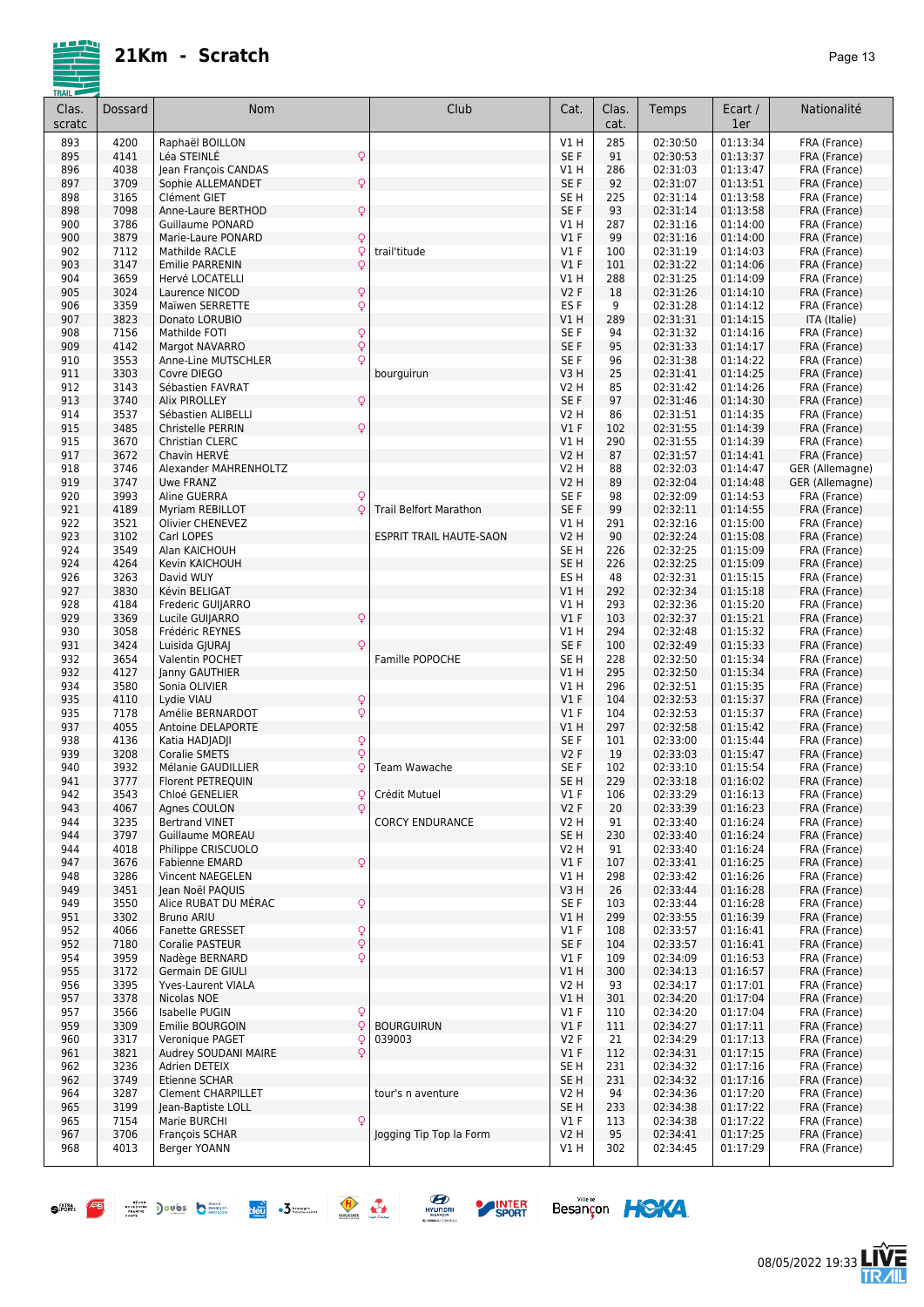# 21Km - Scratch

| Clas. scratc | Dossard | Nom | | Club | Cat. | Clas. cat. | Temps | Ecart / 1er | Nationalité |
|---|---|---|---|---|---|---|---|---|---|
| 893 | 4200 | Raphaël BOILLON | | | V1 H | 285 | 02:30:50 | 01:13:34 | FRA (France) |
| 895 | 4141 | Léa STEINLÉ | ♀ | | SE F | 91 | 02:30:53 | 01:13:37 | FRA (France) |
| 896 | 4038 | Jean François CANDAS | | | V1 H | 286 | 02:31:03 | 01:13:47 | FRA (France) |
| 897 | 3709 | Sophie ALLEMANDET | ♀ | | SE F | 92 | 02:31:07 | 01:13:51 | FRA (France) |
| 898 | 3165 | Clément GIET | | | SE H | 225 | 02:31:14 | 01:13:58 | FRA (France) |
| 898 | 7098 | Anne-Laure BERTHOD | ♀ | | SE F | 93 | 02:31:14 | 01:13:58 | FRA (France) |
| 900 | 3786 | Guillaume PONARD | | | V1 H | 287 | 02:31:16 | 01:14:00 | FRA (France) |
| 900 | 3879 | Marie-Laure PONARD | ♀ | | V1 F | 99 | 02:31:16 | 01:14:00 | FRA (France) |
| 902 | 7112 | Mathilde RACLE | ♀ | trail'titude | V1 F | 100 | 02:31:19 | 01:14:03 | FRA (France) |
| 903 | 3147 | Emilie PARRENIN | ♀ | | V1 F | 101 | 02:31:22 | 01:14:06 | FRA (France) |
| 904 | 3659 | Hervé LOCATELLI | | | V1 H | 288 | 02:31:25 | 01:14:09 | FRA (France) |
| 905 | 3024 | Laurence NICOD | ♀ | | V2 F | 18 | 02:31:26 | 01:14:10 | FRA (France) |
| 906 | 3359 | Maïwen SERRETTE | ♀ | | ES F | 9 | 02:31:28 | 01:14:12 | FRA (France) |
| 907 | 3823 | Donato LORUBIO | | | V1 H | 289 | 02:31:31 | 01:14:15 | ITA (Italie) |
| 908 | 7156 | Mathilde FOTI | ♀ | | SE F | 94 | 02:31:32 | 01:14:16 | FRA (France) |
| 909 | 4142 | Margot NAVARRO | ♀ | | SE F | 95 | 02:31:33 | 01:14:17 | FRA (France) |
| 910 | 3553 | Anne-Line MUTSCHLER | ♀ | | SE F | 96 | 02:31:38 | 01:14:22 | FRA (France) |
| 911 | 3303 | Covre DIEGO | | bourguirun | V3 H | 25 | 02:31:41 | 01:14:25 | FRA (France) |
| 912 | 3143 | Sébastien FAVRAT | | | V2 H | 85 | 02:31:42 | 01:14:26 | FRA (France) |
| 913 | 3740 | Alix PIROLLEY | ♀ | | SE F | 97 | 02:31:46 | 01:14:30 | FRA (France) |
| 914 | 3537 | Sébastien ALIBELLI | | | V2 H | 86 | 02:31:51 | 01:14:35 | FRA (France) |
| 915 | 3485 | Christelle PERRIN | ♀ | | V1 F | 102 | 02:31:55 | 01:14:39 | FRA (France) |
| 915 | 3670 | Christian CLERC | | | V1 H | 290 | 02:31:55 | 01:14:39 | FRA (France) |
| 917 | 3672 | Chavin HERVÉ | | | V2 H | 87 | 02:31:57 | 01:14:41 | FRA (France) |
| 918 | 3746 | Alexander MAHRENHOLTZ | | | V2 H | 88 | 02:32:03 | 01:14:47 | GER (Allemagne) |
| 919 | 3747 | Uwe FRANZ | | | V2 H | 89 | 02:32:04 | 01:14:48 | GER (Allemagne) |
| 920 | 3993 | Aline GUERRA | ♀ | | SE F | 98 | 02:32:09 | 01:14:53 | FRA (France) |
| 921 | 4189 | Myriam REBILLOT | ♀ | Trail Belfort Marathon | SE F | 99 | 02:32:11 | 01:14:55 | FRA (France) |
| 922 | 3521 | Olivier CHENEVEZ | | | V1 H | 291 | 02:32:16 | 01:15:00 | FRA (France) |
| 923 | 3102 | Carl LOPES | | ESPRIT TRAIL HAUTE-SAON | V2 H | 90 | 02:32:24 | 01:15:08 | FRA (France) |
| 924 | 3549 | Alan KAICHOUH | | | SE H | 226 | 02:32:25 | 01:15:09 | FRA (France) |
| 924 | 4264 | Kevin KAICHOUH | | | SE H | 226 | 02:32:25 | 01:15:09 | FRA (France) |
| 926 | 3263 | David WUY | | | ES H | 48 | 02:32:31 | 01:15:15 | FRA (France) |
| 927 | 3830 | Kévin BELIGAT | | | V1 H | 292 | 02:32:34 | 01:15:18 | FRA (France) |
| 928 | 4184 | Frederic GUIJARRO | | | V1 H | 293 | 02:32:36 | 01:15:20 | FRA (France) |
| 929 | 3369 | Lucile GUIJARRO | ♀ | | V1 F | 103 | 02:32:37 | 01:15:21 | FRA (France) |
| 930 | 3058 | Frédéric REYNES | | | V1 H | 294 | 02:32:48 | 01:15:32 | FRA (France) |
| 931 | 3424 | Luisida GJURAJ | ♀ | | SE F | 100 | 02:32:49 | 01:15:33 | FRA (France) |
| 932 | 3654 | Valentin POCHET | | Famille POPOCHE | SE H | 228 | 02:32:50 | 01:15:34 | FRA (France) |
| 932 | 4127 | Janny GAUTHIER | | | V1 H | 295 | 02:32:50 | 01:15:34 | FRA (France) |
| 934 | 3580 | Sonia OLIVIER | | | V1 H | 296 | 02:32:51 | 01:15:35 | FRA (France) |
| 935 | 4110 | Lydie VIAU | ♀ | | V1 F | 104 | 02:32:53 | 01:15:37 | FRA (France) |
| 935 | 7178 | Amélie BERNARDOT | ♀ | | V1 F | 104 | 02:32:53 | 01:15:37 | FRA (France) |
| 937 | 4055 | Antoine DELAPORTE | | | V1 H | 297 | 02:32:58 | 01:15:42 | FRA (France) |
| 938 | 4136 | Katia HADJADJI | ♀ | | SE F | 101 | 02:33:00 | 01:15:44 | FRA (France) |
| 939 | 3208 | Coralie SMETS | ♀ | | V2 F | 19 | 02:33:03 | 01:15:47 | FRA (France) |
| 940 | 3932 | Mélanie GAUDILLIER | ♀ | Team Wawache | SE F | 102 | 02:33:10 | 01:15:54 | FRA (France) |
| 941 | 3777 | Florent PETREQUIN | | | SE H | 229 | 02:33:18 | 01:16:02 | FRA (France) |
| 942 | 3543 | Chloé GENELIER | ♀ | Crédit Mutuel | V1 F | 106 | 02:33:29 | 01:16:13 | FRA (France) |
| 943 | 4067 | Agnes COULON | ♀ | | V2 F | 20 | 02:33:39 | 01:16:23 | FRA (France) |
| 944 | 3235 | Bertrand VINET | | CORCY ENDURANCE | V2 H | 91 | 02:33:40 | 01:16:24 | FRA (France) |
| 944 | 3797 | Guillaume MOREAU | | | SE H | 230 | 02:33:40 | 01:16:24 | FRA (France) |
| 944 | 4018 | Philippe CRISCUOLO | | | V2 H | 91 | 02:33:40 | 01:16:24 | FRA (France) |
| 947 | 3676 | Fabienne EMARD | ♀ | | V1 F | 107 | 02:33:41 | 01:16:25 | FRA (France) |
| 948 | 3286 | Vincent NAEGELEN | | | V1 H | 298 | 02:33:42 | 01:16:26 | FRA (France) |
| 949 | 3451 | Jean Noël PAQUIS | | | V3 H | 26 | 02:33:44 | 01:16:28 | FRA (France) |
| 949 | 3550 | Alice RUBAT DU MÉRAC | ♀ | | SE F | 103 | 02:33:44 | 01:16:28 | FRA (France) |
| 951 | 3302 | Bruno ARIU | | | V1 H | 299 | 02:33:55 | 01:16:39 | FRA (France) |
| 952 | 4066 | Fanette GRESSET | ♀ | | V1 F | 108 | 02:33:57 | 01:16:41 | FRA (France) |
| 952 | 7180 | Coralie PASTEUR | ♀ | | SE F | 104 | 02:33:57 | 01:16:41 | FRA (France) |
| 954 | 3959 | Nadège BERNARD | ♀ | | V1 F | 109 | 02:34:09 | 01:16:53 | FRA (France) |
| 955 | 3172 | Germain DE GIULI | | | V1 H | 300 | 02:34:13 | 01:16:57 | FRA (France) |
| 956 | 3395 | Yves-Laurent VIALA | | | V2 H | 93 | 02:34:17 | 01:17:01 | FRA (France) |
| 957 | 3378 | Nicolas NOE | | | V1 H | 301 | 02:34:20 | 01:17:04 | FRA (France) |
| 957 | 3566 | Isabelle PUGIN | ♀ | | V1 F | 110 | 02:34:20 | 01:17:04 | FRA (France) |
| 959 | 3309 | Emilie BOURGOIN | ♀ | BOURGUIRUN | V1 F | 111 | 02:34:27 | 01:17:11 | FRA (France) |
| 960 | 3317 | Veronique PAGET | ♀ | 039003 | V2 F | 21 | 02:34:29 | 01:17:13 | FRA (France) |
| 961 | 3821 | Audrey SOUDANI MAIRE | ♀ | | V1 F | 112 | 02:34:31 | 01:17:15 | FRA (France) |
| 962 | 3236 | Adrien DETEIX | | | SE H | 231 | 02:34:32 | 01:17:16 | FRA (France) |
| 962 | 3749 | Etienne SCHAR | | | SE H | 231 | 02:34:32 | 01:17:16 | FRA (France) |
| 964 | 3287 | Clement CHARPILLET | | tour's n aventure | V2 H | 94 | 02:34:36 | 01:17:20 | FRA (France) |
| 965 | 3199 | Jean-Baptiste LOLL | | | SE H | 233 | 02:34:38 | 01:17:22 | FRA (France) |
| 965 | 7154 | Marie BURCHI | ♀ | | V1 F | 113 | 02:34:38 | 01:17:22 | FRA (France) |
| 967 | 3706 | François SCHAR | | Jogging Tip Top la Form | V2 H | 95 | 02:34:41 | 01:17:25 | FRA (France) |
| 968 | 4013 | Berger YOANN | | | V1 H | 302 | 02:34:45 | 01:17:29 | FRA (France) |

08/05/2022 19:33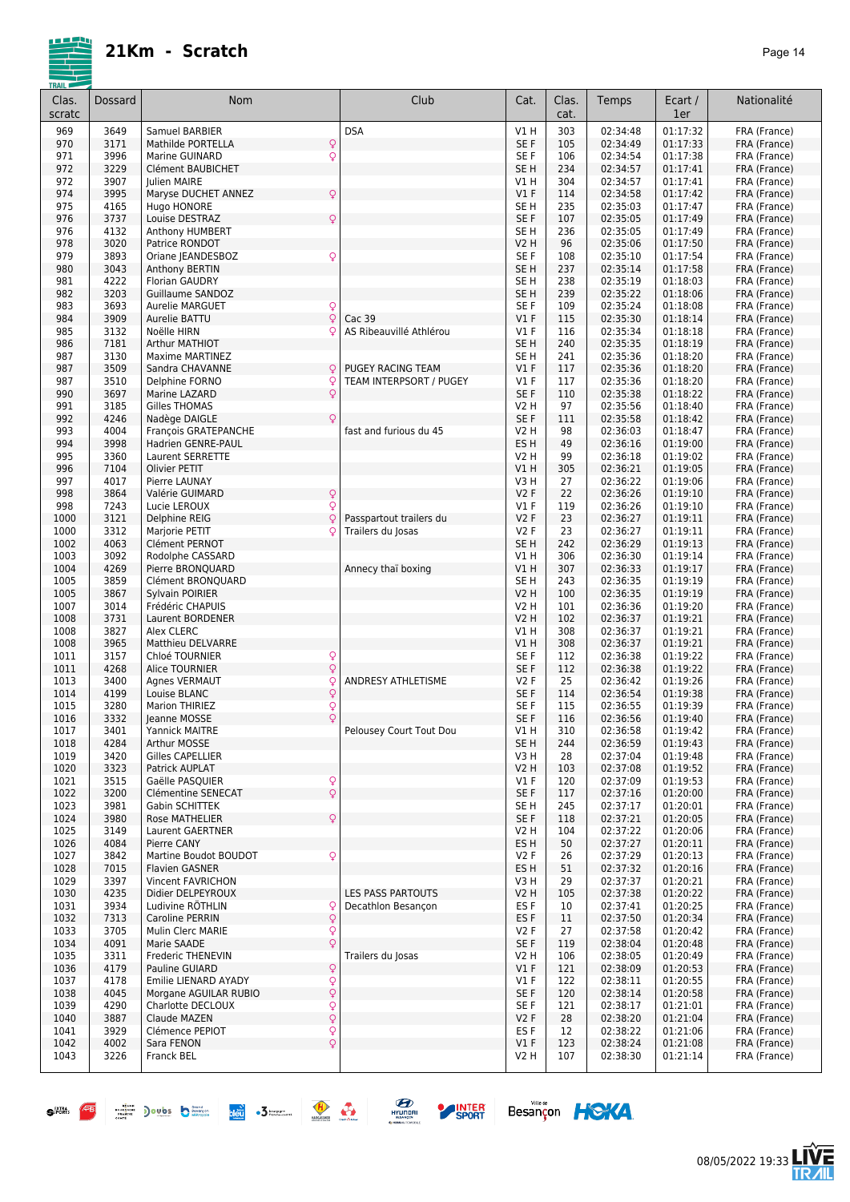# 21Km - Scratch

| Clas. scratc | Dossard | Nom | | Club | Cat. | Clas. cat. | Temps | Ecart / 1er | Nationalité |
|---|---|---|---|---|---|---|---|---|---|
| 969 | 3649 | Samuel BARBIER | | DSA | V1 H | 303 | 02:34:48 | 01:17:32 | FRA (France) |
| 970 | 3171 | Mathilde PORTELLA | ♀ | | SE F | 105 | 02:34:49 | 01:17:33 | FRA (France) |
| 971 | 3996 | Marine GUINARD | ♀ | | SE F | 106 | 02:34:54 | 01:17:38 | FRA (France) |
| 972 | 3229 | Clément BAUBICHET | | | SE H | 234 | 02:34:57 | 01:17:41 | FRA (France) |
| 972 | 3907 | Julien MAIRE | | | V1 H | 304 | 02:34:57 | 01:17:41 | FRA (France) |
| 974 | 3995 | Maryse DUCHET ANNEZ | ♀ | | V1 F | 114 | 02:34:58 | 01:17:42 | FRA (France) |
| 975 | 4165 | Hugo HONORE | | | SE H | 235 | 02:35:03 | 01:17:47 | FRA (France) |
| 976 | 3737 | Louise DESTRAZ | ♀ | | SE F | 107 | 02:35:05 | 01:17:49 | FRA (France) |
| 976 | 4132 | Anthony HUMBERT | | | SE H | 236 | 02:35:05 | 01:17:49 | FRA (France) |
| 978 | 3020 | Patrice RONDOT | | | V2 H | 96 | 02:35:06 | 01:17:50 | FRA (France) |
| 979 | 3893 | Oriane JEANDESBOZ | ♀ | | SE F | 108 | 02:35:10 | 01:17:54 | FRA (France) |
| 980 | 3043 | Anthony BERTIN | | | SE H | 237 | 02:35:14 | 01:17:58 | FRA (France) |
| 981 | 4222 | Florian GAUDRY | | | SE H | 238 | 02:35:19 | 01:18:03 | FRA (France) |
| 982 | 3203 | Guillaume SANDOZ | | | SE H | 239 | 02:35:22 | 01:18:06 | FRA (France) |
| 983 | 3693 | Aurelie MARGUET | ♀ | | SE F | 109 | 02:35:24 | 01:18:08 | FRA (France) |
| 984 | 3909 | Aurelie BATTU | ♀ | Cac 39 | V1 F | 115 | 02:35:30 | 01:18:14 | FRA (France) |
| 985 | 3132 | Noëlle HIRN | ♀ | AS Ribeauvillé Athlérou | V1 F | 116 | 02:35:34 | 01:18:18 | FRA (France) |
| 986 | 7181 | Arthur MATHIOT | | | SE H | 240 | 02:35:35 | 01:18:19 | FRA (France) |
| 987 | 3130 | Maxime MARTINEZ | | | SE H | 241 | 02:35:36 | 01:18:20 | FRA (France) |
| 987 | 3509 | Sandra CHAVANNE | ♀ | PUGEY RACING TEAM | V1 F | 117 | 02:35:36 | 01:18:20 | FRA (France) |
| 987 | 3510 | Delphine FORNO | ♀ | TEAM INTERPSORT / PUGEY | V1 F | 117 | 02:35:36 | 01:18:20 | FRA (France) |
| 990 | 3697 | Marine LAZARD | ♀ | | SE F | 110 | 02:35:38 | 01:18:22 | FRA (France) |
| 991 | 3185 | Gilles THOMAS | | | V2 H | 97 | 02:35:56 | 01:18:40 | FRA (France) |
| 992 | 4246 | Nadège DAIGLE | ♀ | | SE F | 111 | 02:35:58 | 01:18:42 | FRA (France) |
| 993 | 4004 | François GRATEPANCHE | | fast and furious du 45 | V2 H | 98 | 02:36:03 | 01:18:47 | FRA (France) |
| 994 | 3998 | Hadrien GENRE-PAUL | | | ES H | 49 | 02:36:16 | 01:19:00 | FRA (France) |
| 995 | 3360 | Laurent SERRETTE | | | V2 H | 99 | 02:36:18 | 01:19:02 | FRA (France) |
| 996 | 7104 | Olivier PETIT | | | V1 H | 305 | 02:36:21 | 01:19:05 | FRA (France) |
| 997 | 4017 | Pierre LAUNAY | | | V3 H | 27 | 02:36:22 | 01:19:06 | FRA (France) |
| 998 | 3864 | Valérie GUIMARD | ♀ | | V2 F | 22 | 02:36:26 | 01:19:10 | FRA (France) |
| 998 | 7243 | Lucie LEROUX | ♀ | | V1 F | 119 | 02:36:26 | 01:19:10 | FRA (France) |
| 1000 | 3121 | Delphine REIG | ♀ | Passpartout trailers du | V2 F | 23 | 02:36:27 | 01:19:11 | FRA (France) |
| 1000 | 3312 | Marjorie PETIT | ♀ | Trailers du Josas | V2 F | 23 | 02:36:27 | 01:19:11 | FRA (France) |
| 1002 | 4063 | Clément PERNOT | | | SE H | 242 | 02:36:29 | 01:19:13 | FRA (France) |
| 1003 | 3092 | Rodolphe CASSARD | | | V1 H | 306 | 02:36:30 | 01:19:14 | FRA (France) |
| 1004 | 4269 | Pierre BRONQUARD | | Annecy thaï boxing | V1 H | 307 | 02:36:33 | 01:19:17 | FRA (France) |
| 1005 | 3859 | Clément BRONQUARD | | | SE H | 243 | 02:36:35 | 01:19:19 | FRA (France) |
| 1005 | 3867 | Sylvain POIRIER | | | V2 H | 100 | 02:36:35 | 01:19:19 | FRA (France) |
| 1007 | 3014 | Frédéric CHAPUIS | | | V2 H | 101 | 02:36:36 | 01:19:20 | FRA (France) |
| 1008 | 3731 | Laurent BORDENER | | | V2 H | 102 | 02:36:37 | 01:19:21 | FRA (France) |
| 1008 | 3827 | Alex CLERC | | | V1 H | 308 | 02:36:37 | 01:19:21 | FRA (France) |
| 1008 | 3965 | Matthieu DELVARRE | | | V1 H | 308 | 02:36:37 | 01:19:21 | FRA (France) |
| 1011 | 3157 | Chloé TOURNIER | ♀ | | SE F | 112 | 02:36:38 | 01:19:22 | FRA (France) |
| 1011 | 4268 | Alice TOURNIER | ♀ | | SE F | 112 | 02:36:38 | 01:19:22 | FRA (France) |
| 1013 | 3400 | Agnes VERMAUT | ♀ | ANDRESY ATHLETISME | V2 F | 25 | 02:36:42 | 01:19:26 | FRA (France) |
| 1014 | 4199 | Louise BLANC | ♀ | | SE F | 114 | 02:36:54 | 01:19:38 | FRA (France) |
| 1015 | 3280 | Marion THIRIEZ | ♀ | | SE F | 115 | 02:36:55 | 01:19:39 | FRA (France) |
| 1016 | 3332 | Jeanne MOSSE | ♀ | | SE F | 116 | 02:36:56 | 01:19:40 | FRA (France) |
| 1017 | 3401 | Yannick MAITRE | | Pelousey Court Tout Dou | V1 H | 310 | 02:36:58 | 01:19:42 | FRA (France) |
| 1018 | 4284 | Arthur MOSSE | | | SE H | 244 | 02:36:59 | 01:19:43 | FRA (France) |
| 1019 | 3420 | Gilles CAPELLIER | | | V3 H | 28 | 02:37:04 | 01:19:48 | FRA (France) |
| 1020 | 3323 | Patrick AUPLAT | | | V2 H | 103 | 02:37:08 | 01:19:52 | FRA (France) |
| 1021 | 3515 | Gaëlle PASQUIER | ♀ | | V1 F | 120 | 02:37:09 | 01:19:53 | FRA (France) |
| 1022 | 3200 | Clémentine SENECAT | ♀ | | SE F | 117 | 02:37:16 | 01:20:00 | FRA (France) |
| 1023 | 3981 | Gabin SCHITTEK | | | SE H | 245 | 02:37:17 | 01:20:01 | FRA (France) |
| 1024 | 3980 | Rose MATHELIER | ♀ | | SE F | 118 | 02:37:21 | 01:20:05 | FRA (France) |
| 1025 | 3149 | Laurent GAERTNER | | | V2 H | 104 | 02:37:22 | 01:20:06 | FRA (France) |
| 1026 | 4084 | Pierre CANY | | | ES H | 50 | 02:37:27 | 01:20:11 | FRA (France) |
| 1027 | 3842 | Martine Boudot BOUDOT | ♀ | | V2 F | 26 | 02:37:29 | 01:20:13 | FRA (France) |
| 1028 | 7015 | Flavien GASNER | | | ES H | 51 | 02:37:32 | 01:20:16 | FRA (France) |
| 1029 | 3397 | Vincent FAVRICHON | | | V3 H | 29 | 02:37:37 | 01:20:21 | FRA (France) |
| 1030 | 4235 | Didier DELPEYROUX | | LES PASS PARTOUTS | V2 H | 105 | 02:37:38 | 01:20:22 | FRA (France) |
| 1031 | 3934 | Ludivine RÖTHLIN | ♀ | Decathlon Besançon | ES F | 10 | 02:37:41 | 01:20:25 | FRA (France) |
| 1032 | 7313 | Caroline PERRIN | ♀ | | ES F | 11 | 02:37:50 | 01:20:34 | FRA (France) |
| 1033 | 3705 | Mulin Clerc MARIE | ♀ | | V2 F | 27 | 02:37:58 | 01:20:42 | FRA (France) |
| 1034 | 4091 | Marie SAADE | ♀ | | SE F | 119 | 02:38:04 | 01:20:48 | FRA (France) |
| 1035 | 3311 | Frederic THENEVIN | | Trailers du Josas | V2 H | 106 | 02:38:05 | 01:20:49 | FRA (France) |
| 1036 | 4179 | Pauline GUIARD | ♀ | | V1 F | 121 | 02:38:09 | 01:20:53 | FRA (France) |
| 1037 | 4178 | Emilie LIENARD AYADY | ♀ | | V1 F | 122 | 02:38:11 | 01:20:55 | FRA (France) |
| 1038 | 4045 | Morgane AGUILAR RUBIO | ♀ | | SE F | 120 | 02:38:14 | 01:20:58 | FRA (France) |
| 1039 | 4290 | Charlotte DECLOUX | ♀ | | SE F | 121 | 02:38:17 | 01:21:01 | FRA (France) |
| 1040 | 3887 | Claude MAZEN | ♀ | | V2 F | 28 | 02:38:20 | 01:21:04 | FRA (France) |
| 1041 | 3929 | Clémence PEPIOT | ♀ | | ES F | 12 | 02:38:22 | 01:21:06 | FRA (France) |
| 1042 | 4002 | Sara FENON | ♀ | | V1 F | 123 | 02:38:24 | 01:21:08 | FRA (France) |
| 1043 | 3226 | Franck BEL | | | V2 H | 107 | 02:38:30 | 01:21:14 | FRA (France) |

08/05/2022 19:33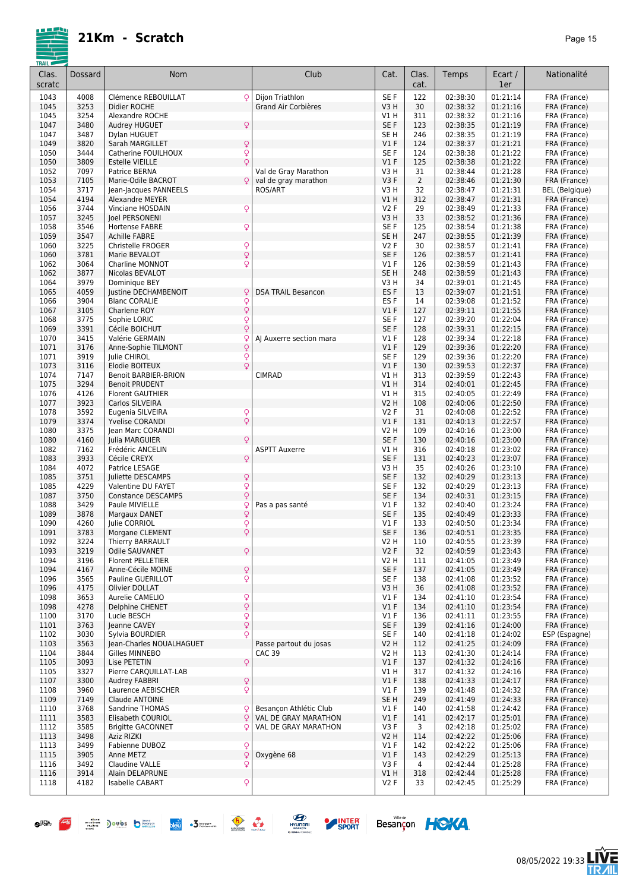# 21Km - Scratch

| Clas. scratc | Dossard | Nom | | Club | Cat. | Clas. cat. | Temps | Ecart / 1er | Nationalité |
|---|---|---|---|---|---|---|---|---|---|
| 1043 | 4008 | Clémence REBOUILLAT | ♀ | Dijon Triathlon | SE F | 122 | 02:38:30 | 01:21:14 | FRA (France) |
| 1045 | 3253 | Didier ROCHE | | Grand Air Corbières | V3 H | 30 | 02:38:32 | 01:21:16 | FRA (France) |
| 1045 | 3254 | Alexandre ROCHE | | | V1 H | 311 | 02:38:32 | 01:21:16 | FRA (France) |
| 1047 | 3480 | Audrey HUGUET | ♀ | | SE F | 123 | 02:38:35 | 01:21:19 | FRA (France) |
| 1047 | 3487 | Dylan HUGUET | | | SE H | 246 | 02:38:35 | 01:21:19 | FRA (France) |
| 1049 | 3820 | Sarah MARGILLET | ♀ | | V1 F | 124 | 02:38:37 | 01:21:21 | FRA (France) |
| 1050 | 3444 | Catherine FOUILHOUX | ♀ | | SE F | 124 | 02:38:38 | 01:21:22 | FRA (France) |
| 1050 | 3809 | Estelle VIEILLE | ♀ | | V1 F | 125 | 02:38:38 | 01:21:22 | FRA (France) |
| 1052 | 7097 | Patrice BERNA | | Val de Gray Marathon | V3 H | 31 | 02:38:44 | 01:21:28 | FRA (France) |
| 1053 | 7105 | Marie-Odile BACROT | ♀ | val de gray marathon | V3 F | 2 | 02:38:46 | 01:21:30 | FRA (France) |
| 1054 | 3717 | Jean-Jacques PANNEELS | | ROS/ART | V3 H | 32 | 02:38:47 | 01:21:31 | BEL (Belgique) |
| 1054 | 4194 | Alexandre MEYER | | | V1 H | 312 | 02:38:47 | 01:21:31 | FRA (France) |
| 1056 | 3744 | Vinciane HOSDAIN | ♀ | | V2 F | 29 | 02:38:49 | 01:21:33 | FRA (France) |
| 1057 | 3245 | Joel PERSONENI | | | V3 H | 33 | 02:38:52 | 01:21:36 | FRA (France) |
| 1058 | 3546 | Hortense FABRE | ♀ | | SE F | 125 | 02:38:54 | 01:21:38 | FRA (France) |
| 1059 | 3547 | Achille FABRE | | | SE H | 247 | 02:38:55 | 01:21:39 | FRA (France) |
| 1060 | 3225 | Christelle FROGER | ♀ | | V2 F | 30 | 02:38:57 | 01:21:41 | FRA (France) |
| 1060 | 3781 | Marie BEVALOT | ♀ | | SE F | 126 | 02:38:57 | 01:21:41 | FRA (France) |
| 1062 | 3064 | Charline MONNOT | ♀ | | V1 F | 126 | 02:38:59 | 01:21:43 | FRA (France) |
| 1062 | 3877 | Nicolas BEVALOT | | | SE H | 248 | 02:38:59 | 01:21:43 | FRA (France) |
| 1064 | 3979 | Dominique BEY | | | V3 H | 34 | 02:39:01 | 01:21:45 | FRA (France) |
| 1065 | 4059 | Justine DECHAMBENOIT | ♀ | DSA TRAIL Besancon | ES F | 13 | 02:39:07 | 01:21:51 | FRA (France) |
| 1066 | 3904 | Blanc CORALIE | ♀ | | ES F | 14 | 02:39:08 | 01:21:52 | FRA (France) |
| 1067 | 3105 | Charlene ROY | ♀ | | V1 F | 127 | 02:39:11 | 01:21:55 | FRA (France) |
| 1068 | 3775 | Sophie LORIC | ♀ | | SE F | 127 | 02:39:20 | 01:22:04 | FRA (France) |
| 1069 | 3391 | Cécile BOICHUT | ♀ | | SE F | 128 | 02:39:31 | 01:22:15 | FRA (France) |
| 1070 | 3415 | Valérie GERMAIN | ♀ | AJ Auxerre section mara | V1 F | 128 | 02:39:34 | 01:22:18 | FRA (France) |
| 1071 | 3176 | Anne-Sophie TILMONT | ♀ | | V1 F | 129 | 02:39:36 | 01:22:20 | FRA (France) |
| 1071 | 3919 | Julie CHIROL | ♀ | | SE F | 129 | 02:39:36 | 01:22:20 | FRA (France) |
| 1073 | 3116 | Elodie BOITEUX | ♀ | | V1 F | 130 | 02:39:53 | 01:22:37 | FRA (France) |
| 1074 | 7147 | Benoit BARBIER-BRION | | CIMRAD | V1 H | 313 | 02:39:59 | 01:22:43 | FRA (France) |
| 1075 | 3294 | Benoit PRUDENT | | | V1 H | 314 | 02:40:01 | 01:22:45 | FRA (France) |
| 1076 | 4126 | Florent GAUTHIER | | | V1 H | 315 | 02:40:05 | 01:22:49 | FRA (France) |
| 1077 | 3923 | Carlos SILVEIRA | | | V2 H | 108 | 02:40:06 | 01:22:50 | FRA (France) |
| 1078 | 3592 | Eugenia SILVEIRA | ♀ | | V2 F | 31 | 02:40:08 | 01:22:52 | FRA (France) |
| 1079 | 3374 | Yvelise CORANDI | ♀ | | V1 F | 131 | 02:40:13 | 01:22:57 | FRA (France) |
| 1080 | 3375 | Jean Marc CORANDI | | | V2 H | 109 | 02:40:16 | 01:23:00 | FRA (France) |
| 1080 | 4160 | Julia MARGUIER | ♀ | | SE F | 130 | 02:40:16 | 01:23:00 | FRA (France) |
| 1082 | 7162 | Frédéric ANCELIN | | ASPTT Auxerre | V1 H | 316 | 02:40:18 | 01:23:02 | FRA (France) |
| 1083 | 3933 | Cécile CREYX | ♀ | | SE F | 131 | 02:40:23 | 01:23:07 | FRA (France) |
| 1084 | 4072 | Patrice LESAGE | | | V3 H | 35 | 02:40:26 | 01:23:10 | FRA (France) |
| 1085 | 3751 | Juliette DESCAMPS | ♀ | | SE F | 132 | 02:40:29 | 01:23:13 | FRA (France) |
| 1085 | 4229 | Valentine DU FAYET | ♀ | | SE F | 132 | 02:40:29 | 01:23:13 | FRA (France) |
| 1087 | 3750 | Constance DESCAMPS | ♀ | | SE F | 134 | 02:40:31 | 01:23:15 | FRA (France) |
| 1088 | 3429 | Paule MIVIELLE | ♀ | Pas a pas santé | V1 F | 132 | 02:40:40 | 01:23:24 | FRA (France) |
| 1089 | 3878 | Margaux DANET | ♀ | | SE F | 135 | 02:40:49 | 01:23:33 | FRA (France) |
| 1090 | 4260 | Julie CORRIOL | ♀ | | V1 F | 133 | 02:40:50 | 01:23:34 | FRA (France) |
| 1091 | 3783 | Morgane CLEMENT | ♀ | | SE F | 136 | 02:40:51 | 01:23:35 | FRA (France) |
| 1092 | 3224 | Thierry BARRAULT | | | V2 H | 110 | 02:40:55 | 01:23:39 | FRA (France) |
| 1093 | 3219 | Odile SAUVANET | ♀ | | V2 F | 32 | 02:40:59 | 01:23:43 | FRA (France) |
| 1094 | 3196 | Florent PELLETIER | | | V2 H | 111 | 02:41:05 | 01:23:49 | FRA (France) |
| 1094 | 4167 | Anne-Cécile MOINE | ♀ | | SE F | 137 | 02:41:05 | 01:23:49 | FRA (France) |
| 1096 | 3565 | Pauline GUERILLOT | ♀ | | SE F | 138 | 02:41:08 | 01:23:52 | FRA (France) |
| 1096 | 4175 | Olivier DOLLAT | | | V3 H | 36 | 02:41:08 | 01:23:52 | FRA (France) |
| 1098 | 3653 | Aurelie CAMELIO | ♀ | | V1 F | 134 | 02:41:10 | 01:23:54 | FRA (France) |
| 1098 | 4278 | Delphine CHENET | ♀ | | V1 F | 134 | 02:41:10 | 01:23:54 | FRA (France) |
| 1100 | 3170 | Lucie BESCH | ♀ | | V1 F | 136 | 02:41:11 | 01:23:55 | FRA (France) |
| 1101 | 3763 | Jeanne CAVEY | ♀ | | SE F | 139 | 02:41:16 | 01:24:00 | FRA (France) |
| 1102 | 3030 | Sylvia BOURDIER | ♀ | | SE F | 140 | 02:41:18 | 01:24:02 | ESP (Espagne) |
| 1103 | 3563 | Jean-Charles NOUALHAGUET | | Passe partout du josas | V2 H | 112 | 02:41:25 | 01:24:09 | FRA (France) |
| 1104 | 3844 | Gilles MINNEBO | | CAC 39 | V2 H | 113 | 02:41:30 | 01:24:14 | FRA (France) |
| 1105 | 3093 | Lise PETETIN | ♀ | | V1 F | 137 | 02:41:32 | 01:24:16 | FRA (France) |
| 1105 | 3327 | Pierre CARQUILLAT-LAB | | | V1 H | 317 | 02:41:32 | 01:24:16 | FRA (France) |
| 1107 | 3300 | Audrey FABBRI | ♀ | | V1 F | 138 | 02:41:33 | 01:24:17 | FRA (France) |
| 1108 | 3960 | Laurence AEBISCHER | ♀ | | V1 F | 139 | 02:41:48 | 01:24:32 | FRA (France) |
| 1109 | 7149 | Claude ANTOINE | | | SE H | 249 | 02:41:49 | 01:24:33 | FRA (France) |
| 1110 | 3768 | Sandrine THOMAS | ♀ | Besançon Athlétic Club | V1 F | 140 | 02:41:58 | 01:24:42 | FRA (France) |
| 1111 | 3583 | Elisabeth COURIOL | ♀ | VAL DE GRAY MARATHON | V1 F | 141 | 02:42:17 | 01:25:01 | FRA (France) |
| 1112 | 3585 | Brigitte GACONNET | ♀ | VAL DE GRAY MARATHON | V3 F | 3 | 02:42:18 | 01:25:02 | FRA (France) |
| 1113 | 3498 | Aziz RIZKI | | | V2 H | 114 | 02:42:22 | 01:25:06 | FRA (France) |
| 1113 | 3499 | Fabienne DUBOZ | ♀ | | V1 F | 142 | 02:42:22 | 01:25:06 | FRA (France) |
| 1115 | 3905 | Anne METZ | ♀ | Oxygène 68 | V1 F | 143 | 02:42:29 | 01:25:13 | FRA (France) |
| 1116 | 3492 | Claudine VALLE | ♀ | | V3 F | 4 | 02:42:44 | 01:25:28 | FRA (France) |
| 1116 | 3914 | Alain DELAPRUNE | | | V1 H | 318 | 02:42:44 | 01:25:28 | FRA (France) |
| 1118 | 4182 | Isabelle CABART | ♀ | | V2 F | 33 | 02:42:45 | 01:25:29 | FRA (France) |

08/05/2022 19:33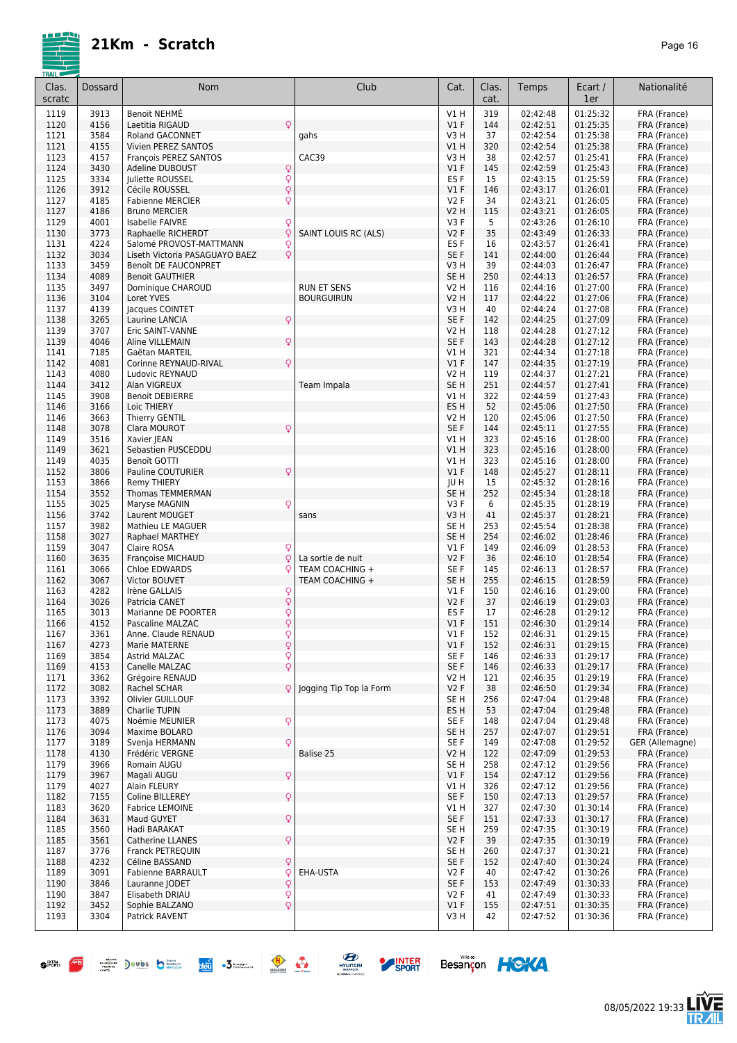# 21Km - Scratch

| Clas. scratc | Dossard | Nom | | Club | Cat. | Clas. cat. | Temps | Ecart / 1er | Nationalité |
|---|---|---|---|---|---|---|---|---|---|
| 1119 | 3913 | Benoit NEHMÉ | | | V1 H | 319 | 02:42:48 | 01:25:32 | FRA (France) |
| 1120 | 4156 | Laetitia RIGAUD | ♀ | | V1 F | 144 | 02:42:51 | 01:25:35 | FRA (France) |
| 1121 | 3584 | Roland GACONNET | | gahs | V3 H | 37 | 02:42:54 | 01:25:38 | FRA (France) |
| 1121 | 4155 | Vivien PEREZ SANTOS | | | V1 H | 320 | 02:42:54 | 01:25:38 | FRA (France) |
| 1123 | 4157 | François PEREZ SANTOS | | CAC39 | V3 H | 38 | 02:42:57 | 01:25:41 | FRA (France) |
| 1124 | 3430 | Adeline DUBOUST | ♀ | | V1 F | 145 | 02:42:59 | 01:25:43 | FRA (France) |
| 1125 | 3334 | Juliette ROUSSEL | ♀ | | ES F | 15 | 02:43:15 | 01:25:59 | FRA (France) |
| 1126 | 3912 | Cécile ROUSSEL | ♀ | | V1 F | 146 | 02:43:17 | 01:26:01 | FRA (France) |
| 1127 | 4185 | Fabienne MERCIER | ♀ | | V2 F | 34 | 02:43:21 | 01:26:05 | FRA (France) |
| 1127 | 4186 | Bruno MERCIER | | | V2 H | 115 | 02:43:21 | 01:26:05 | FRA (France) |
| 1129 | 4001 | Isabelle FAIVRE | ♀ | | V3 F | 5 | 02:43:26 | 01:26:10 | FRA (France) |
| 1130 | 3773 | Raphaelle RICHERDT | ♀ | SAINT LOUIS RC (ALS) | V2 F | 35 | 02:43:49 | 01:26:33 | FRA (France) |
| 1131 | 4224 | Salomé PROVOST-MATTMANN | ♀ | | ES F | 16 | 02:43:57 | 01:26:41 | FRA (France) |
| 1132 | 3034 | Liseth Victoria PASAGUAYO BAEZ | ♀ | | SE F | 141 | 02:44:00 | 01:26:44 | FRA (France) |
| 1133 | 3459 | Benoît DE FAUCONPRET | | | V3 H | 39 | 02:44:03 | 01:26:47 | FRA (France) |
| 1134 | 4089 | Benoit GAUTHIER | | | SE H | 250 | 02:44:13 | 01:26:57 | FRA (France) |
| 1135 | 3497 | Dominique CHAROUD | | RUN ET SENS | V2 H | 116 | 02:44:16 | 01:27:00 | FRA (France) |
| 1136 | 3104 | Loret YVES | | BOURGUIRUN | V2 H | 117 | 02:44:22 | 01:27:06 | FRA (France) |
| 1137 | 4139 | Jacques COINTET | | | V3 H | 40 | 02:44:24 | 01:27:08 | FRA (France) |
| 1138 | 3265 | Laurine LANCIA | ♀ | | SE F | 142 | 02:44:25 | 01:27:09 | FRA (France) |
| 1139 | 3707 | Eric SAINT-VANNE | | | V2 H | 118 | 02:44:28 | 01:27:12 | FRA (France) |
| 1139 | 4046 | Aline VILLEMAIN | ♀ | | SE F | 143 | 02:44:28 | 01:27:12 | FRA (France) |
| 1141 | 7185 | Gaëtan MARTEIL | | | V1 H | 321 | 02:44:34 | 01:27:18 | FRA (France) |
| 1142 | 4081 | Corinne REYNAUD-RIVAL | ♀ | | V1 F | 147 | 02:44:35 | 01:27:19 | FRA (France) |
| 1143 | 4080 | Ludovic REYNAUD | | | V2 H | 119 | 02:44:37 | 01:27:21 | FRA (France) |
| 1144 | 3412 | Alan VIGREUX | | Team Impala | SE H | 251 | 02:44:57 | 01:27:41 | FRA (France) |
| 1145 | 3908 | Benoit DEBIERRE | | | V1 H | 322 | 02:44:59 | 01:27:43 | FRA (France) |
| 1146 | 3166 | Loic THIERY | | | ES H | 52 | 02:45:06 | 01:27:50 | FRA (France) |
| 1146 | 3663 | Thierry GENTIL | | | V2 H | 120 | 02:45:06 | 01:27:50 | FRA (France) |
| 1148 | 3078 | Clara MOUROT | ♀ | | SE F | 144 | 02:45:11 | 01:27:55 | FRA (France) |
| 1149 | 3516 | Xavier JEAN | | | V1 H | 323 | 02:45:16 | 01:28:00 | FRA (France) |
| 1149 | 3621 | Sebastien PUSCEDDU | | | V1 H | 323 | 02:45:16 | 01:28:00 | FRA (France) |
| 1149 | 4035 | Benoît GOTTI | | | V1 H | 323 | 02:45:16 | 01:28:00 | FRA (France) |
| 1152 | 3806 | Pauline COUTURIER | ♀ | | V1 F | 148 | 02:45:27 | 01:28:11 | FRA (France) |
| 1153 | 3866 | Remy THIERY | | | JU H | 15 | 02:45:32 | 01:28:16 | FRA (France) |
| 1154 | 3552 | Thomas TEMMERMAN | | | SE H | 252 | 02:45:34 | 01:28:18 | FRA (France) |
| 1155 | 3025 | Maryse MAGNIN | ♀ | | V3 F | 6 | 02:45:35 | 01:28:19 | FRA (France) |
| 1156 | 3742 | Laurent MOUGET | | sans | V3 H | 41 | 02:45:37 | 01:28:21 | FRA (France) |
| 1157 | 3982 | Mathieu LE MAGUER | | | SE H | 253 | 02:45:54 | 01:28:38 | FRA (France) |
| 1158 | 3027 | Raphael MARTHEY | | | SE H | 254 | 02:46:02 | 01:28:46 | FRA (France) |
| 1159 | 3047 | Claire ROSA | ♀ | | V1 F | 149 | 02:46:09 | 01:28:53 | FRA (France) |
| 1160 | 3635 | Françoise MICHAUD | ♀ | La sortie de nuit | V2 F | 36 | 02:46:10 | 01:28:54 | FRA (France) |
| 1161 | 3066 | Chloe EDWARDS | ♀ | TEAM COACHING + | SE F | 145 | 02:46:13 | 01:28:57 | FRA (France) |
| 1162 | 3067 | Victor BOUVET | | TEAM COACHING + | SE H | 255 | 02:46:15 | 01:28:59 | FRA (France) |
| 1163 | 4282 | Irène GALLAIS | ♀ | | V1 F | 150 | 02:46:16 | 01:29:00 | FRA (France) |
| 1164 | 3026 | Patricia CANET | ♀ | | V2 F | 37 | 02:46:19 | 01:29:03 | FRA (France) |
| 1165 | 3013 | Marianne DE POORTER | ♀ | | ES F | 17 | 02:46:28 | 01:29:12 | FRA (France) |
| 1166 | 4152 | Pascaline MALZAC | ♀ | | V1 F | 151 | 02:46:30 | 01:29:14 | FRA (France) |
| 1167 | 3361 | Anne. Claude RENAUD | ♀ | | V1 F | 152 | 02:46:31 | 01:29:15 | FRA (France) |
| 1167 | 4273 | Marie MATERNE | ♀ | | V1 F | 152 | 02:46:31 | 01:29:15 | FRA (France) |
| 1169 | 3854 | Astrid MALZAC | ♀ | | SE F | 146 | 02:46:33 | 01:29:17 | FRA (France) |
| 1169 | 4153 | Canelle MALZAC | ♀ | | SE F | 146 | 02:46:33 | 01:29:17 | FRA (France) |
| 1171 | 3362 | Grégoire RENAUD | | | V2 H | 121 | 02:46:35 | 01:29:19 | FRA (France) |
| 1172 | 3082 | Rachel SCHAR | ♀ | Jogging Tip Top la Form | V2 F | 38 | 02:46:50 | 01:29:34 | FRA (France) |
| 1173 | 3392 | Olivier GUILLOUF | | | SE H | 256 | 02:47:04 | 01:29:48 | FRA (France) |
| 1173 | 3889 | Charlie TUPIN | | | ES H | 53 | 02:47:04 | 01:29:48 | FRA (France) |
| 1173 | 4075 | Noémie MEUNIER | ♀ | | SE F | 148 | 02:47:04 | 01:29:48 | FRA (France) |
| 1176 | 3094 | Maxime BOLARD | | | SE H | 257 | 02:47:07 | 01:29:51 | FRA (France) |
| 1177 | 3189 | Svenja HERMANN | ♀ | | SE F | 149 | 02:47:08 | 01:29:52 | GER (Allemagne) |
| 1178 | 4130 | Frédéric VERGNE | | Balise 25 | V2 H | 122 | 02:47:09 | 01:29:53 | FRA (France) |
| 1179 | 3966 | Romain AUGU | | | SE H | 258 | 02:47:12 | 01:29:56 | FRA (France) |
| 1179 | 3967 | Magali AUGU | ♀ | | V1 F | 154 | 02:47:12 | 01:29:56 | FRA (France) |
| 1179 | 4027 | Alain FLEURY | | | V1 H | 326 | 02:47:12 | 01:29:56 | FRA (France) |
| 1182 | 7155 | Coline BILLEREY | ♀ | | SE F | 150 | 02:47:13 | 01:29:57 | FRA (France) |
| 1183 | 3620 | Fabrice LEMOINE | | | V1 H | 327 | 02:47:30 | 01:30:14 | FRA (France) |
| 1184 | 3631 | Maud GUYET | ♀ | | SE F | 151 | 02:47:33 | 01:30:17 | FRA (France) |
| 1185 | 3560 | Hadi BARAKAT | | | SE H | 259 | 02:47:35 | 01:30:19 | FRA (France) |
| 1185 | 3561 | Catherine LLANES | ♀ | | V2 F | 39 | 02:47:35 | 01:30:19 | FRA (France) |
| 1187 | 3776 | Franck PETREQUIN | | | SE H | 260 | 02:47:37 | 01:30:21 | FRA (France) |
| 1188 | 4232 | Céline BASSAND | ♀ | | SE F | 152 | 02:47:40 | 01:30:24 | FRA (France) |
| 1189 | 3091 | Fabienne BARRAULT | ♀ | EHA-USTA | V2 F | 40 | 02:47:42 | 01:30:26 | FRA (France) |
| 1190 | 3846 | Lauranne JODET | ♀ | | SE F | 153 | 02:47:49 | 01:30:33 | FRA (France) |
| 1190 | 3847 | Elisabeth DRIAU | ♀ | | V2 F | 41 | 02:47:49 | 01:30:33 | FRA (France) |
| 1192 | 3452 | Sophie BALZANO | ♀ | | V1 F | 155 | 02:47:51 | 01:30:35 | FRA (France) |
| 1193 | 3304 | Patrick RAVENT | | | V3 H | 42 | 02:47:52 | 01:30:36 | FRA (France) |

08/05/2022 19:33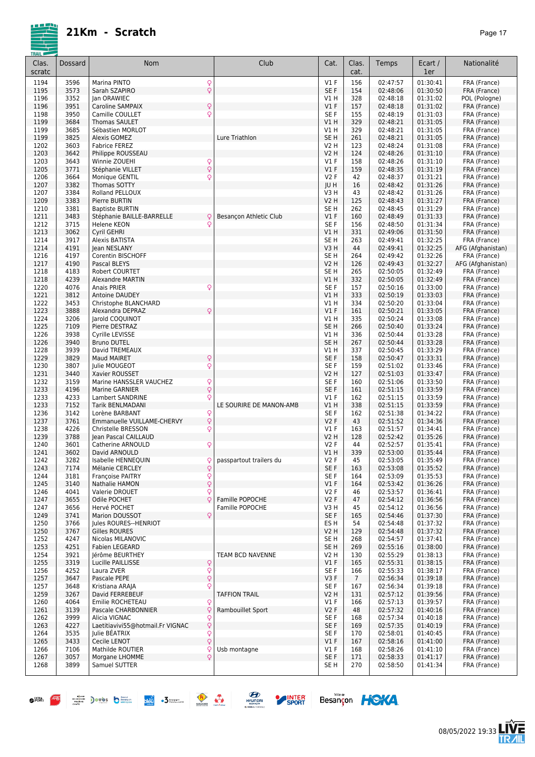# 21Km - Scratch

| Clas. scratc | Dossard | Nom | Club | Cat. | Clas. cat. | Temps | Ecart / 1er | Nationalité |
|---|---|---|---|---|---|---|---|---|
| 1194 | 3596 | Marina PINTO ♀ | | V1 F | 156 | 02:47:57 | 01:30:41 | FRA (France) |
| 1195 | 3573 | Sarah SZAPIRO ♀ | | SE F | 154 | 02:48:06 | 01:30:50 | FRA (France) |
| 1196 | 3352 | Jan ORAWIEC | | V1 H | 328 | 02:48:18 | 01:31:02 | POL (Pologne) |
| 1196 | 3951 | Caroline SAMPAIX ♀ | | V1 F | 157 | 02:48:18 | 01:31:02 | FRA (France) |
| 1198 | 3950 | Camille COULLET ♀ | | SE F | 155 | 02:48:19 | 01:31:03 | FRA (France) |
| 1199 | 3684 | Thomas SAULET | | V1 H | 329 | 02:48:21 | 01:31:05 | FRA (France) |
| 1199 | 3685 | Sébastien MORLOT | | V1 H | 329 | 02:48:21 | 01:31:05 | FRA (France) |
| 1199 | 3825 | Alexis GOMEZ | Lure Triathlon | SE H | 261 | 02:48:21 | 01:31:05 | FRA (France) |
| 1202 | 3603 | Fabrice FEREZ | | V2 H | 123 | 02:48:24 | 01:31:08 | FRA (France) |
| 1203 | 3642 | Philippe ROUSSEAU | | V2 H | 124 | 02:48:26 | 01:31:10 | FRA (France) |
| 1203 | 3643 | Winnie ZOUEHI ♀ | | V1 F | 158 | 02:48:26 | 01:31:10 | FRA (France) |
| 1205 | 3771 | Stéphanie VILLET ♀ | | V1 F | 159 | 02:48:35 | 01:31:19 | FRA (France) |
| 1206 | 3664 | Monique GENTIL ♀ | | V2 F | 42 | 02:48:37 | 01:31:21 | FRA (France) |
| 1207 | 3382 | Thomas SOTTY | | JU H | 16 | 02:48:42 | 01:31:26 | FRA (France) |
| 1207 | 3384 | Rolland PELLOUX | | V3 H | 43 | 02:48:42 | 01:31:26 | FRA (France) |
| 1209 | 3383 | Pierre BURTIN | | V2 H | 125 | 02:48:43 | 01:31:27 | FRA (France) |
| 1210 | 3381 | Baptiste BURTIN | | SE H | 262 | 02:48:45 | 01:31:29 | FRA (France) |
| 1211 | 3483 | Stéphanie BAILLE-BARRELLE ♀ | Besançon Athletic Club | V1 F | 160 | 02:48:49 | 01:31:33 | FRA (France) |
| 1212 | 3715 | Helene KEON ♀ | | SE F | 156 | 02:48:50 | 01:31:34 | FRA (France) |
| 1213 | 3062 | Cyril GEHRI | | V1 H | 331 | 02:49:06 | 01:31:50 | FRA (France) |
| 1214 | 3917 | Alexis BATISTA | | SE H | 263 | 02:49:41 | 01:32:25 | FRA (France) |
| 1214 | 4191 | Jean NESLANY | | V3 H | 44 | 02:49:41 | 01:32:25 | AFG (Afghanistan) |
| 1216 | 4197 | Corentin BISCHOFF | | SE H | 264 | 02:49:42 | 01:32:26 | FRA (France) |
| 1217 | 4190 | Pascal BLEYS | | V2 H | 126 | 02:49:43 | 01:32:27 | AFG (Afghanistan) |
| 1218 | 4183 | Robert COURTET | | SE H | 265 | 02:50:05 | 01:32:49 | FRA (France) |
| 1218 | 4239 | Alexandre MARTIN | | V1 H | 332 | 02:50:05 | 01:32:49 | FRA (France) |
| 1220 | 4076 | Anais PRIER ♀ | | SE F | 157 | 02:50:16 | 01:33:00 | FRA (France) |
| 1221 | 3812 | Antoine DAUDEY | | V1 H | 333 | 02:50:19 | 01:33:03 | FRA (France) |
| 1222 | 3453 | Christophe BLANCHARD | | V1 H | 334 | 02:50:20 | 01:33:04 | FRA (France) |
| 1223 | 3888 | Alexandra DEPRAZ ♀ | | V1 F | 161 | 02:50:21 | 01:33:05 | FRA (France) |
| 1224 | 3206 | Jarold COQUINOT | | V1 H | 335 | 02:50:24 | 01:33:08 | FRA (France) |
| 1225 | 7109 | Pierre DESTRAZ | | SE H | 266 | 02:50:40 | 01:33:24 | FRA (France) |
| 1226 | 3938 | Cyrille LEVISSE | | V1 H | 336 | 02:50:44 | 01:33:28 | FRA (France) |
| 1226 | 3940 | Bruno DUTEL | | SE H | 267 | 02:50:44 | 01:33:28 | FRA (France) |
| 1228 | 3939 | David TREMEAUX | | V1 H | 337 | 02:50:45 | 01:33:29 | FRA (France) |
| 1229 | 3829 | Maud MAIRET ♀ | | SE F | 158 | 02:50:47 | 01:33:31 | FRA (France) |
| 1230 | 3807 | Julie MOUGEOT ♀ | | SE F | 159 | 02:51:02 | 01:33:46 | FRA (France) |
| 1231 | 3440 | Xavier ROUSSET | | V2 H | 127 | 02:51:03 | 01:33:47 | FRA (France) |
| 1232 | 3159 | Marine HANSSLER VAUCHEZ ♀ | | SE F | 160 | 02:51:06 | 01:33:50 | FRA (France) |
| 1233 | 4196 | Marine GARNIER ♀ | | SE F | 161 | 02:51:15 | 01:33:59 | FRA (France) |
| 1233 | 4233 | Lambert SANDRINE ♀ | | V1 F | 162 | 02:51:15 | 01:33:59 | FRA (France) |
| 1233 | 7152 | Tarik BENLMADANI | LE SOURIRE DE MANON-AMB | V1 H | 338 | 02:51:15 | 01:33:59 | FRA (France) |
| 1236 | 3142 | Lorène BARBANT ♀ | | SE F | 162 | 02:51:38 | 01:34:22 | FRA (France) |
| 1237 | 3761 | Emmanuelle VUILLAME-CHERVY ♀ | | V2 F | 43 | 02:51:52 | 01:34:36 | FRA (France) |
| 1238 | 4226 | Christelle BRESSON ♀ | | V1 F | 163 | 02:51:57 | 01:34:41 | FRA (France) |
| 1239 | 3788 | Jean Pascal CAILLAUD | | V2 H | 128 | 02:52:42 | 01:35:26 | FRA (France) |
| 1240 | 3601 | Catherine ARNOULD ♀ | | V2 F | 44 | 02:52:57 | 01:35:41 | FRA (France) |
| 1241 | 3602 | David ARNOULD | | V1 H | 339 | 02:53:00 | 01:35:44 | FRA (France) |
| 1242 | 3282 | Isabelle HENNEQUIN ♀ | passpartout trailers du | V2 F | 45 | 02:53:05 | 01:35:49 | FRA (France) |
| 1243 | 7174 | Mélanie CERCLEY ♀ | | SE F | 163 | 02:53:08 | 01:35:52 | FRA (France) |
| 1244 | 3181 | Françoise PAITRY ♀ | | SE F | 164 | 02:53:09 | 01:35:53 | FRA (France) |
| 1245 | 3140 | Nathalie HAMON ♀ | | V1 F | 164 | 02:53:42 | 01:36:26 | FRA (France) |
| 1246 | 4041 | Valerie DROUET ♀ | | V2 F | 46 | 02:53:57 | 01:36:41 | FRA (France) |
| 1247 | 3655 | Odile POCHET ♀ | Famille POPOCHE | V2 F | 47 | 02:54:12 | 01:36:56 | FRA (France) |
| 1247 | 3656 | Hervé POCHET | Famille POPOCHE | V3 H | 45 | 02:54:12 | 01:36:56 | FRA (France) |
| 1249 | 3741 | Marion DOUSSOT ♀ | | SE F | 165 | 02:54:46 | 01:37:30 | FRA (France) |
| 1250 | 3766 | Jules ROURES--HENRIOT | | ES H | 54 | 02:54:48 | 01:37:32 | FRA (France) |
| 1250 | 3767 | Gilles ROURES | | V2 H | 129 | 02:54:48 | 01:37:32 | FRA (France) |
| 1252 | 4247 | Nicolas MILANOVIC | | SE H | 268 | 02:54:57 | 01:37:41 | FRA (France) |
| 1253 | 4251 | Fabien LEGEARD | | SE H | 269 | 02:55:16 | 01:38:00 | FRA (France) |
| 1254 | 3921 | Jérôme BEURTHEY | TEAM BCD NAVENNE | V2 H | 130 | 02:55:29 | 01:38:13 | FRA (France) |
| 1255 | 3319 | Lucille PAILLISSE ♀ | | V1 F | 165 | 02:55:31 | 01:38:15 | FRA (France) |
| 1256 | 4252 | Laura ZVER ♀ | | SE F | 166 | 02:55:33 | 01:38:17 | FRA (France) |
| 1257 | 3647 | Pascale PEPE ♀ | | V3 F | 7 | 02:56:34 | 01:39:18 | FRA (France) |
| 1257 | 3648 | Kristiana ARAJA ♀ | | SE F | 167 | 02:56:34 | 01:39:18 | FRA (France) |
| 1259 | 3267 | David FERREBEUF | TAFFION TRAIL | V2 H | 131 | 02:57:12 | 01:39:56 | FRA (France) |
| 1260 | 4064 | Emilie ROCHETEAU ♀ | | V1 F | 166 | 02:57:13 | 01:39:57 | FRA (France) |
| 1261 | 3139 | Pascale CHARBONNIER ♀ | Rambouillet Sport | V2 F | 48 | 02:57:32 | 01:40:16 | FRA (France) |
| 1262 | 3999 | Alicia VIGNAC ♀ | | SE F | 168 | 02:57:34 | 01:40:18 | FRA (France) |
| 1263 | 4227 | Laetitiavivi55@hotmail.Fr VIGNAC ♀ | | SE F | 169 | 02:57:35 | 01:40:19 | FRA (France) |
| 1264 | 3535 | Julie BÉATRIX ♀ | | SE F | 170 | 02:58:01 | 01:40:45 | FRA (France) |
| 1265 | 3433 | Cecile LENOT ♀ | | V1 F | 167 | 02:58:16 | 01:41:00 | FRA (France) |
| 1266 | 7106 | Mathilde ROUTIER ♀ | Usb montagne | V1 F | 168 | 02:58:26 | 01:41:10 | FRA (France) |
| 1267 | 3057 | Morgane LHOMME ♀ | | SE F | 171 | 02:58:33 | 01:41:17 | FRA (France) |
| 1268 | 3899 | Samuel SUTTER | | SE H | 270 | 02:58:50 | 01:41:34 | FRA (France) |

08/05/2022 19:33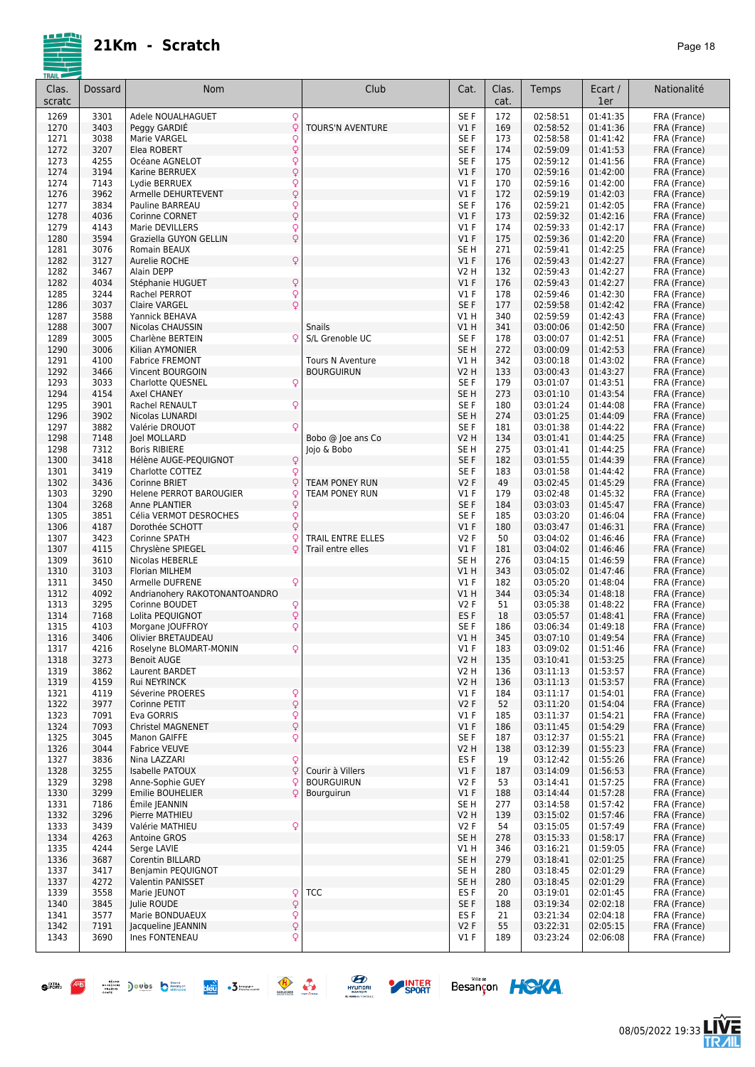# 21Km - Scratch

| Clas. scratc | Dossard | Nom | | Club | Cat. | Clas. cat. | Temps | Ecart / 1er | Nationalité |
|---|---|---|---|---|---|---|---|---|---|
| 1269 | 3301 | Adele NOUALHAGUET | ♀ | | SE F | 172 | 02:58:51 | 01:41:35 | FRA (France) |
| 1270 | 3403 | Peggy GARDIÉ | ♀ | TOURS'N AVENTURE | V1 F | 169 | 02:58:52 | 01:41:36 | FRA (France) |
| 1271 | 3038 | Marie VARGEL | ♀ | | SE F | 173 | 02:58:58 | 01:41:42 | FRA (France) |
| 1272 | 3207 | Elea ROBERT | ♀ | | SE F | 174 | 02:59:09 | 01:41:53 | FRA (France) |
| 1273 | 4255 | Océane AGNELOT | ♀ | | SE F | 175 | 02:59:12 | 01:41:56 | FRA (France) |
| 1274 | 3194 | Karine BERRUEX | ♀ | | V1 F | 170 | 02:59:16 | 01:42:00 | FRA (France) |
| 1274 | 7143 | Lydie BERRUEX | ♀ | | V1 F | 170 | 02:59:16 | 01:42:00 | FRA (France) |
| 1276 | 3962 | Armelle DEHURTEVENT | ♀ | | V1 F | 172 | 02:59:19 | 01:42:03 | FRA (France) |
| 1277 | 3834 | Pauline BARREAU | ♀ | | SE F | 176 | 02:59:21 | 01:42:05 | FRA (France) |
| 1278 | 4036 | Corinne CORNET | ♀ | | V1 F | 173 | 02:59:32 | 01:42:16 | FRA (France) |
| 1279 | 4143 | Marie DEVILLERS | ♀ | | V1 F | 174 | 02:59:33 | 01:42:17 | FRA (France) |
| 1280 | 3594 | Graziella GUYON GELLIN | ♀ | | V1 F | 175 | 02:59:36 | 01:42:20 | FRA (France) |
| 1281 | 3076 | Romain BEAUX | | | SE H | 271 | 02:59:41 | 01:42:25 | FRA (France) |
| 1282 | 3127 | Aurelie ROCHE | ♀ | | V1 F | 176 | 02:59:43 | 01:42:27 | FRA (France) |
| 1282 | 3467 | Alain DEPP | | | V2 H | 132 | 02:59:43 | 01:42:27 | FRA (France) |
| 1282 | 4034 | Stéphanie HUGUET | ♀ | | V1 F | 176 | 02:59:43 | 01:42:27 | FRA (France) |
| 1285 | 3244 | Rachel PERROT | ♀ | | V1 F | 178 | 02:59:46 | 01:42:30 | FRA (France) |
| 1286 | 3037 | Claire VARGEL | ♀ | | SE F | 177 | 02:59:58 | 01:42:42 | FRA (France) |
| 1287 | 3588 | Yannick BEHAVA | | | V1 H | 340 | 02:59:59 | 01:42:43 | FRA (France) |
| 1288 | 3007 | Nicolas CHAUSSIN | | Snails | V1 H | 341 | 03:00:06 | 01:42:50 | FRA (France) |
| 1289 | 3005 | Charlène BERTEIN | ♀ | S/L Grenoble UC | SE F | 178 | 03:00:07 | 01:42:51 | FRA (France) |
| 1290 | 3006 | Kilian AYMONIER | | | SE H | 272 | 03:00:09 | 01:42:53 | FRA (France) |
| 1291 | 4100 | Fabrice FREMONT | | Tours N Aventure | V1 H | 342 | 03:00:18 | 01:43:02 | FRA (France) |
| 1292 | 3466 | Vincent BOURGOIN | | BOURGUIRUN | V2 H | 133 | 03:00:43 | 01:43:27 | FRA (France) |
| 1293 | 3033 | Charlotte QUESNEL | ♀ | | SE F | 179 | 03:01:07 | 01:43:51 | FRA (France) |
| 1294 | 4154 | Axel CHANEY | | | SE H | 273 | 03:01:10 | 01:43:54 | FRA (France) |
| 1295 | 3901 | Rachel RENAULT | ♀ | | SE F | 180 | 03:01:24 | 01:44:08 | FRA (France) |
| 1296 | 3902 | Nicolas LUNARDI | | | SE H | 274 | 03:01:25 | 01:44:09 | FRA (France) |
| 1297 | 3882 | Valérie DROUOT | ♀ | | SE F | 181 | 03:01:38 | 01:44:22 | FRA (France) |
| 1298 | 7148 | Joel MOLLARD | | Bobo @ Joe ans Co | V2 H | 134 | 03:01:41 | 01:44:25 | FRA (France) |
| 1298 | 7312 | Boris RIBIERE | | Jojo & Bobo | SE H | 275 | 03:01:41 | 01:44:25 | FRA (France) |
| 1300 | 3418 | Hélène AUGE-PEQUIGNOT | ♀ | | SE F | 182 | 03:01:55 | 01:44:39 | FRA (France) |
| 1301 | 3419 | Charlotte COTTEZ | ♀ | | SE F | 183 | 03:01:58 | 01:44:42 | FRA (France) |
| 1302 | 3436 | Corinne BRIET | ♀ | TEAM PONEY RUN | V2 F | 49 | 03:02:45 | 01:45:29 | FRA (France) |
| 1303 | 3290 | Helene PERROT BAROUGIER | ♀ | TEAM PONEY RUN | V1 F | 179 | 03:02:48 | 01:45:32 | FRA (France) |
| 1304 | 3268 | Anne PLANTIER | ♀ | | SE F | 184 | 03:03:03 | 01:45:47 | FRA (France) |
| 1305 | 3851 | Célia VERMOT DESROCHES | ♀ | | SE F | 185 | 03:03:20 | 01:46:04 | FRA (France) |
| 1306 | 4187 | Dorothée SCHOTT | ♀ | | V1 F | 180 | 03:03:47 | 01:46:31 | FRA (France) |
| 1307 | 3423 | Corinne SPATH | ♀ | TRAIL ENTRE ELLES | V2 F | 50 | 03:04:02 | 01:46:46 | FRA (France) |
| 1307 | 4115 | Chrysléne SPIEGEL | ♀ | Trail entre elles | V1 F | 181 | 03:04:02 | 01:46:46 | FRA (France) |
| 1309 | 3610 | Nicolas HEBERLE | | | SE H | 276 | 03:04:15 | 01:46:59 | FRA (France) |
| 1310 | 3103 | Florian MILHEM | | | V1 H | 343 | 03:05:02 | 01:47:46 | FRA (France) |
| 1311 | 3450 | Armelle DUFRENE | ♀ | | V1 F | 182 | 03:05:20 | 01:48:04 | FRA (France) |
| 1312 | 4092 | Andrianohery RAKOTONANTOANDRO | | | V1 H | 344 | 03:05:34 | 01:48:18 | FRA (France) |
| 1313 | 3295 | Corinne BOUDET | ♀ | | V2 F | 51 | 03:05:38 | 01:48:22 | FRA (France) |
| 1314 | 7168 | Lolita PEQUIGNOT | ♀ | | ES F | 18 | 03:05:57 | 01:48:41 | FRA (France) |
| 1315 | 4103 | Morgane JOUFFROY | ♀ | | SE F | 186 | 03:06:34 | 01:49:18 | FRA (France) |
| 1316 | 3406 | Olivier BRETAUDEAU | | | V1 H | 345 | 03:07:10 | 01:49:54 | FRA (France) |
| 1317 | 4216 | Roselyne BLOMART-MONIN | ♀ | | V1 F | 183 | 03:09:02 | 01:51:46 | FRA (France) |
| 1318 | 3273 | Benoit AUGE | | | V2 H | 135 | 03:10:41 | 01:53:25 | FRA (France) |
| 1319 | 3862 | Laurent BARDET | | | V2 H | 136 | 03:11:13 | 01:53:57 | FRA (France) |
| 1319 | 4159 | Rui NEYRINCK | | | V2 H | 136 | 03:11:13 | 01:53:57 | FRA (France) |
| 1321 | 4119 | Séverine PROERES | ♀ | | V1 F | 184 | 03:11:17 | 01:54:01 | FRA (France) |
| 1322 | 3977 | Corinne PETIT | ♀ | | V2 F | 52 | 03:11:20 | 01:54:04 | FRA (France) |
| 1323 | 7091 | Eva GORRIS | ♀ | | V1 F | 185 | 03:11:37 | 01:54:21 | FRA (France) |
| 1324 | 7093 | Christel MAGNENET | ♀ | | V1 F | 186 | 03:11:45 | 01:54:29 | FRA (France) |
| 1325 | 3045 | Manon GAIFFE | ♀ | | SE F | 187 | 03:12:37 | 01:55:21 | FRA (France) |
| 1326 | 3044 | Fabrice VEUVE | | | V2 H | 138 | 03:12:39 | 01:55:23 | FRA (France) |
| 1327 | 3836 | Nina LAZZARI | ♀ | | ES F | 19 | 03:12:42 | 01:55:26 | FRA (France) |
| 1328 | 3255 | Isabelle PATOUX | ♀ | Courir à Villers | V1 F | 187 | 03:14:09 | 01:56:53 | FRA (France) |
| 1329 | 3298 | Anne-Sophie GUEY | ♀ | BOURGUIRUN | V2 F | 53 | 03:14:41 | 01:57:25 | FRA (France) |
| 1330 | 3299 | Emilie BOUHELIER | ♀ | Bourguirun | V1 F | 188 | 03:14:44 | 01:57:28 | FRA (France) |
| 1331 | 7186 | Émile JEANNIN | | | SE H | 277 | 03:14:58 | 01:57:42 | FRA (France) |
| 1332 | 3296 | Pierre MATHIEU | | | V2 H | 139 | 03:15:02 | 01:57:46 | FRA (France) |
| 1333 | 3439 | Valérie MATHIEU | ♀ | | V2 F | 54 | 03:15:05 | 01:57:49 | FRA (France) |
| 1334 | 4263 | Antoine GROS | | | SE H | 278 | 03:15:33 | 01:58:17 | FRA (France) |
| 1335 | 4244 | Serge LAVIE | | | V1 H | 346 | 03:16:21 | 01:59:05 | FRA (France) |
| 1336 | 3687 | Corentin BILLARD | | | SE H | 279 | 03:18:41 | 02:01:25 | FRA (France) |
| 1337 | 3417 | Benjamin PEQUIGNOT | | | SE H | 280 | 03:18:45 | 02:01:29 | FRA (France) |
| 1337 | 4272 | Valentin PANISSET | | | SE H | 280 | 03:18:45 | 02:01:29 | FRA (France) |
| 1339 | 3558 | Marie JEUNOT | ♀ | TCC | ES F | 20 | 03:19:01 | 02:01:45 | FRA (France) |
| 1340 | 3845 | Julie ROUDE | ♀ | | SE F | 188 | 03:19:34 | 02:02:18 | FRA (France) |
| 1341 | 3577 | Marie BONDUAEUX | ♀ | | ES F | 21 | 03:21:34 | 02:04:18 | FRA (France) |
| 1342 | 7191 | Jacqueline JEANNIN | ♀ | | V2 F | 55 | 03:22:31 | 02:05:15 | FRA (France) |
| 1343 | 3690 | Ines FONTENEAU | ♀ | | V1 F | 189 | 03:23:24 | 02:06:08 | FRA (France) |

08/05/2022 19:33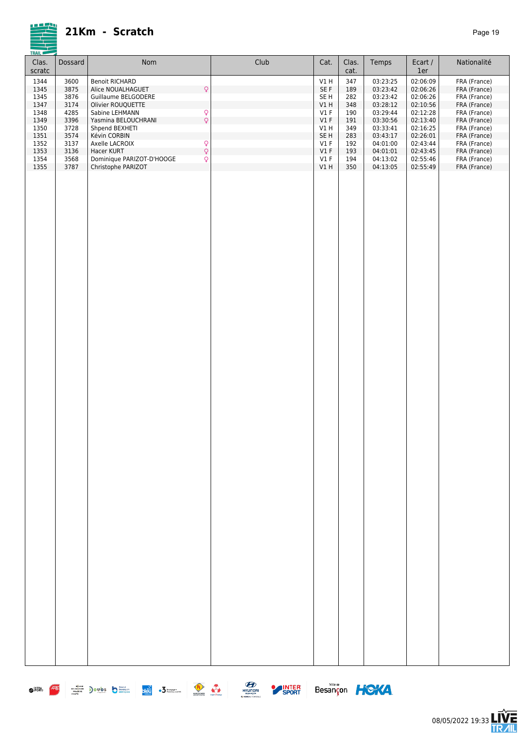# 21Km - Scratch

| Clas. scratc | Dossard | Nom | | Club | Cat. | Clas. cat. | Temps | Ecart / 1er | Nationalité |
|---|---|---|---|---|---|---|---|---|---|
| 1344 | 3600 | Benoit RICHARD | | | V1 H | 347 | 03:23:25 | 02:06:09 | FRA (France) |
| 1345 | 3875 | Alice NOUALHAGUET | ♀ | | SE F | 189 | 03:23:42 | 02:06:26 | FRA (France) |
| 1345 | 3876 | Guillaume BELGODERE | | | SE H | 282 | 03:23:42 | 02:06:26 | FRA (France) |
| 1347 | 3174 | Olivier ROUQUETTE | | | V1 H | 348 | 03:28:12 | 02:10:56 | FRA (France) |
| 1348 | 4285 | Sabine LEHMANN | ♀ | | V1 F | 190 | 03:29:44 | 02:12:28 | FRA (France) |
| 1349 | 3396 | Yasmina BELOUCHRANI | ♀ | | V1 F | 191 | 03:30:56 | 02:13:40 | FRA (France) |
| 1350 | 3728 | Shpend BEXHETI | | | V1 H | 349 | 03:33:41 | 02:16:25 | FRA (France) |
| 1351 | 3574 | Kévin CORBIN | | | SE H | 283 | 03:43:17 | 02:26:01 | FRA (France) |
| 1352 | 3137 | Axelle LACROIX | ♀ | | V1 F | 192 | 04:01:00 | 02:43:44 | FRA (France) |
| 1353 | 3136 | Hacer KURT | ♀ | | V1 F | 193 | 04:01:01 | 02:43:45 | FRA (France) |
| 1354 | 3568 | Dominique PARIZOT-D'HOOGE | ♀ | | V1 F | 194 | 04:13:02 | 02:55:46 | FRA (France) |
| 1355 | 3787 | Christophe PARIZOT | | | V1 H | 350 | 04:13:05 | 02:55:49 | FRA (France) |

08/05/2022 19:33